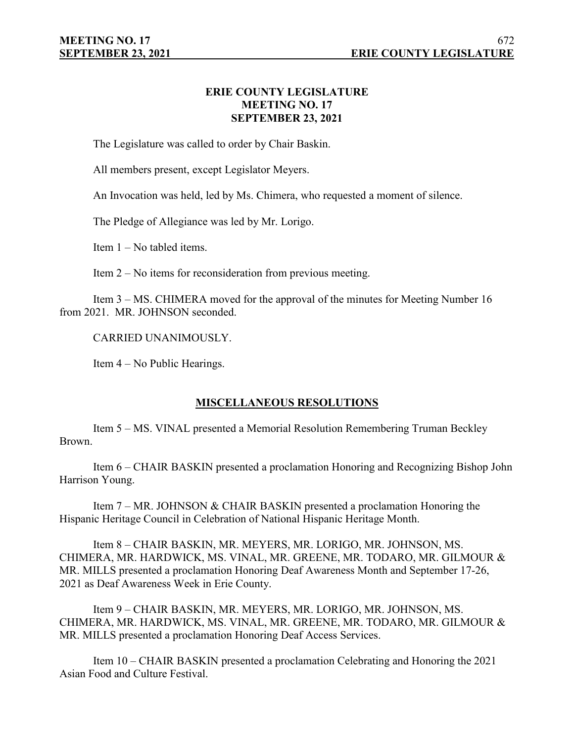# ERIE COUNTY LEGISLATURE
## MEETING NO. 17
## SEPTEMBER 23, 2021

The Legislature was called to order by Chair Baskin.

All members present, except Legislator Meyers.

An Invocation was held, led by Ms. Chimera, who requested a moment of silence.

The Pledge of Allegiance was led by Mr. Lorigo.

Item 1 – No tabled items.

Item 2 – No items for reconsideration from previous meeting.

Item 3 – MS. CHIMERA moved for the approval of the minutes for Meeting Number 16 from 2021. MR. JOHNSON seconded.

CARRIED UNANIMOUSLY.

Item 4 – No Public Hearings.

## MISCELLANEOUS RESOLUTIONS

Item 5 – MS. VINAL presented a Memorial Resolution Remembering Truman Beckley Brown.

Item 6 – CHAIR BASKIN presented a proclamation Honoring and Recognizing Bishop John Harrison Young.

Item 7 – MR. JOHNSON & CHAIR BASKIN presented a proclamation Honoring the Hispanic Heritage Council in Celebration of National Hispanic Heritage Month.

Item 8 – CHAIR BASKIN, MR. MEYERS, MR. LORIGO, MR. JOHNSON, MS. CHIMERA, MR. HARDWICK, MS. VINAL, MR. GREENE, MR. TODARO, MR. GILMOUR & MR. MILLS presented a proclamation Honoring Deaf Awareness Month and September 17-26, 2021 as Deaf Awareness Week in Erie County.

Item 9 – CHAIR BASKIN, MR. MEYERS, MR. LORIGO, MR. JOHNSON, MS. CHIMERA, MR. HARDWICK, MS. VINAL, MR. GREENE, MR. TODARO, MR. GILMOUR & MR. MILLS presented a proclamation Honoring Deaf Access Services.

Item 10 – CHAIR BASKIN presented a proclamation Celebrating and Honoring the 2021 Asian Food and Culture Festival.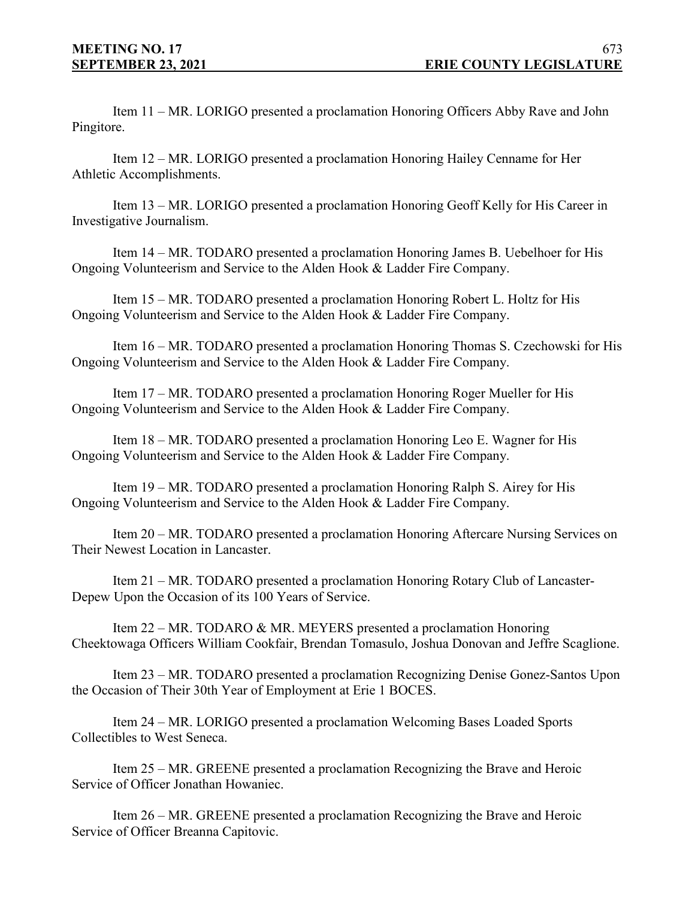Item 11 – MR. LORIGO presented a proclamation Honoring Officers Abby Rave and John Pingitore.

Item 12 – MR. LORIGO presented a proclamation Honoring Hailey Cenname for Her Athletic Accomplishments.

Item 13 – MR. LORIGO presented a proclamation Honoring Geoff Kelly for His Career in Investigative Journalism.

Item 14 – MR. TODARO presented a proclamation Honoring James B. Uebelhoer for His Ongoing Volunteerism and Service to the Alden Hook & Ladder Fire Company.

Item 15 – MR. TODARO presented a proclamation Honoring Robert L. Holtz for His Ongoing Volunteerism and Service to the Alden Hook & Ladder Fire Company.

Item 16 – MR. TODARO presented a proclamation Honoring Thomas S. Czechowski for His Ongoing Volunteerism and Service to the Alden Hook & Ladder Fire Company.

Item 17 – MR. TODARO presented a proclamation Honoring Roger Mueller for His Ongoing Volunteerism and Service to the Alden Hook & Ladder Fire Company.

Item 18 – MR. TODARO presented a proclamation Honoring Leo E. Wagner for His Ongoing Volunteerism and Service to the Alden Hook & Ladder Fire Company.

Item 19 – MR. TODARO presented a proclamation Honoring Ralph S. Airey for His Ongoing Volunteerism and Service to the Alden Hook & Ladder Fire Company.

Item 20 – MR. TODARO presented a proclamation Honoring Aftercare Nursing Services on Their Newest Location in Lancaster.

Item 21 – MR. TODARO presented a proclamation Honoring Rotary Club of Lancaster-Depew Upon the Occasion of its 100 Years of Service.

Item 22 – MR. TODARO & MR. MEYERS presented a proclamation Honoring Cheektowaga Officers William Cookfair, Brendan Tomasulo, Joshua Donovan and Jeffre Scaglione.

Item 23 – MR. TODARO presented a proclamation Recognizing Denise Gonez-Santos Upon the Occasion of Their 30th Year of Employment at Erie 1 BOCES.

Item 24 – MR. LORIGO presented a proclamation Welcoming Bases Loaded Sports Collectibles to West Seneca.

Item 25 – MR. GREENE presented a proclamation Recognizing the Brave and Heroic Service of Officer Jonathan Howaniec.

Item 26 – MR. GREENE presented a proclamation Recognizing the Brave and Heroic Service of Officer Breanna Capitovic.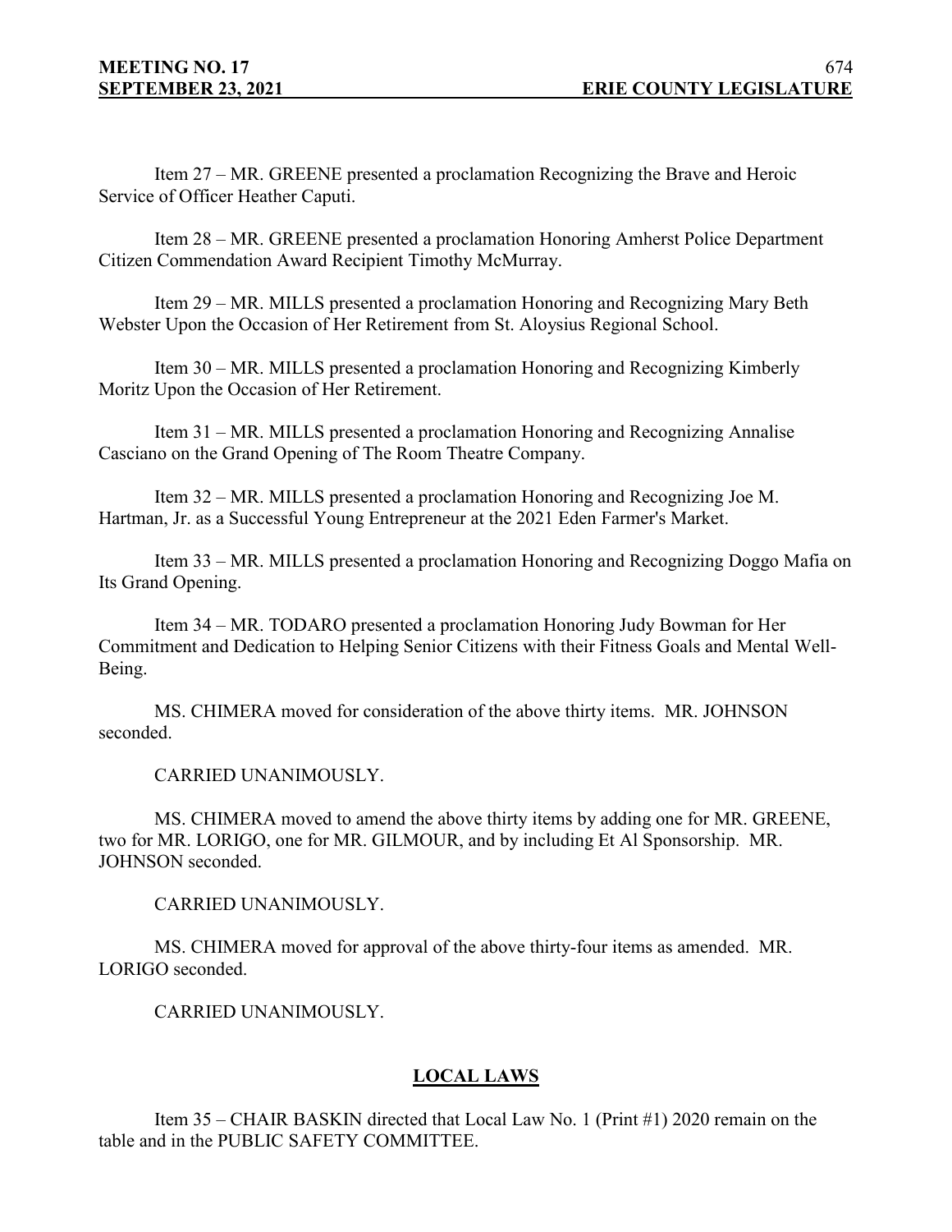Item 27 – MR. GREENE presented a proclamation Recognizing the Brave and Heroic Service of Officer Heather Caputi.

Item 28 – MR. GREENE presented a proclamation Honoring Amherst Police Department Citizen Commendation Award Recipient Timothy McMurray.

Item 29 – MR. MILLS presented a proclamation Honoring and Recognizing Mary Beth Webster Upon the Occasion of Her Retirement from St. Aloysius Regional School.

Item 30 – MR. MILLS presented a proclamation Honoring and Recognizing Kimberly Moritz Upon the Occasion of Her Retirement.

Item 31 – MR. MILLS presented a proclamation Honoring and Recognizing Annalise Casciano on the Grand Opening of The Room Theatre Company.

Item 32 – MR. MILLS presented a proclamation Honoring and Recognizing Joe M. Hartman, Jr. as a Successful Young Entrepreneur at the 2021 Eden Farmer's Market.

Item 33 – MR. MILLS presented a proclamation Honoring and Recognizing Doggo Mafia on Its Grand Opening.

Item 34 – MR. TODARO presented a proclamation Honoring Judy Bowman for Her Commitment and Dedication to Helping Senior Citizens with their Fitness Goals and Mental Well-Being.

MS. CHIMERA moved for consideration of the above thirty items. MR. JOHNSON seconded.

CARRIED UNANIMOUSLY.

MS. CHIMERA moved to amend the above thirty items by adding one for MR. GREENE, two for MR. LORIGO, one for MR. GILMOUR, and by including Et Al Sponsorship. MR. JOHNSON seconded.

CARRIED UNANIMOUSLY.

MS. CHIMERA moved for approval of the above thirty-four items as amended. MR. LORIGO seconded.

CARRIED UNANIMOUSLY.

## LOCAL LAWS

Item 35 – CHAIR BASKIN directed that Local Law No. 1 (Print #1) 2020 remain on the table and in the PUBLIC SAFETY COMMITTEE.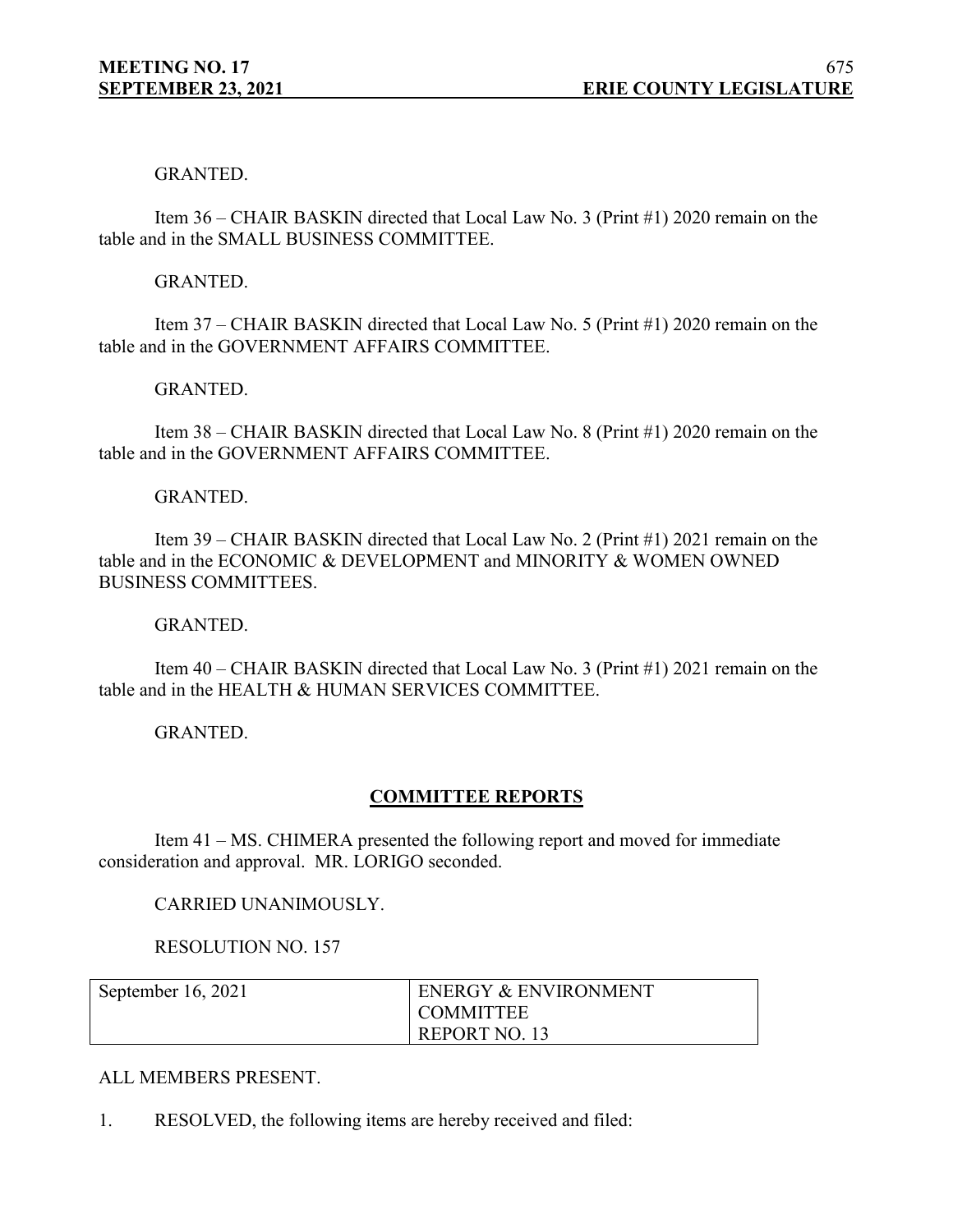GRANTED.

Item 36 – CHAIR BASKIN directed that Local Law No. 3 (Print #1) 2020 remain on the table and in the SMALL BUSINESS COMMITTEE.

GRANTED.

Item 37 – CHAIR BASKIN directed that Local Law No. 5 (Print #1) 2020 remain on the table and in the GOVERNMENT AFFAIRS COMMITTEE.

GRANTED.

Item 38 – CHAIR BASKIN directed that Local Law No. 8 (Print #1) 2020 remain on the table and in the GOVERNMENT AFFAIRS COMMITTEE.

GRANTED.

Item 39 – CHAIR BASKIN directed that Local Law No. 2 (Print #1) 2021 remain on the table and in the ECONOMIC & DEVELOPMENT and MINORITY & WOMEN OWNED BUSINESS COMMITTEES.

GRANTED.

Item 40 – CHAIR BASKIN directed that Local Law No. 3 (Print #1) 2021 remain on the table and in the HEALTH & HUMAN SERVICES COMMITTEE.

GRANTED.

## COMMITTEE REPORTS

Item 41 – MS. CHIMERA presented the following report and moved for immediate consideration and approval. MR. LORIGO seconded.

CARRIED UNANIMOUSLY.

RESOLUTION NO. 157

| September 16, 2021 | ENERGY & ENVIRONMENT COMMITTEE REPORT NO. 13 |
|---|---|

ALL MEMBERS PRESENT.

1. RESOLVED, the following items are hereby received and filed: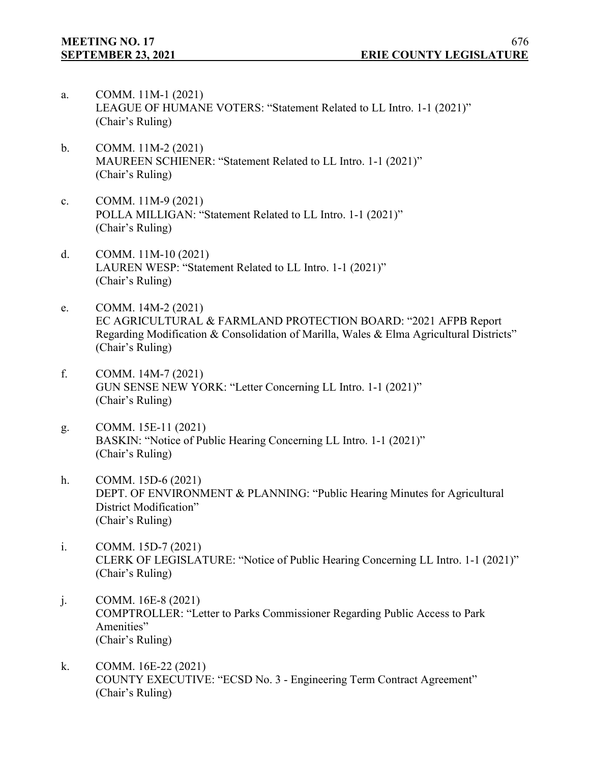a. COMM. 11M-1 (2021)
LEAGUE OF HUMANE VOTERS: "Statement Related to LL Intro. 1-1 (2021)"
(Chair's Ruling)

b. COMM. 11M-2 (2021)
MAUREEN SCHIENER: "Statement Related to LL Intro. 1-1 (2021)"
(Chair's Ruling)

c. COMM. 11M-9 (2021)
POLLA MILLIGAN: "Statement Related to LL Intro. 1-1 (2021)"
(Chair's Ruling)

d. COMM. 11M-10 (2021)
LAUREN WESP: "Statement Related to LL Intro. 1-1 (2021)"
(Chair's Ruling)

e. COMM. 14M-2 (2021)
EC AGRICULTURAL & FARMLAND PROTECTION BOARD: "2021 AFPB Report Regarding Modification & Consolidation of Marilla, Wales & Elma Agricultural Districts"
(Chair's Ruling)

f. COMM. 14M-7 (2021)
GUN SENSE NEW YORK: "Letter Concerning LL Intro. 1-1 (2021)"
(Chair's Ruling)

g. COMM. 15E-11 (2021)
BASKIN: "Notice of Public Hearing Concerning LL Intro. 1-1 (2021)"
(Chair's Ruling)

h. COMM. 15D-6 (2021)
DEPT. OF ENVIRONMENT & PLANNING: "Public Hearing Minutes for Agricultural District Modification"
(Chair's Ruling)

i. COMM. 15D-7 (2021)
CLERK OF LEGISLATURE: "Notice of Public Hearing Concerning LL Intro. 1-1 (2021)"
(Chair's Ruling)

j. COMM. 16E-8 (2021)
COMPTROLLER: "Letter to Parks Commissioner Regarding Public Access to Park Amenities"
(Chair's Ruling)

k. COMM. 16E-22 (2021)
COUNTY EXECUTIVE: "ECSD No. 3 - Engineering Term Contract Agreement"
(Chair's Ruling)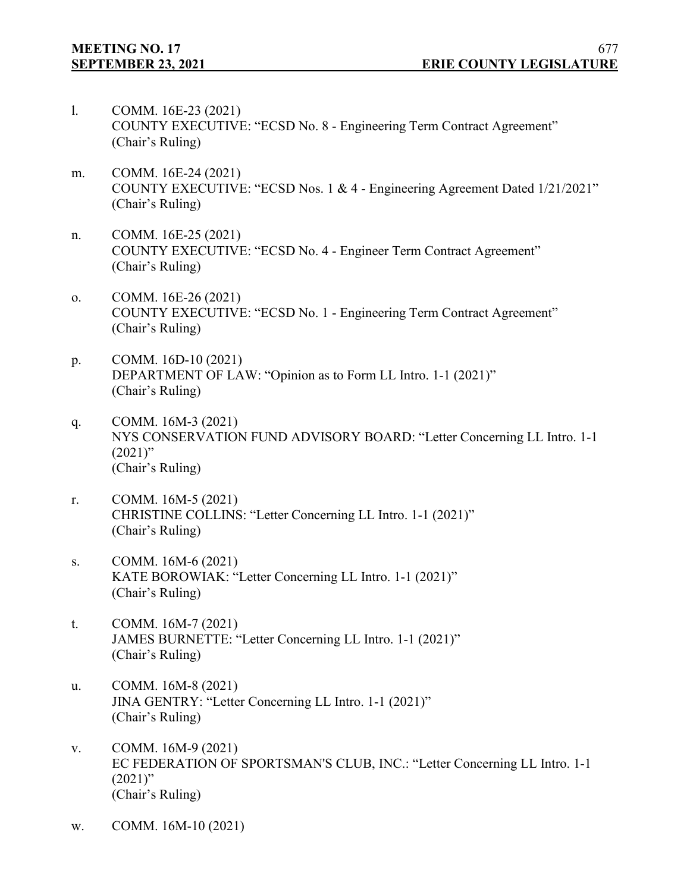l. COMM. 16E-23 (2021)
COUNTY EXECUTIVE: "ECSD No. 8 - Engineering Term Contract Agreement"
(Chair's Ruling)

m. COMM. 16E-24 (2021)
COUNTY EXECUTIVE: "ECSD Nos. 1 & 4 - Engineering Agreement Dated 1/21/2021"
(Chair's Ruling)

n. COMM. 16E-25 (2021)
COUNTY EXECUTIVE: "ECSD No. 4 - Engineer Term Contract Agreement"
(Chair's Ruling)

o. COMM. 16E-26 (2021)
COUNTY EXECUTIVE: "ECSD No. 1 - Engineering Term Contract Agreement"
(Chair's Ruling)

p. COMM. 16D-10 (2021)
DEPARTMENT OF LAW: "Opinion as to Form LL Intro. 1-1 (2021)"
(Chair's Ruling)

q. COMM. 16M-3 (2021)
NYS CONSERVATION FUND ADVISORY BOARD: "Letter Concerning LL Intro. 1-1 (2021)"
(Chair's Ruling)

r. COMM. 16M-5 (2021)
CHRISTINE COLLINS: "Letter Concerning LL Intro. 1-1 (2021)"
(Chair's Ruling)

s. COMM. 16M-6 (2021)
KATE BOROWIAK: "Letter Concerning LL Intro. 1-1 (2021)"
(Chair's Ruling)

t. COMM. 16M-7 (2021)
JAMES BURNETTE: "Letter Concerning LL Intro. 1-1 (2021)"
(Chair's Ruling)

u. COMM. 16M-8 (2021)
JINA GENTRY: "Letter Concerning LL Intro. 1-1 (2021)"
(Chair's Ruling)

v. COMM. 16M-9 (2021)
EC FEDERATION OF SPORTSMAN'S CLUB, INC.: "Letter Concerning LL Intro. 1-1 (2021)"
(Chair's Ruling)

w. COMM. 16M-10 (2021)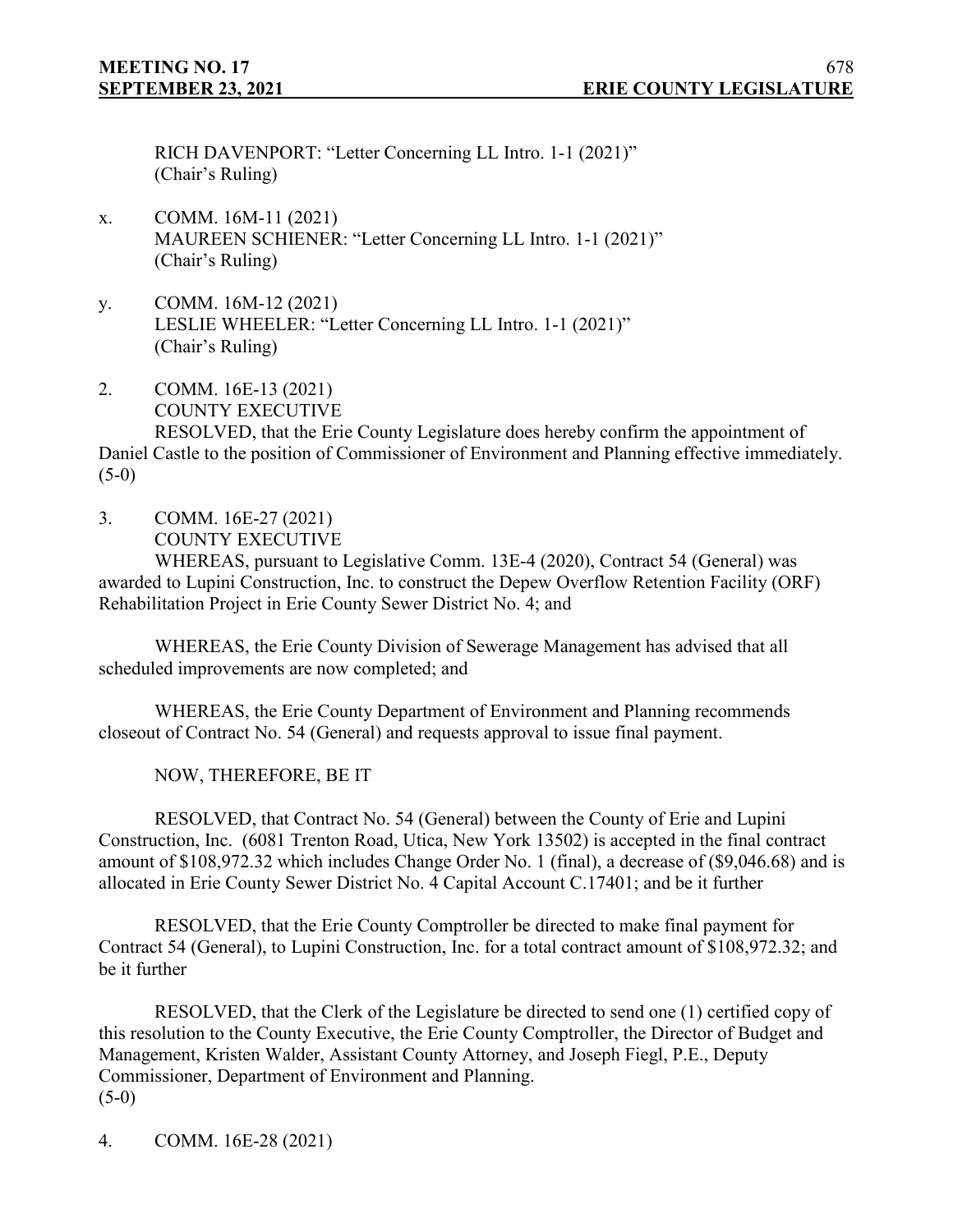RICH DAVENPORT: "Letter Concerning LL Intro. 1-1 (2021)"
(Chair's Ruling)

x. COMM. 16M-11 (2021)
MAUREEN SCHIENER: "Letter Concerning LL Intro. 1-1 (2021)"
(Chair's Ruling)

y. COMM. 16M-12 (2021)
LESLIE WHEELER: "Letter Concerning LL Intro. 1-1 (2021)"
(Chair's Ruling)

2. COMM. 16E-13 (2021)
COUNTY EXECUTIVE

RESOLVED, that the Erie County Legislature does hereby confirm the appointment of Daniel Castle to the position of Commissioner of Environment and Planning effective immediately.
(5-0)

3. COMM. 16E-27 (2021)
COUNTY EXECUTIVE

WHEREAS, pursuant to Legislative Comm. 13E-4 (2020), Contract 54 (General) was awarded to Lupini Construction, Inc. to construct the Depew Overflow Retention Facility (ORF) Rehabilitation Project in Erie County Sewer District No. 4; and

WHEREAS, the Erie County Division of Sewerage Management has advised that all scheduled improvements are now completed; and

WHEREAS, the Erie County Department of Environment and Planning recommends closeout of Contract No. 54 (General) and requests approval to issue final payment.

NOW, THEREFORE, BE IT

RESOLVED, that Contract No. 54 (General) between the County of Erie and Lupini Construction, Inc. (6081 Trenton Road, Utica, New York 13502) is accepted in the final contract amount of $108,972.32 which includes Change Order No. 1 (final), a decrease of ($9,046.68) and is allocated in Erie County Sewer District No. 4 Capital Account C.17401; and be it further

RESOLVED, that the Erie County Comptroller be directed to make final payment for Contract 54 (General), to Lupini Construction, Inc. for a total contract amount of $108,972.32; and be it further

RESOLVED, that the Clerk of the Legislature be directed to send one (1) certified copy of this resolution to the County Executive, the Erie County Comptroller, the Director of Budget and Management, Kristen Walder, Assistant County Attorney, and Joseph Fiegl, P.E., Deputy Commissioner, Department of Environment and Planning.
(5-0)

4. COMM. 16E-28 (2021)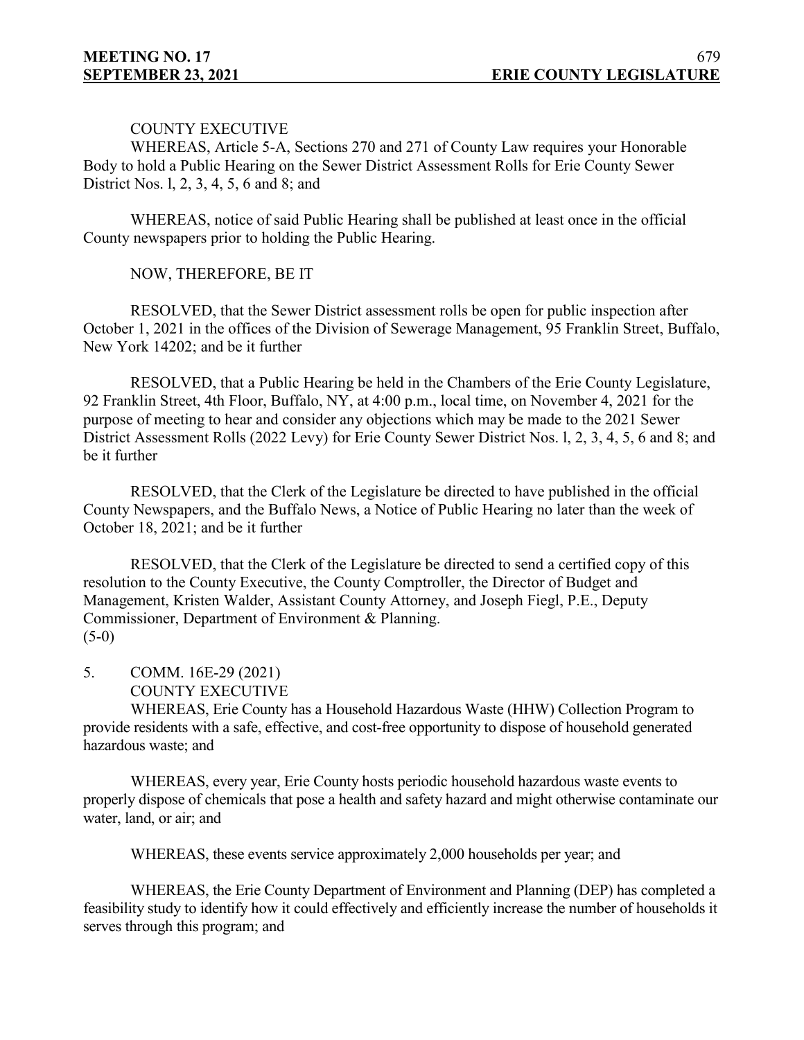COUNTY EXECUTIVE

WHEREAS, Article 5-A, Sections 270 and 271 of County Law requires your Honorable Body to hold a Public Hearing on the Sewer District Assessment Rolls for Erie County Sewer District Nos. l, 2, 3, 4, 5, 6 and 8; and

WHEREAS, notice of said Public Hearing shall be published at least once in the official County newspapers prior to holding the Public Hearing.

NOW, THEREFORE, BE IT

RESOLVED, that the Sewer District assessment rolls be open for public inspection after October 1, 2021 in the offices of the Division of Sewerage Management, 95 Franklin Street, Buffalo, New York 14202; and be it further

RESOLVED, that a Public Hearing be held in the Chambers of the Erie County Legislature, 92 Franklin Street, 4th Floor, Buffalo, NY, at 4:00 p.m., local time, on November 4, 2021 for the purpose of meeting to hear and consider any objections which may be made to the 2021 Sewer District Assessment Rolls (2022 Levy) for Erie County Sewer District Nos. l, 2, 3, 4, 5, 6 and 8; and be it further

RESOLVED, that the Clerk of the Legislature be directed to have published in the official County Newspapers, and the Buffalo News, a Notice of Public Hearing no later than the week of October 18, 2021; and be it further

RESOLVED, that the Clerk of the Legislature be directed to send a certified copy of this resolution to the County Executive, the County Comptroller, the Director of Budget and Management, Kristen Walder, Assistant County Attorney, and Joseph Fiegl, P.E., Deputy Commissioner, Department of Environment & Planning.
(5-0)

5. COMM. 16E-29 (2021)
COUNTY EXECUTIVE

WHEREAS, Erie County has a Household Hazardous Waste (HHW) Collection Program to provide residents with a safe, effective, and cost-free opportunity to dispose of household generated hazardous waste; and

WHEREAS, every year, Erie County hosts periodic household hazardous waste events to properly dispose of chemicals that pose a health and safety hazard and might otherwise contaminate our water, land, or air; and

WHEREAS, these events service approximately 2,000 households per year; and

WHEREAS, the Erie County Department of Environment and Planning (DEP) has completed a feasibility study to identify how it could effectively and efficiently increase the number of households it serves through this program; and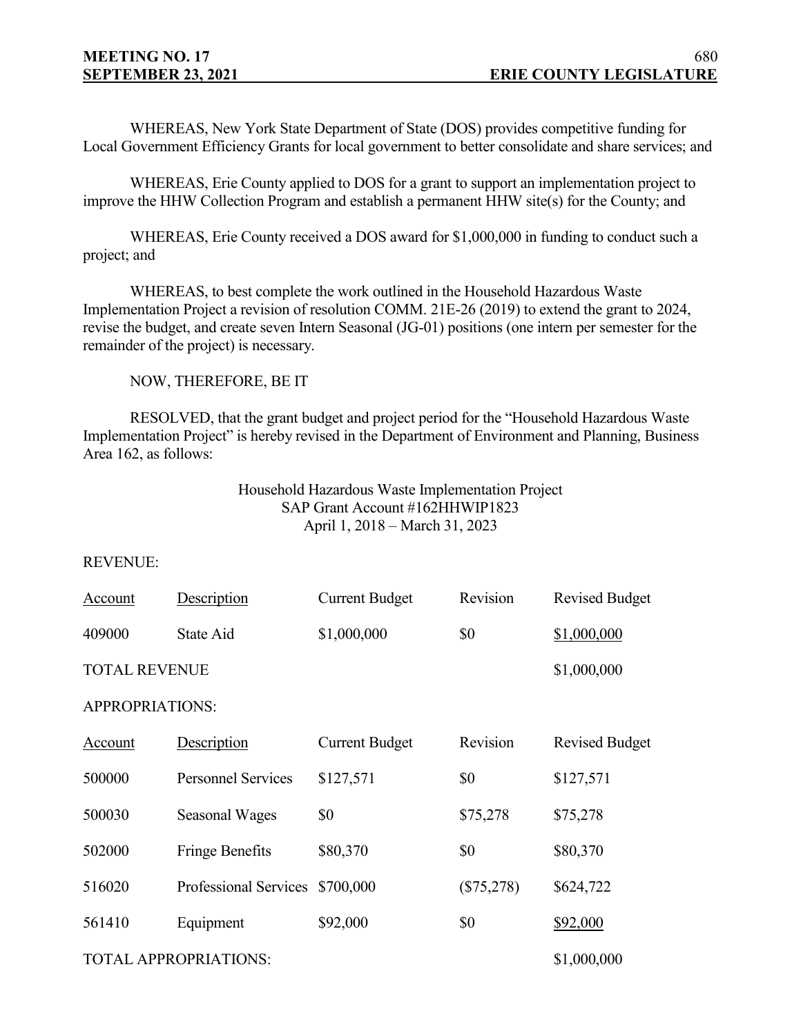WHEREAS, New York State Department of State (DOS) provides competitive funding for Local Government Efficiency Grants for local government to better consolidate and share services; and

WHEREAS, Erie County applied to DOS for a grant to support an implementation project to improve the HHW Collection Program and establish a permanent HHW site(s) for the County; and

WHEREAS, Erie County received a DOS award for $1,000,000 in funding to conduct such a project; and

WHEREAS, to best complete the work outlined in the Household Hazardous Waste Implementation Project a revision of resolution COMM. 21E-26 (2019) to extend the grant to 2024, revise the budget, and create seven Intern Seasonal (JG-01) positions (one intern per semester for the remainder of the project) is necessary.

NOW, THEREFORE, BE IT

RESOLVED, that the grant budget and project period for the "Household Hazardous Waste Implementation Project" is hereby revised in the Department of Environment and Planning, Business Area 162, as follows:

Household Hazardous Waste Implementation Project
SAP Grant Account #162HHWIP1823
April 1, 2018 – March 31, 2023

REVENUE:

| Account | Description | Current Budget | Revision | Revised Budget |
|---|---|---|---|---|
| 409000 | State Aid | $1,000,000 | $0 | $1,000,000 |
| TOTAL REVENUE | | | | $1,000,000 |

APPROPRIATIONS:

| Account | Description | Current Budget | Revision | Revised Budget |
|---|---|---|---|---|
| 500000 | Personnel Services | $127,571 | $0 | $127,571 |
| 500030 | Seasonal Wages | $0 | $75,278 | $75,278 |
| 502000 | Fringe Benefits | $80,370 | $0 | $80,370 |
| 516020 | Professional Services | $700,000 | ($75,278) | $624,722 |
| 561410 | Equipment | $92,000 | $0 | $92,000 |
| TOTAL APPROPRIATIONS: | | | | $1,000,000 |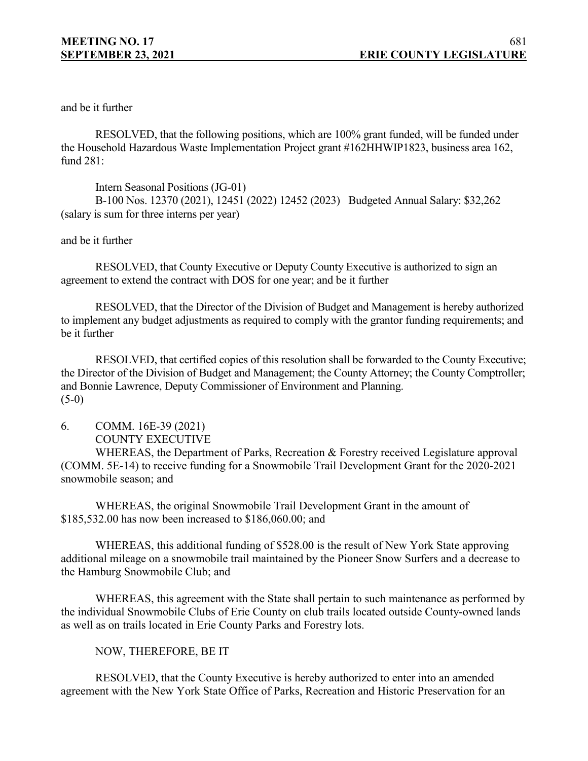and be it further

RESOLVED, that the following positions, which are 100% grant funded, will be funded under the Household Hazardous Waste Implementation Project grant #162HHWIP1823, business area 162, fund 281:

Intern Seasonal Positions (JG-01)
B-100 Nos. 12370 (2021), 12451 (2022) 12452 (2023) Budgeted Annual Salary: $32,262 (salary is sum for three interns per year)

and be it further

RESOLVED, that County Executive or Deputy County Executive is authorized to sign an agreement to extend the contract with DOS for one year; and be it further

RESOLVED, that the Director of the Division of Budget and Management is hereby authorized to implement any budget adjustments as required to comply with the grantor funding requirements; and be it further

RESOLVED, that certified copies of this resolution shall be forwarded to the County Executive; the Director of the Division of Budget and Management; the County Attorney; the County Comptroller; and Bonnie Lawrence, Deputy Commissioner of Environment and Planning.
(5-0)

6. COMM. 16E-39 (2021)
COUNTY EXECUTIVE

WHEREAS, the Department of Parks, Recreation & Forestry received Legislature approval (COMM. 5E-14) to receive funding for a Snowmobile Trail Development Grant for the 2020-2021 snowmobile season; and

WHEREAS, the original Snowmobile Trail Development Grant in the amount of $185,532.00 has now been increased to $186,060.00; and

WHEREAS, this additional funding of $528.00 is the result of New York State approving additional mileage on a snowmobile trail maintained by the Pioneer Snow Surfers and a decrease to the Hamburg Snowmobile Club; and

WHEREAS, this agreement with the State shall pertain to such maintenance as performed by the individual Snowmobile Clubs of Erie County on club trails located outside County-owned lands as well as on trails located in Erie County Parks and Forestry lots.

NOW, THEREFORE, BE IT

RESOLVED, that the County Executive is hereby authorized to enter into an amended agreement with the New York State Office of Parks, Recreation and Historic Preservation for an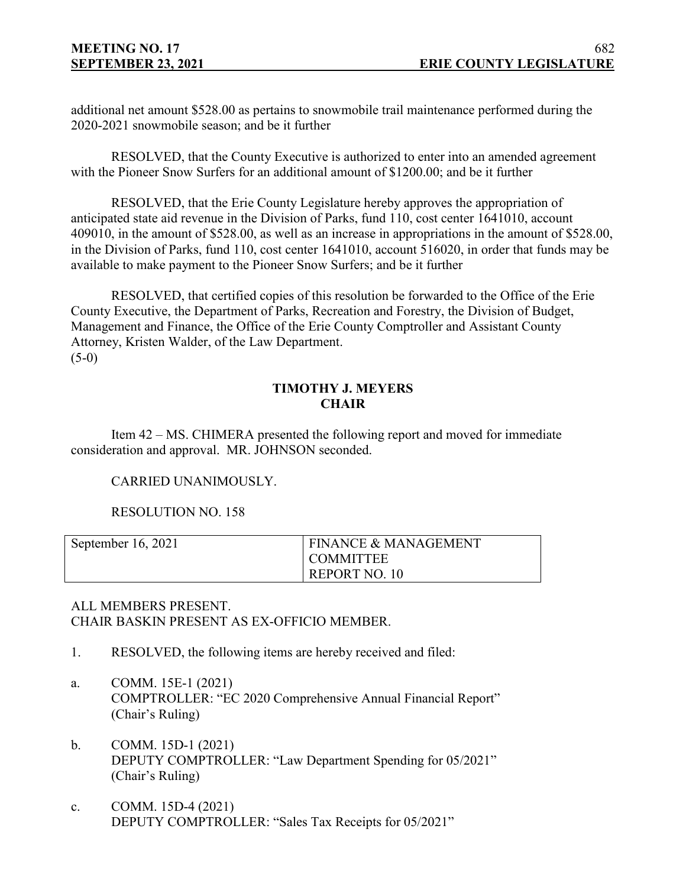additional net amount $528.00 as pertains to snowmobile trail maintenance performed during the 2020-2021 snowmobile season; and be it further

RESOLVED, that the County Executive is authorized to enter into an amended agreement with the Pioneer Snow Surfers for an additional amount of $1200.00; and be it further

RESOLVED, that the Erie County Legislature hereby approves the appropriation of anticipated state aid revenue in the Division of Parks, fund 110, cost center 1641010, account 409010, in the amount of $528.00, as well as an increase in appropriations in the amount of $528.00, in the Division of Parks, fund 110, cost center 1641010, account 516020, in order that funds may be available to make payment to the Pioneer Snow Surfers; and be it further

RESOLVED, that certified copies of this resolution be forwarded to the Office of the Erie County Executive, the Department of Parks, Recreation and Forestry, the Division of Budget, Management and Finance, the Office of the Erie County Comptroller and Assistant County Attorney, Kristen Walder, of the Law Department.
(5-0)

**TIMOTHY J. MEYERS**
**CHAIR**

Item 42 – MS. CHIMERA presented the following report and moved for immediate consideration and approval. MR. JOHNSON seconded.

CARRIED UNANIMOUSLY.

RESOLUTION NO. 158

| September 16, 2021 | FINANCE & MANAGEMENT COMMITTEE REPORT NO. 10 |
|---|---|

ALL MEMBERS PRESENT.
CHAIR BASKIN PRESENT AS EX-OFFICIO MEMBER.

1. RESOLVED, the following items are hereby received and filed:

a. COMM. 15E-1 (2021)
COMPTROLLER: "EC 2020 Comprehensive Annual Financial Report"
(Chair's Ruling)

b. COMM. 15D-1 (2021)
DEPUTY COMPTROLLER: "Law Department Spending for 05/2021"
(Chair's Ruling)

c. COMM. 15D-4 (2021)
DEPUTY COMPTROLLER: "Sales Tax Receipts for 05/2021"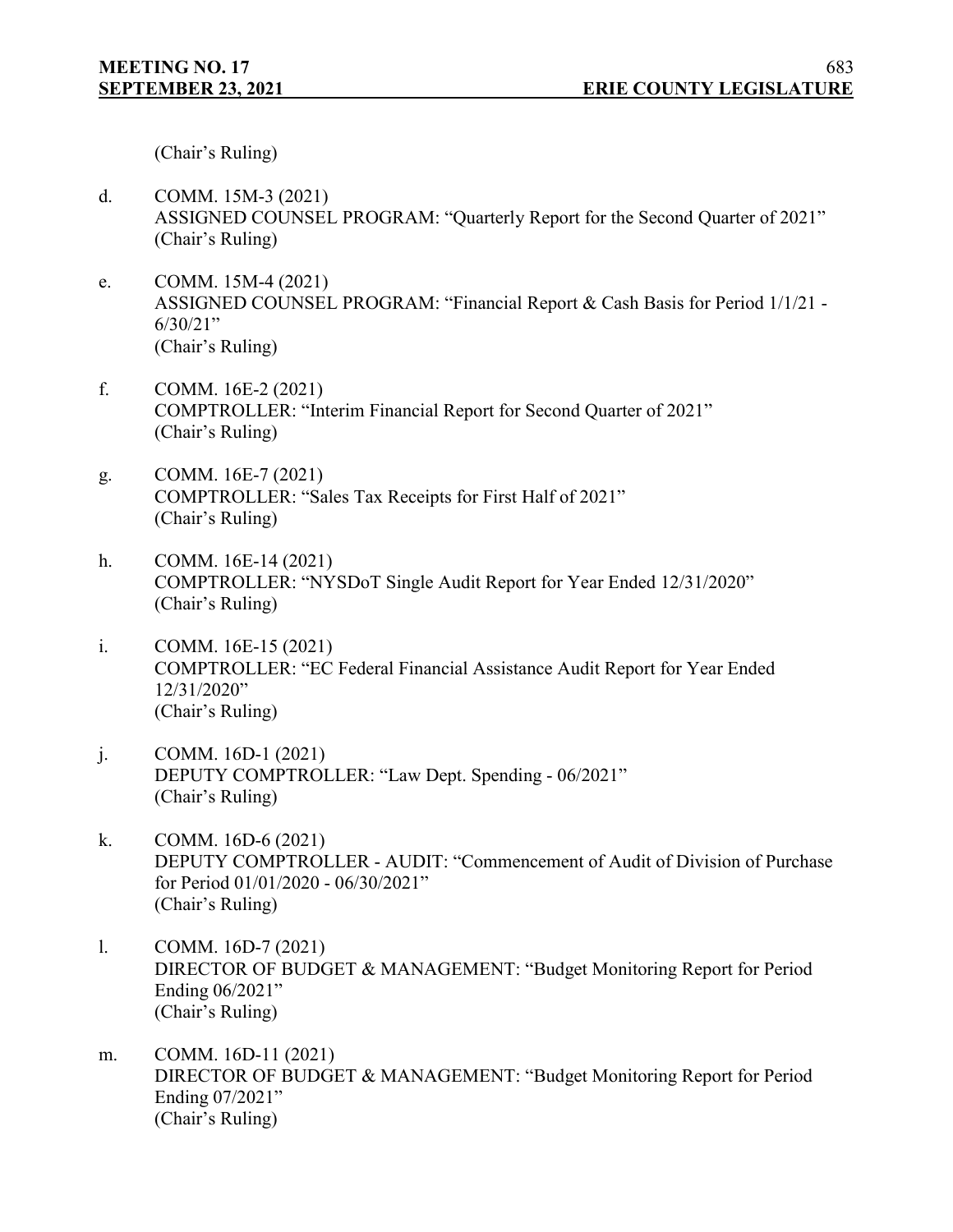(Chair's Ruling)

d. COMM. 15M-3 (2021)
ASSIGNED COUNSEL PROGRAM: "Quarterly Report for the Second Quarter of 2021"
(Chair's Ruling)

e. COMM. 15M-4 (2021)
ASSIGNED COUNSEL PROGRAM: "Financial Report & Cash Basis for Period 1/1/21 - 6/30/21"
(Chair's Ruling)

f. COMM. 16E-2 (2021)
COMPTROLLER: "Interim Financial Report for Second Quarter of 2021"
(Chair's Ruling)

g. COMM. 16E-7 (2021)
COMPTROLLER: "Sales Tax Receipts for First Half of 2021"
(Chair's Ruling)

h. COMM. 16E-14 (2021)
COMPTROLLER: "NYSDoT Single Audit Report for Year Ended 12/31/2020"
(Chair's Ruling)

i. COMM. 16E-15 (2021)
COMPTROLLER: "EC Federal Financial Assistance Audit Report for Year Ended 12/31/2020"
(Chair's Ruling)

j. COMM. 16D-1 (2021)
DEPUTY COMPTROLLER: "Law Dept. Spending - 06/2021"
(Chair's Ruling)

k. COMM. 16D-6 (2021)
DEPUTY COMPTROLLER - AUDIT: "Commencement of Audit of Division of Purchase for Period 01/01/2020 - 06/30/2021"
(Chair's Ruling)

l. COMM. 16D-7 (2021)
DIRECTOR OF BUDGET & MANAGEMENT: "Budget Monitoring Report for Period Ending 06/2021"
(Chair's Ruling)

m. COMM. 16D-11 (2021)
DIRECTOR OF BUDGET & MANAGEMENT: "Budget Monitoring Report for Period Ending 07/2021"
(Chair's Ruling)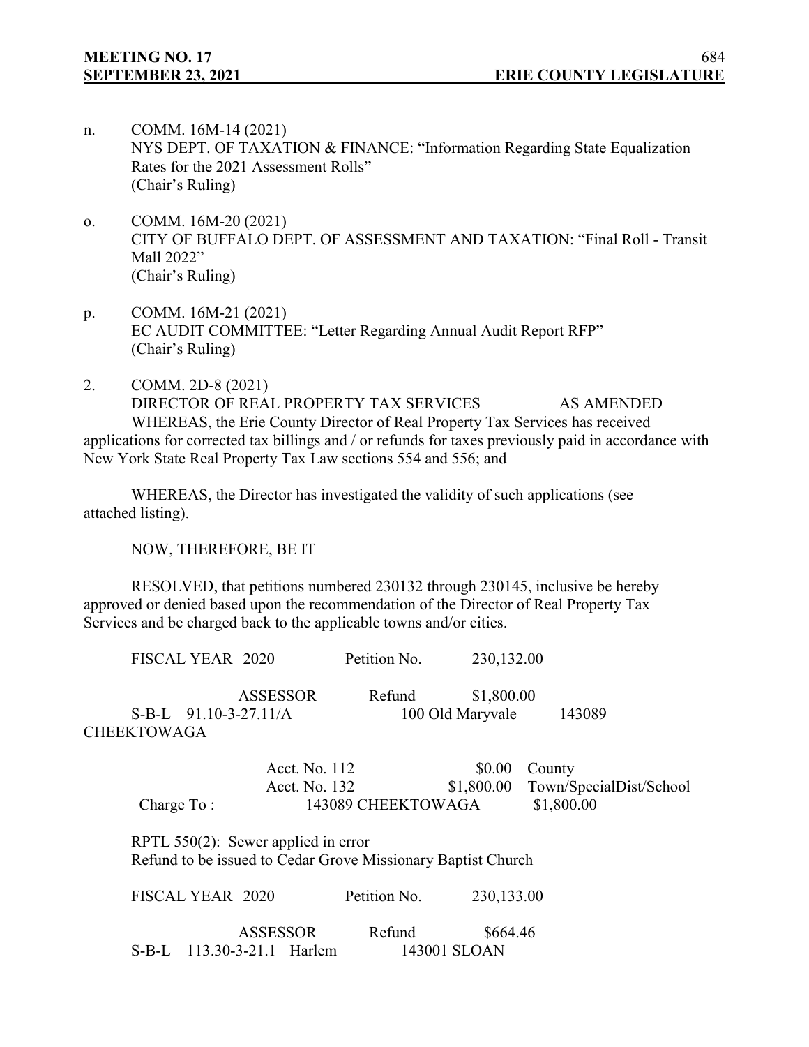n. COMM. 16M-14 (2021)
NYS DEPT. OF TAXATION & FINANCE: "Information Regarding State Equalization Rates for the 2021 Assessment Rolls"
(Chair's Ruling)

o. COMM. 16M-20 (2021)
CITY OF BUFFALO DEPT. OF ASSESSMENT AND TAXATION: "Final Roll - Transit Mall 2022"
(Chair's Ruling)

p. COMM. 16M-21 (2021)
EC AUDIT COMMITTEE: "Letter Regarding Annual Audit Report RFP"
(Chair's Ruling)

2. COMM. 2D-8 (2021)
DIRECTOR OF REAL PROPERTY TAX SERVICES AS AMENDED

WHEREAS, the Erie County Director of Real Property Tax Services has received applications for corrected tax billings and / or refunds for taxes previously paid in accordance with New York State Real Property Tax Law sections 554 and 556; and

WHEREAS, the Director has investigated the validity of such applications (see attached listing).

NOW, THEREFORE, BE IT

RESOLVED, that petitions numbered 230132 through 230145, inclusive be hereby approved or denied based upon the recommendation of the Director of Real Property Tax Services and be charged back to the applicable towns and/or cities.

FISCAL YEAR 2020 Petition No. 230,132.00

ASSESSOR Refund $1,800.00
S-B-L 91.10-3-27.11/A 100 Old Maryvale 143089 CHEEKTOWAGA

| | | | |
|---|---|---|---|
| | Acct. No. 112 | $0.00 | County |
| | Acct. No. 132 | $1,800.00 | Town/SpecialDist/School |
| Charge To : | 143089 CHEEKTOWAGA | | $1,800.00 |

RPTL 550(2): Sewer applied in error
Refund to be issued to Cedar Grove Missionary Baptist Church

FISCAL YEAR 2020 Petition No. 230,133.00

ASSESSOR Refund $664.46
S-B-L 113.30-3-21.1 Harlem 143001 SLOAN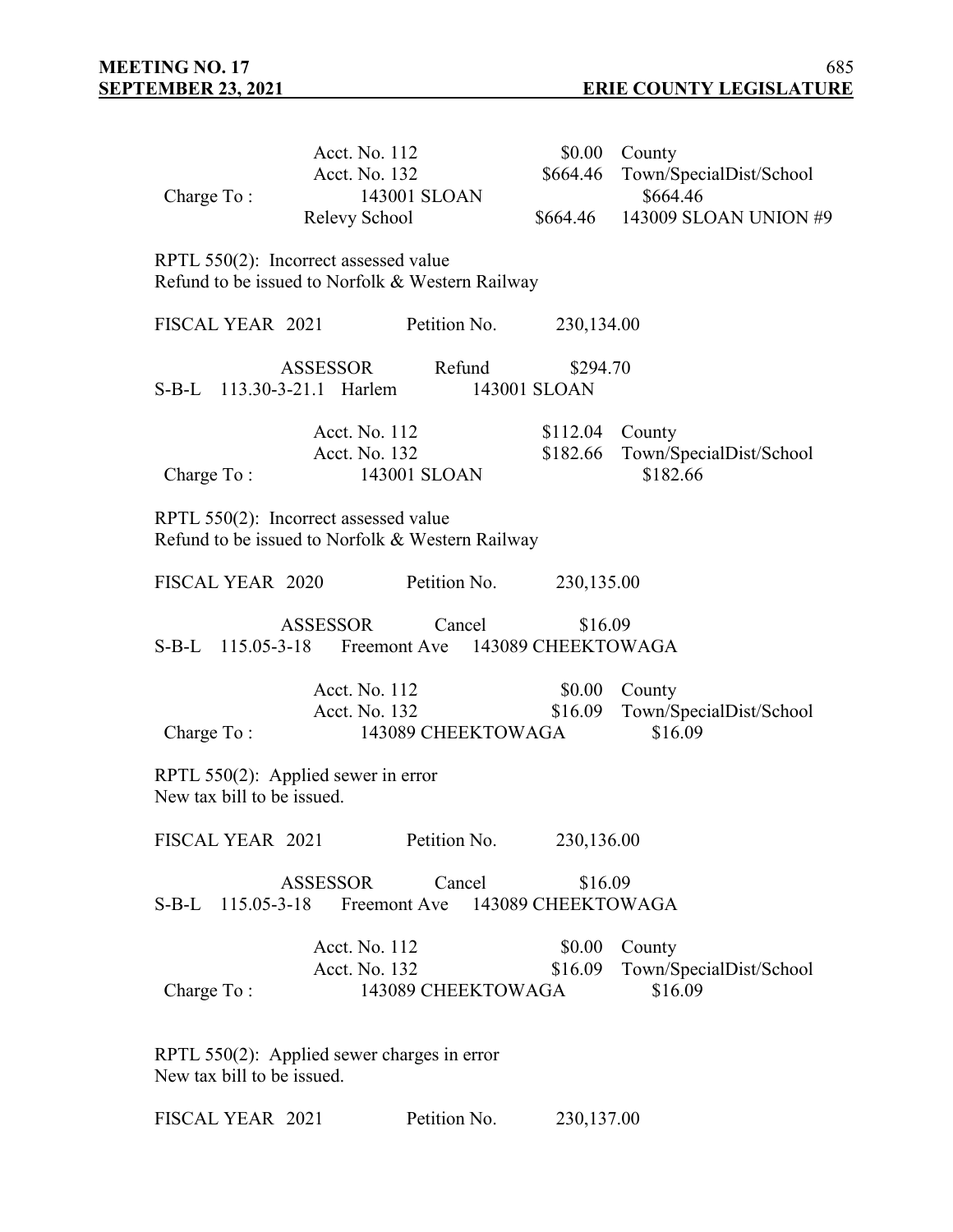Acct. No. 112 — $0.00 — County
Acct. No. 132 — $664.46 — Town/SpecialDist/School

Charge To : 143001 SLOAN — $664.46

Relevy School — $664.46 — 143009 SLOAN UNION #9

RPTL 550(2): Incorrect assessed value
Refund to be issued to Norfolk & Western Railway

FISCAL YEAR 2021 — Petition No. 230,134.00

ASSESSOR — Refund — $294.70

S-B-L 113.30-3-21.1 Harlem — 143001 SLOAN

Acct. No. 112 — $112.04 — County
Acct. No. 132 — $182.66 — Town/SpecialDist/School

Charge To : 143001 SLOAN — $182.66

RPTL 550(2): Incorrect assessed value
Refund to be issued to Norfolk & Western Railway

FISCAL YEAR 2020 — Petition No. 230,135.00

ASSESSOR — Cancel — $16.09

S-B-L 115.05-3-18 Freemont Ave — 143089 CHEEKTOWAGA

Acct. No. 112 — $0.00 — County
Acct. No. 132 — $16.09 — Town/SpecialDist/School

Charge To : 143089 CHEEKTOWAGA — $16.09

RPTL 550(2): Applied sewer in error
New tax bill to be issued.

FISCAL YEAR 2021 — Petition No. 230,136.00

ASSESSOR — Cancel — $16.09

S-B-L 115.05-3-18 Freemont Ave — 143089 CHEEKTOWAGA

Acct. No. 112 — $0.00 — County
Acct. No. 132 — $16.09 — Town/SpecialDist/School

Charge To : 143089 CHEEKTOWAGA — $16.09

RPTL 550(2): Applied sewer charges in error
New tax bill to be issued.

FISCAL YEAR 2021 — Petition No. 230,137.00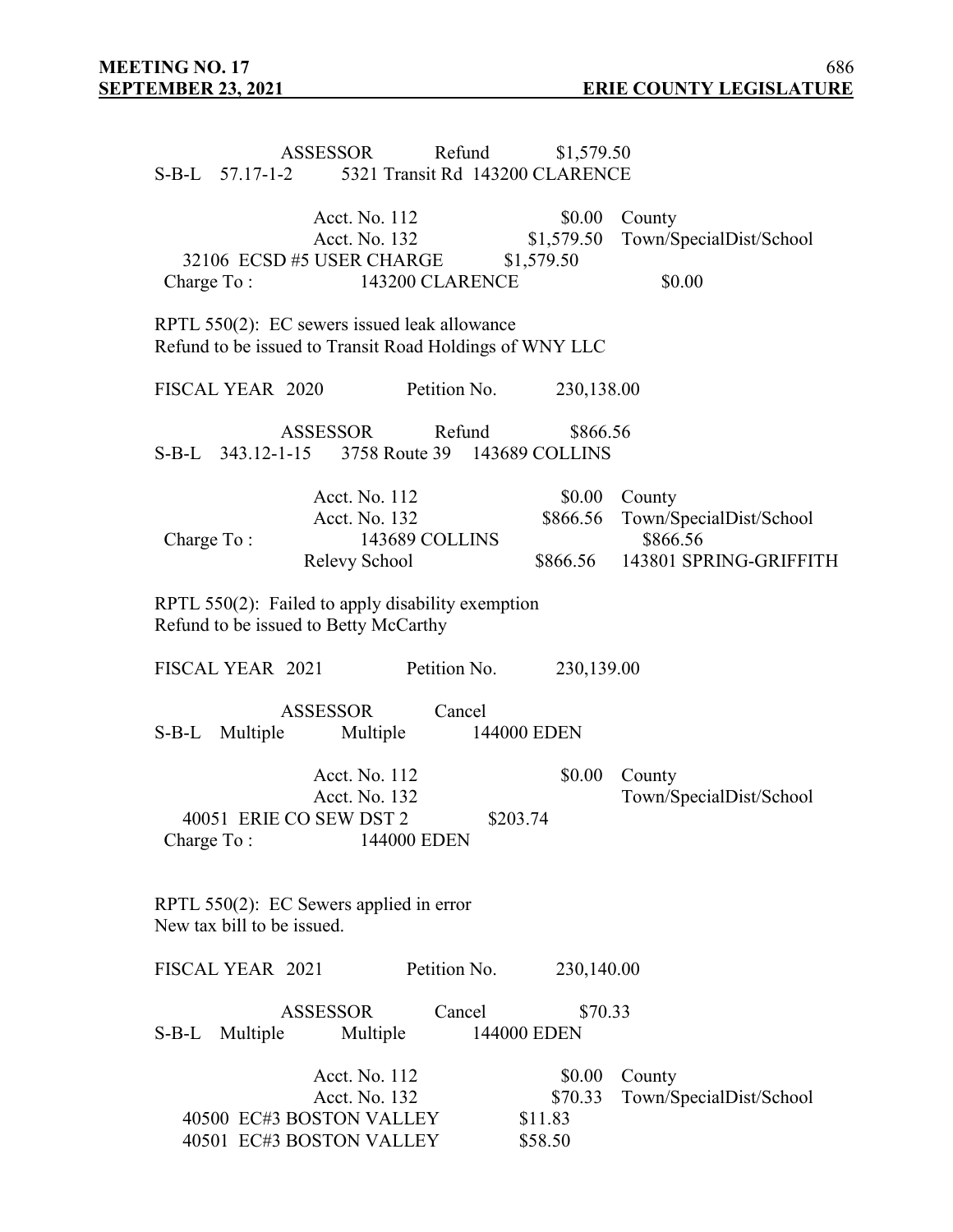ASSESSOR Refund $1,579.50
S-B-L 57.17-1-2 5321 Transit Rd 143200 CLARENCE

Acct. No. 112 $0.00 County
Acct. No. 132 $1,579.50 Town/SpecialDist/School
32106 ECSD #5 USER CHARGE $1,579.50
Charge To : 143200 CLARENCE $0.00

RPTL 550(2): EC sewers issued leak allowance
Refund to be issued to Transit Road Holdings of WNY LLC

FISCAL YEAR 2020 Petition No. 230,138.00

ASSESSOR Refund $866.56
S-B-L 343.12-1-15 3758 Route 39 143689 COLLINS

Acct. No. 112 $0.00 County
Acct. No. 132 $866.56 Town/SpecialDist/School
Charge To : 143689 COLLINS $866.56
Relevy School $866.56 143801 SPRING-GRIFFITH

RPTL 550(2): Failed to apply disability exemption
Refund to be issued to Betty McCarthy

FISCAL YEAR 2021 Petition No. 230,139.00

ASSESSOR Cancel
S-B-L Multiple Multiple 144000 EDEN

Acct. No. 112 $0.00 County
Acct. No. 132 Town/SpecialDist/School
40051 ERIE CO SEW DST 2 $203.74
Charge To : 144000 EDEN

RPTL 550(2): EC Sewers applied in error
New tax bill to be issued.

FISCAL YEAR 2021 Petition No. 230,140.00

ASSESSOR Cancel $70.33
S-B-L Multiple Multiple 144000 EDEN

Acct. No. 112 $0.00 County
Acct. No. 132 $70.33 Town/SpecialDist/School
40500 EC#3 BOSTON VALLEY $11.83
40501 EC#3 BOSTON VALLEY $58.50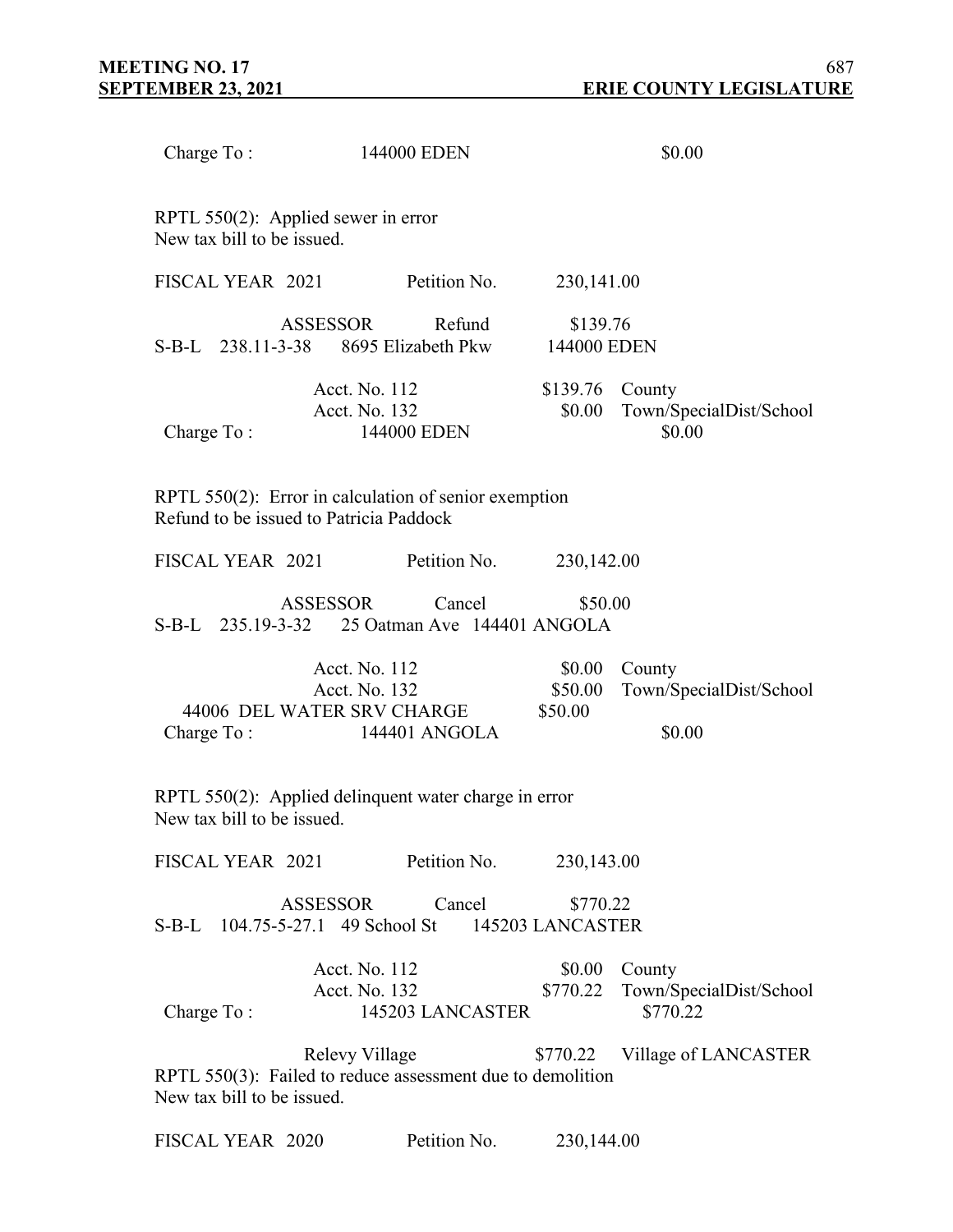Charge To : 144000 EDEN $0.00

RPTL 550(2): Applied sewer in error
New tax bill to be issued.

FISCAL YEAR 2021 Petition No. 230,141.00

ASSESSOR Refund $139.76
S-B-L 238.11-3-38 8695 Elizabeth Pkw 144000 EDEN

| | | | |
|---|---|---|---|
| | Acct. No. 112 | $139.76 | County |
| | Acct. No. 132 | $0.00 | Town/SpecialDist/School |
| Charge To : | 144000 EDEN | | $0.00 |

RPTL 550(2): Error in calculation of senior exemption
Refund to be issued to Patricia Paddock

FISCAL YEAR 2021 Petition No. 230,142.00

ASSESSOR Cancel $50.00
S-B-L 235.19-3-32 25 Oatman Ave 144401 ANGOLA

| | | | |
|---|---|---|---|
| | Acct. No. 112 | $0.00 | County |
| | Acct. No. 132 | $50.00 | Town/SpecialDist/School |
| 44006 DEL WATER SRV CHARGE | | $50.00 | |
| Charge To : | 144401 ANGOLA | | $0.00 |

RPTL 550(2): Applied delinquent water charge in error
New tax bill to be issued.

FISCAL YEAR 2021 Petition No. 230,143.00

ASSESSOR Cancel $770.22
S-B-L 104.75-5-27.1 49 School St 145203 LANCASTER

| | | | |
|---|---|---|---|
| | Acct. No. 112 | $0.00 | County |
| | Acct. No. 132 | $770.22 | Town/SpecialDist/School |
| Charge To : | 145203 LANCASTER | | $770.22 |
| | Relevy Village | $770.22 | Village of LANCASTER |

RPTL 550(3): Failed to reduce assessment due to demolition
New tax bill to be issued.

FISCAL YEAR 2020 Petition No. 230,144.00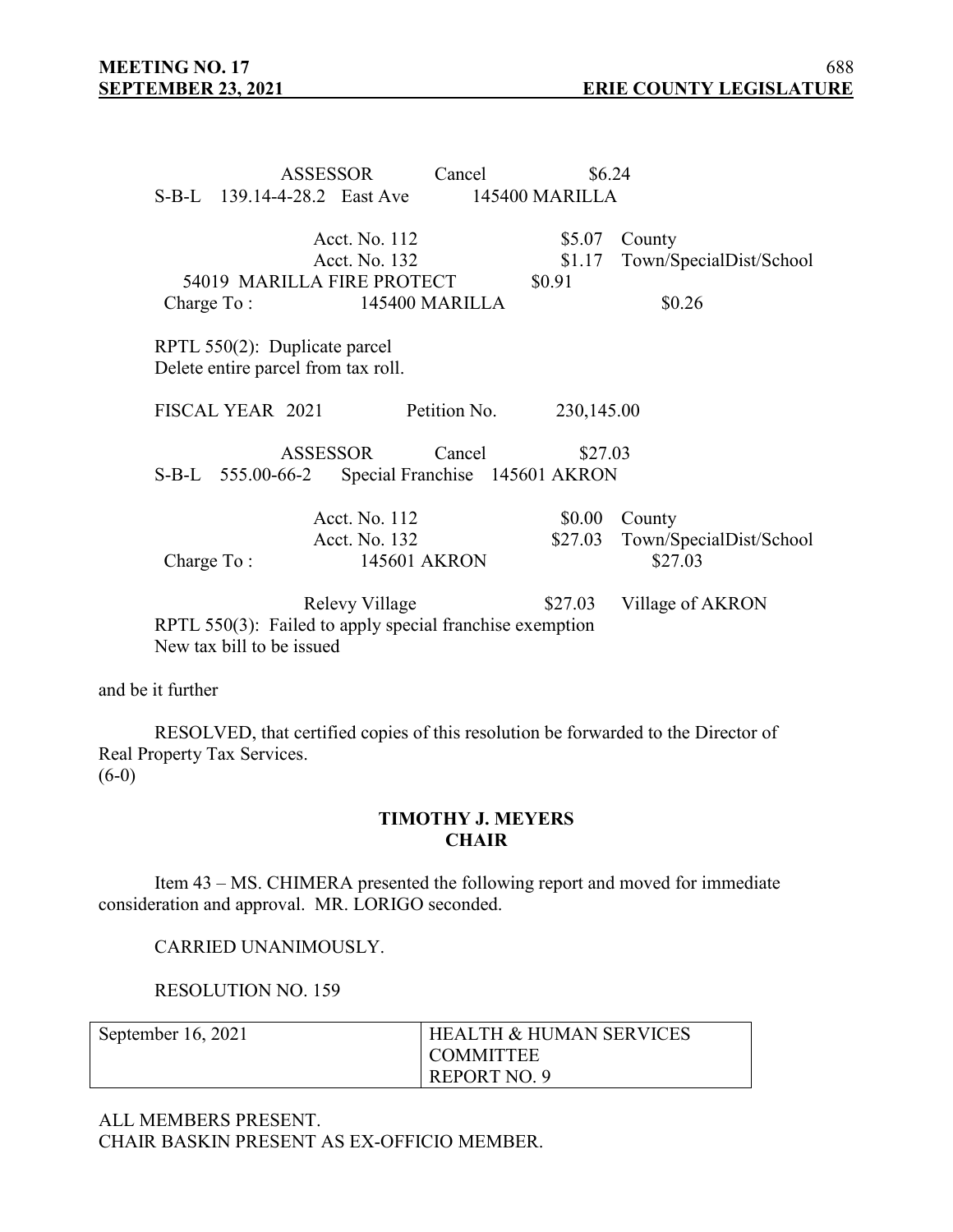ASSESSOR Cancel $6.24
S-B-L 139.14-4-28.2 East Ave 145400 MARILLA

Acct. No. 112 $5.07 County
Acct. No. 132 $1.17 Town/SpecialDist/School
54019 MARILLA FIRE PROTECT $0.91
Charge To : 145400 MARILLA $0.26

RPTL 550(2): Duplicate parcel
Delete entire parcel from tax roll.

FISCAL YEAR 2021 Petition No. 230,145.00

ASSESSOR Cancel $27.03
S-B-L 555.00-66-2 Special Franchise 145601 AKRON

Acct. No. 112 $0.00 County
Acct. No. 132 $27.03 Town/SpecialDist/School
Charge To : 145601 AKRON $27.03

Relevy Village $27.03 Village of AKRON
RPTL 550(3): Failed to apply special franchise exemption
New tax bill to be issued

and be it further

RESOLVED, that certified copies of this resolution be forwarded to the Director of Real Property Tax Services.
(6-0)

**TIMOTHY J. MEYERS**
**CHAIR**

Item 43 – MS. CHIMERA presented the following report and moved for immediate consideration and approval. MR. LORIGO seconded.

CARRIED UNANIMOUSLY.

RESOLUTION NO. 159

| September 16, 2021 | HEALTH & HUMAN SERVICES COMMITTEE REPORT NO. 9 |
|---|---|

ALL MEMBERS PRESENT.
CHAIR BASKIN PRESENT AS EX-OFFICIO MEMBER.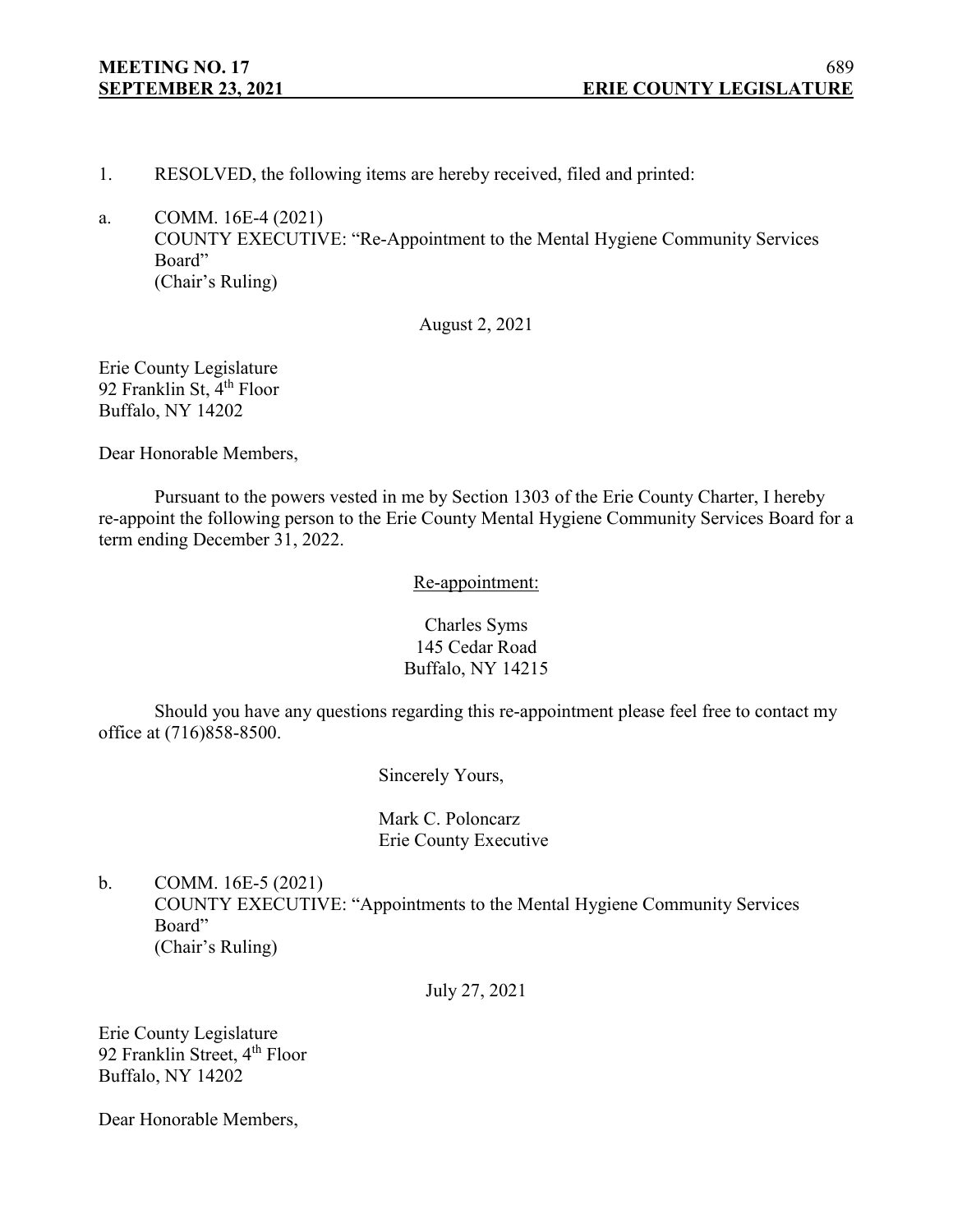1. RESOLVED, the following items are hereby received, filed and printed:

a. COMM. 16E-4 (2021)
COUNTY EXECUTIVE: "Re-Appointment to the Mental Hygiene Community Services Board"
(Chair's Ruling)

August 2, 2021

Erie County Legislature
92 Franklin St, 4th Floor
Buffalo, NY 14202

Dear Honorable Members,

Pursuant to the powers vested in me by Section 1303 of the Erie County Charter, I hereby re-appoint the following person to the Erie County Mental Hygiene Community Services Board for a term ending December 31, 2022.

Re-appointment:

Charles Syms
145 Cedar Road
Buffalo, NY 14215

Should you have any questions regarding this re-appointment please feel free to contact my office at (716)858-8500.

Sincerely Yours,

Mark C. Poloncarz
Erie County Executive

b. COMM. 16E-5 (2021)
COUNTY EXECUTIVE: "Appointments to the Mental Hygiene Community Services Board"
(Chair's Ruling)

July 27, 2021

Erie County Legislature
92 Franklin Street, 4th Floor
Buffalo, NY 14202

Dear Honorable Members,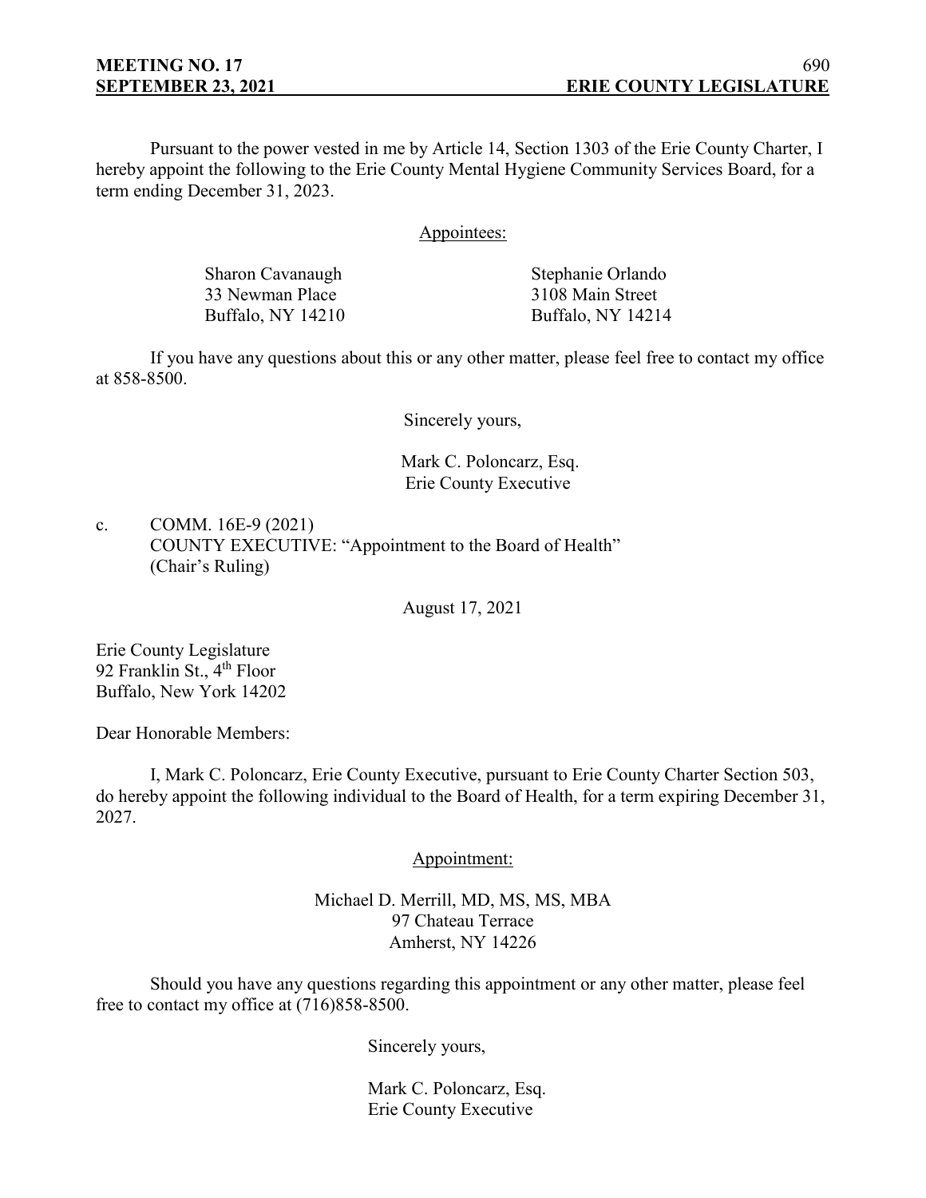Pursuant to the power vested in me by Article 14, Section 1303 of the Erie County Charter, I hereby appoint the following to the Erie County Mental Hygiene Community Services Board, for a term ending December 31, 2023.

Appointees:

Sharon Cavanaugh
33 Newman Place
Buffalo, NY 14210

Stephanie Orlando
3108 Main Street
Buffalo, NY 14214

If you have any questions about this or any other matter, please feel free to contact my office at 858-8500.

Sincerely yours,

Mark C. Poloncarz, Esq.
Erie County Executive

c. COMM. 16E-9 (2021)
COUNTY EXECUTIVE: "Appointment to the Board of Health"
(Chair's Ruling)

August 17, 2021

Erie County Legislature
92 Franklin St., 4th Floor
Buffalo, New York 14202

Dear Honorable Members:

I, Mark C. Poloncarz, Erie County Executive, pursuant to Erie County Charter Section 503, do hereby appoint the following individual to the Board of Health, for a term expiring December 31, 2027.

Appointment:

Michael D. Merrill, MD, MS, MS, MBA
97 Chateau Terrace
Amherst, NY 14226

Should you have any questions regarding this appointment or any other matter, please feel free to contact my office at (716)858-8500.

Sincerely yours,

Mark C. Poloncarz, Esq.
Erie County Executive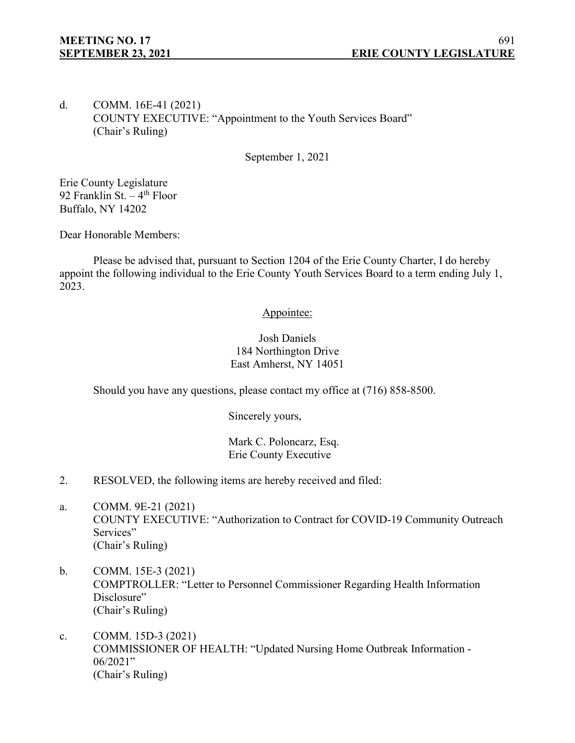d. COMM. 16E-41 (2021)
COUNTY EXECUTIVE: "Appointment to the Youth Services Board"
(Chair's Ruling)

September 1, 2021

Erie County Legislature
92 Franklin St. – 4th Floor
Buffalo, NY 14202

Dear Honorable Members:

Please be advised that, pursuant to Section 1204 of the Erie County Charter, I do hereby appoint the following individual to the Erie County Youth Services Board to a term ending July 1, 2023.

Appointee:

Josh Daniels
184 Northington Drive
East Amherst, NY 14051

Should you have any questions, please contact my office at (716) 858-8500.

Sincerely yours,

Mark C. Poloncarz, Esq.
Erie County Executive

2. RESOLVED, the following items are hereby received and filed:

a. COMM. 9E-21 (2021)
COUNTY EXECUTIVE: "Authorization to Contract for COVID-19 Community Outreach Services"
(Chair's Ruling)

b. COMM. 15E-3 (2021)
COMPTROLLER: "Letter to Personnel Commissioner Regarding Health Information Disclosure"
(Chair's Ruling)

c. COMM. 15D-3 (2021)
COMMISSIONER OF HEALTH: "Updated Nursing Home Outbreak Information - 06/2021"
(Chair's Ruling)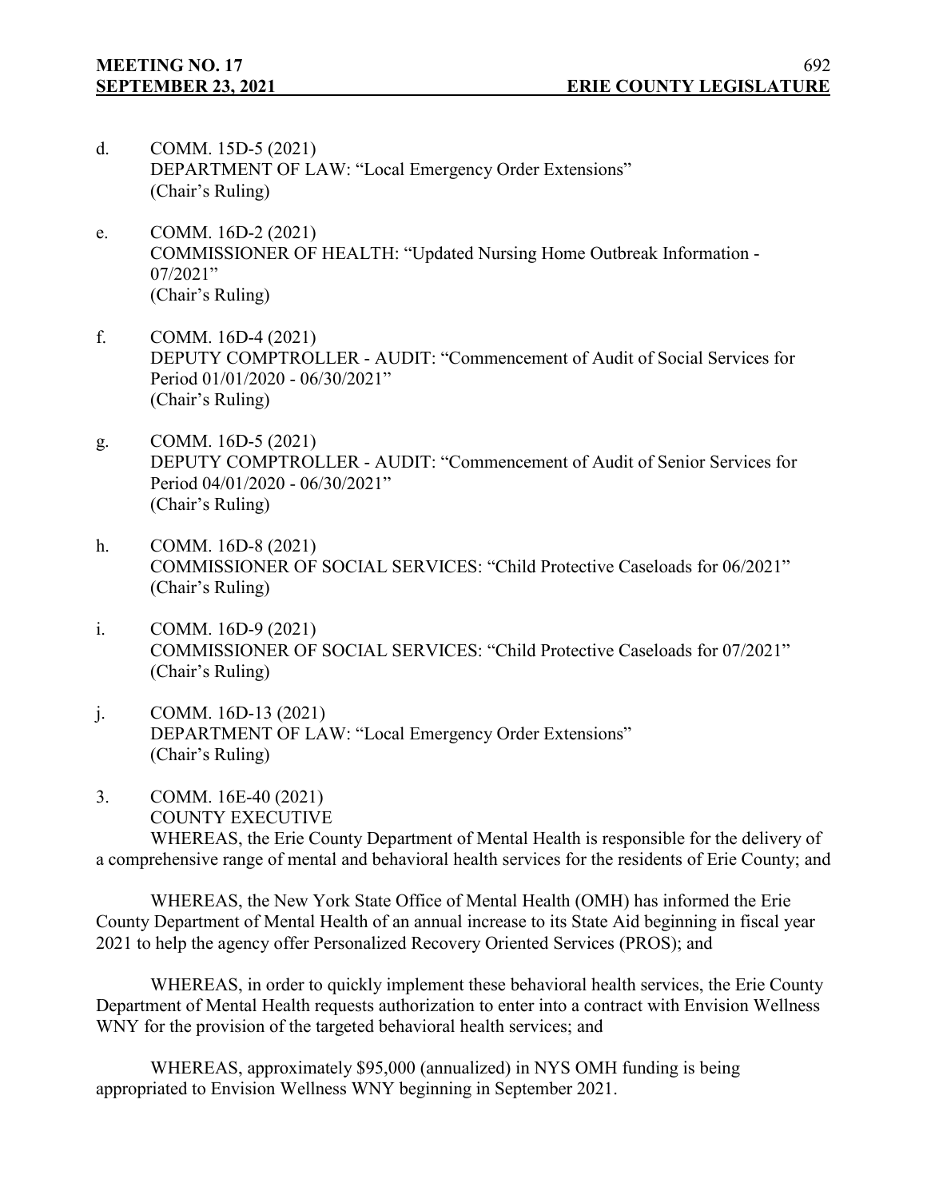d. COMM. 15D-5 (2021)
DEPARTMENT OF LAW: "Local Emergency Order Extensions"
(Chair's Ruling)

e. COMM. 16D-2 (2021)
COMMISSIONER OF HEALTH: "Updated Nursing Home Outbreak Information - 07/2021"
(Chair's Ruling)

f. COMM. 16D-4 (2021)
DEPUTY COMPTROLLER - AUDIT: "Commencement of Audit of Social Services for Period 01/01/2020 - 06/30/2021"
(Chair's Ruling)

g. COMM. 16D-5 (2021)
DEPUTY COMPTROLLER - AUDIT: "Commencement of Audit of Senior Services for Period 04/01/2020 - 06/30/2021"
(Chair's Ruling)

h. COMM. 16D-8 (2021)
COMMISSIONER OF SOCIAL SERVICES: "Child Protective Caseloads for 06/2021"
(Chair's Ruling)

i. COMM. 16D-9 (2021)
COMMISSIONER OF SOCIAL SERVICES: "Child Protective Caseloads for 07/2021"
(Chair's Ruling)

j. COMM. 16D-13 (2021)
DEPARTMENT OF LAW: "Local Emergency Order Extensions"
(Chair's Ruling)

3. COMM. 16E-40 (2021)
COUNTY EXECUTIVE

WHEREAS, the Erie County Department of Mental Health is responsible for the delivery of a comprehensive range of mental and behavioral health services for the residents of Erie County; and

WHEREAS, the New York State Office of Mental Health (OMH) has informed the Erie County Department of Mental Health of an annual increase to its State Aid beginning in fiscal year 2021 to help the agency offer Personalized Recovery Oriented Services (PROS); and

WHEREAS, in order to quickly implement these behavioral health services, the Erie County Department of Mental Health requests authorization to enter into a contract with Envision Wellness WNY for the provision of the targeted behavioral health services; and

WHEREAS, approximately $95,000 (annualized) in NYS OMH funding is being appropriated to Envision Wellness WNY beginning in September 2021.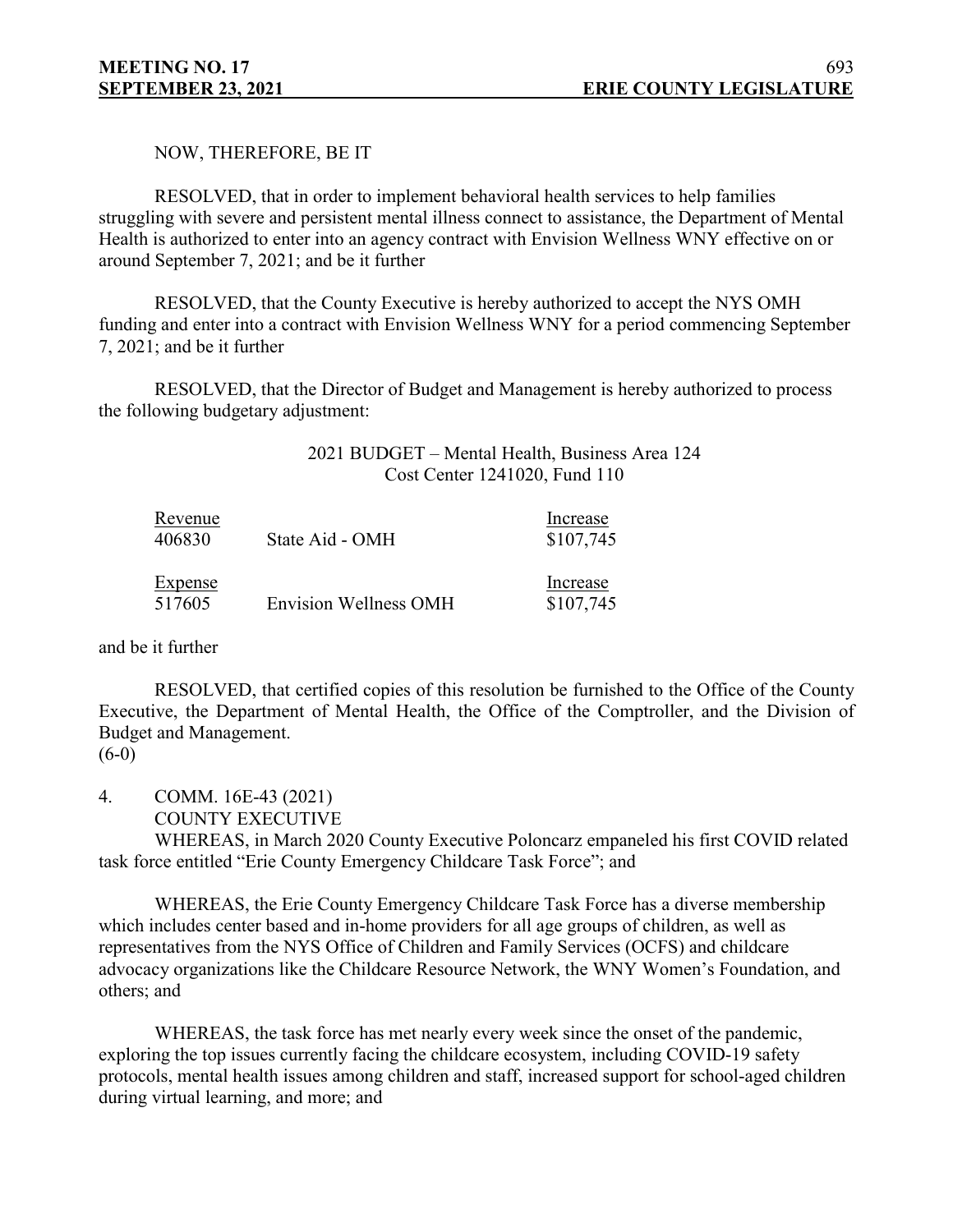NOW, THEREFORE, BE IT

RESOLVED, that in order to implement behavioral health services to help families struggling with severe and persistent mental illness connect to assistance, the Department of Mental Health is authorized to enter into an agency contract with Envision Wellness WNY effective on or around September 7, 2021; and be it further

RESOLVED, that the County Executive is hereby authorized to accept the NYS OMH funding and enter into a contract with Envision Wellness WNY for a period commencing September 7, 2021; and be it further

RESOLVED, that the Director of Budget and Management is hereby authorized to process the following budgetary adjustment:

2021 BUDGET – Mental Health, Business Area 124
Cost Center 1241020, Fund 110

| Revenue | | Increase |
|---|---|---|
| 406830 | State Aid - OMH | $107,745 |
| **Expense** | | **Increase** |
| 517605 | Envision Wellness OMH | $107,745 |

and be it further

RESOLVED, that certified copies of this resolution be furnished to the Office of the County Executive, the Department of Mental Health, the Office of the Comptroller, and the Division of Budget and Management.
(6-0)

4. COMM. 16E-43 (2021)
COUNTY EXECUTIVE

WHEREAS, in March 2020 County Executive Poloncarz empaneled his first COVID related task force entitled "Erie County Emergency Childcare Task Force"; and

WHEREAS, the Erie County Emergency Childcare Task Force has a diverse membership which includes center based and in-home providers for all age groups of children, as well as representatives from the NYS Office of Children and Family Services (OCFS) and childcare advocacy organizations like the Childcare Resource Network, the WNY Women's Foundation, and others; and

WHEREAS, the task force has met nearly every week since the onset of the pandemic, exploring the top issues currently facing the childcare ecosystem, including COVID-19 safety protocols, mental health issues among children and staff, increased support for school-aged children during virtual learning, and more; and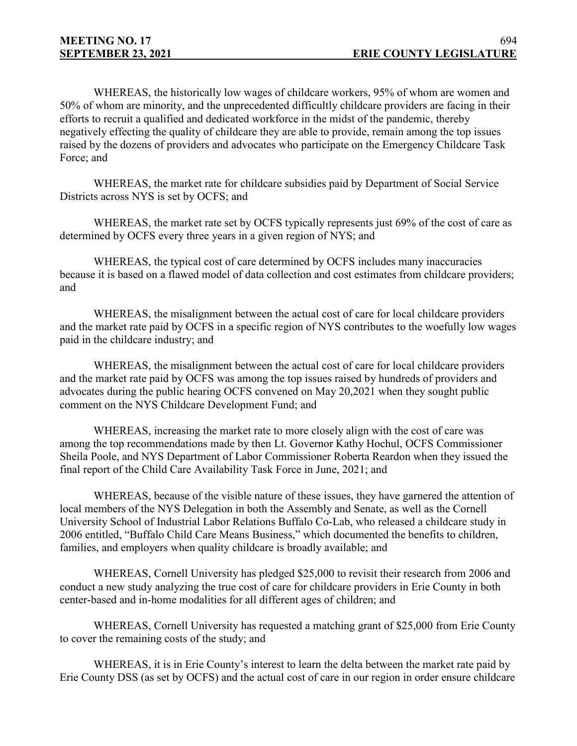WHEREAS, the historically low wages of childcare workers, 95% of whom are women and 50% of whom are minority, and the unprecedented difficultly childcare providers are facing in their efforts to recruit a qualified and dedicated workforce in the midst of the pandemic, thereby negatively effecting the quality of childcare they are able to provide, remain among the top issues raised by the dozens of providers and advocates who participate on the Emergency Childcare Task Force; and

WHEREAS, the market rate for childcare subsidies paid by Department of Social Service Districts across NYS is set by OCFS; and

WHEREAS, the market rate set by OCFS typically represents just 69% of the cost of care as determined by OCFS every three years in a given region of NYS; and

WHEREAS, the typical cost of care determined by OCFS includes many inaccuracies because it is based on a flawed model of data collection and cost estimates from childcare providers; and

WHEREAS, the misalignment between the actual cost of care for local childcare providers and the market rate paid by OCFS in a specific region of NYS contributes to the woefully low wages paid in the childcare industry; and

WHEREAS, the misalignment between the actual cost of care for local childcare providers and the market rate paid by OCFS was among the top issues raised by hundreds of providers and advocates during the public hearing OCFS convened on May 20,2021 when they sought public comment on the NYS Childcare Development Fund; and

WHEREAS, increasing the market rate to more closely align with the cost of care was among the top recommendations made by then Lt. Governor Kathy Hochul, OCFS Commissioner Sheila Poole, and NYS Department of Labor Commissioner Roberta Reardon when they issued the final report of the Child Care Availability Task Force in June, 2021; and

WHEREAS, because of the visible nature of these issues, they have garnered the attention of local members of the NYS Delegation in both the Assembly and Senate, as well as the Cornell University School of Industrial Labor Relations Buffalo Co-Lab, who released a childcare study in 2006 entitled, "Buffalo Child Care Means Business," which documented the benefits to children, families, and employers when quality childcare is broadly available; and

WHEREAS, Cornell University has pledged $25,000 to revisit their research from 2006 and conduct a new study analyzing the true cost of care for childcare providers in Erie County in both center-based and in-home modalities for all different ages of children; and

WHEREAS, Cornell University has requested a matching grant of $25,000 from Erie County to cover the remaining costs of the study; and

WHEREAS, it is in Erie County's interest to learn the delta between the market rate paid by Erie County DSS (as set by OCFS) and the actual cost of care in our region in order ensure childcare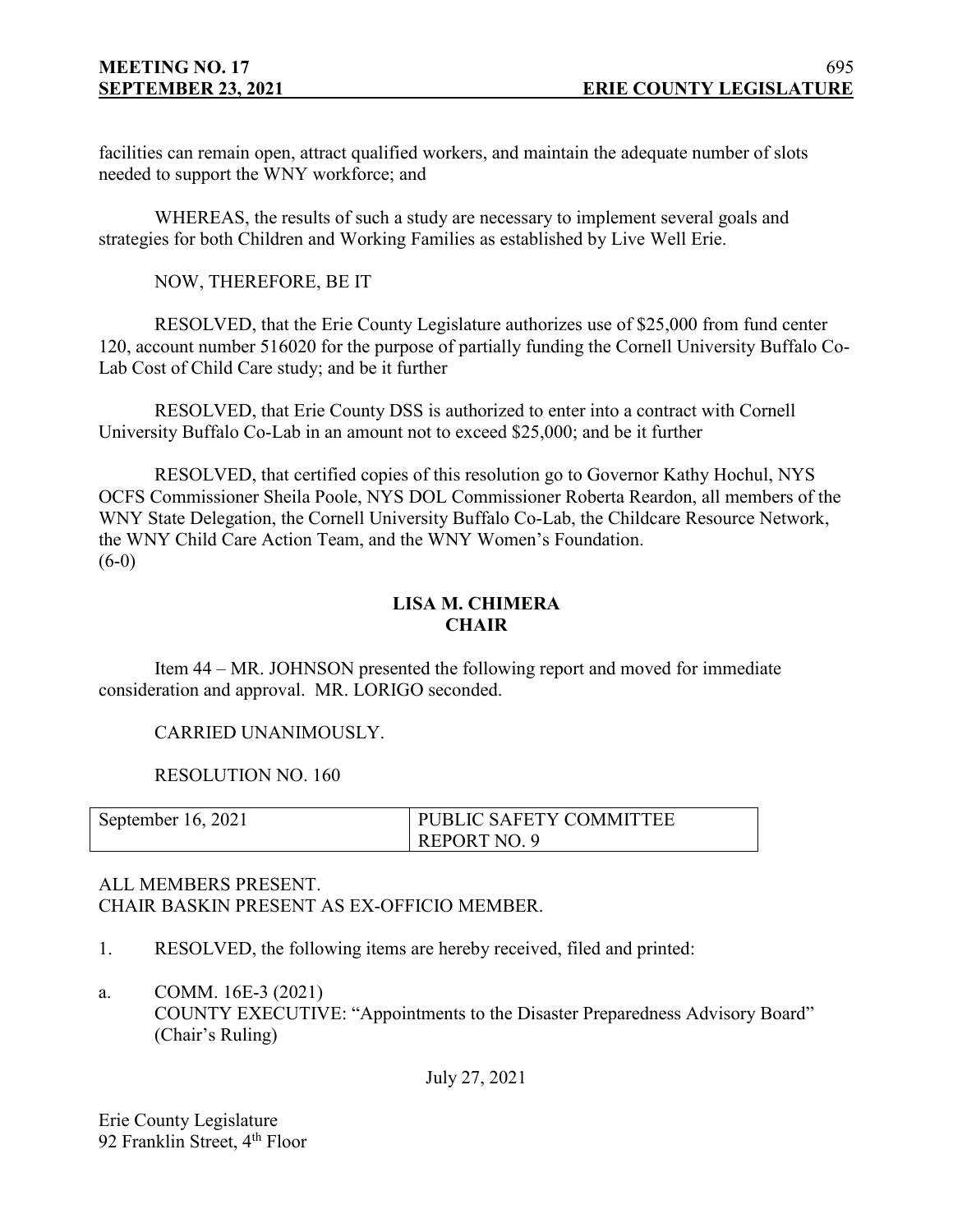facilities can remain open, attract qualified workers, and maintain the adequate number of slots needed to support the WNY workforce; and

WHEREAS, the results of such a study are necessary to implement several goals and strategies for both Children and Working Families as established by Live Well Erie.

NOW, THEREFORE, BE IT

RESOLVED, that the Erie County Legislature authorizes use of $25,000 from fund center 120, account number 516020 for the purpose of partially funding the Cornell University Buffalo Co-Lab Cost of Child Care study; and be it further

RESOLVED, that Erie County DSS is authorized to enter into a contract with Cornell University Buffalo Co-Lab in an amount not to exceed $25,000; and be it further

RESOLVED, that certified copies of this resolution go to Governor Kathy Hochul, NYS OCFS Commissioner Sheila Poole, NYS DOL Commissioner Roberta Reardon, all members of the WNY State Delegation, the Cornell University Buffalo Co-Lab, the Childcare Resource Network, the WNY Child Care Action Team, and the WNY Women's Foundation.
(6-0)

**LISA M. CHIMERA**
**CHAIR**

Item 44 – MR. JOHNSON presented the following report and moved for immediate consideration and approval. MR. LORIGO seconded.

CARRIED UNANIMOUSLY.

RESOLUTION NO. 160

| September 16, 2021 | PUBLIC SAFETY COMMITTEE REPORT NO. 9 |
|---|---|

ALL MEMBERS PRESENT.
CHAIR BASKIN PRESENT AS EX-OFFICIO MEMBER.

1. RESOLVED, the following items are hereby received, filed and printed:

a. COMM. 16E-3 (2021)
COUNTY EXECUTIVE: "Appointments to the Disaster Preparedness Advisory Board" (Chair's Ruling)

July 27, 2021

Erie County Legislature
92 Franklin Street, 4th Floor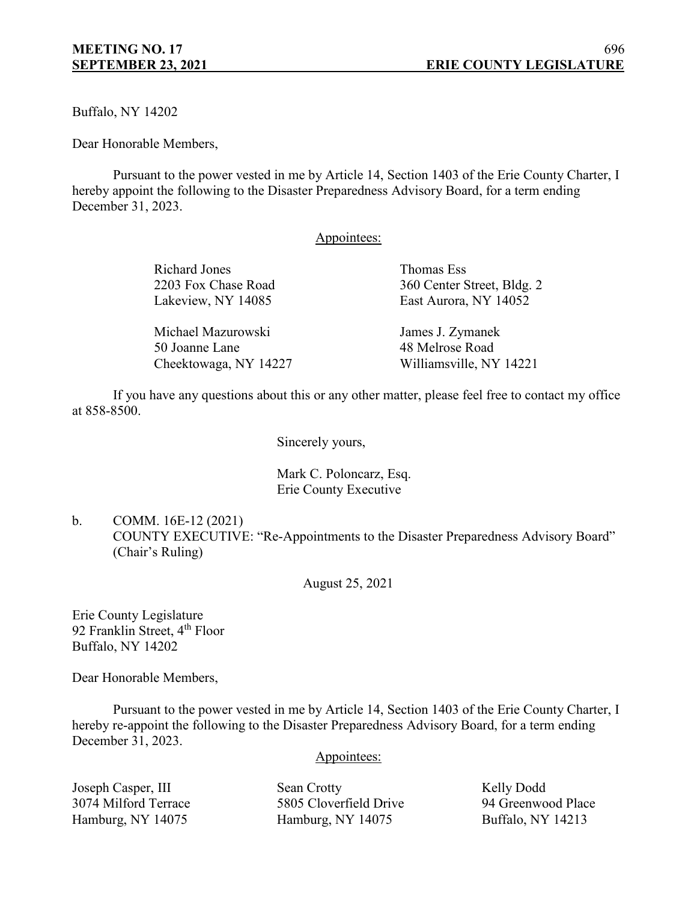Buffalo, NY 14202

Dear Honorable Members,

Pursuant to the power vested in me by Article 14, Section 1403 of the Erie County Charter, I hereby appoint the following to the Disaster Preparedness Advisory Board, for a term ending December 31, 2023.

Appointees:

Richard Jones
2203 Fox Chase Road
Lakeview, NY 14085

Thomas Ess
360 Center Street, Bldg. 2
East Aurora, NY 14052

Michael Mazurowski
50 Joanne Lane
Cheektowaga, NY 14227

James J. Zymanek
48 Melrose Road
Williamsville, NY 14221

If you have any questions about this or any other matter, please feel free to contact my office at 858-8500.

Sincerely yours,

Mark C. Poloncarz, Esq.
Erie County Executive

b. COMM. 16E-12 (2021)
COUNTY EXECUTIVE: "Re-Appointments to the Disaster Preparedness Advisory Board" (Chair's Ruling)

August 25, 2021

Erie County Legislature
92 Franklin Street, 4th Floor
Buffalo, NY 14202

Dear Honorable Members,

Pursuant to the power vested in me by Article 14, Section 1403 of the Erie County Charter, I hereby re-appoint the following to the Disaster Preparedness Advisory Board, for a term ending December 31, 2023.

Appointees:

Joseph Casper, III
3074 Milford Terrace
Hamburg, NY 14075

Sean Crotty
5805 Cloverfield Drive
Hamburg, NY 14075

Kelly Dodd
94 Greenwood Place
Buffalo, NY 14213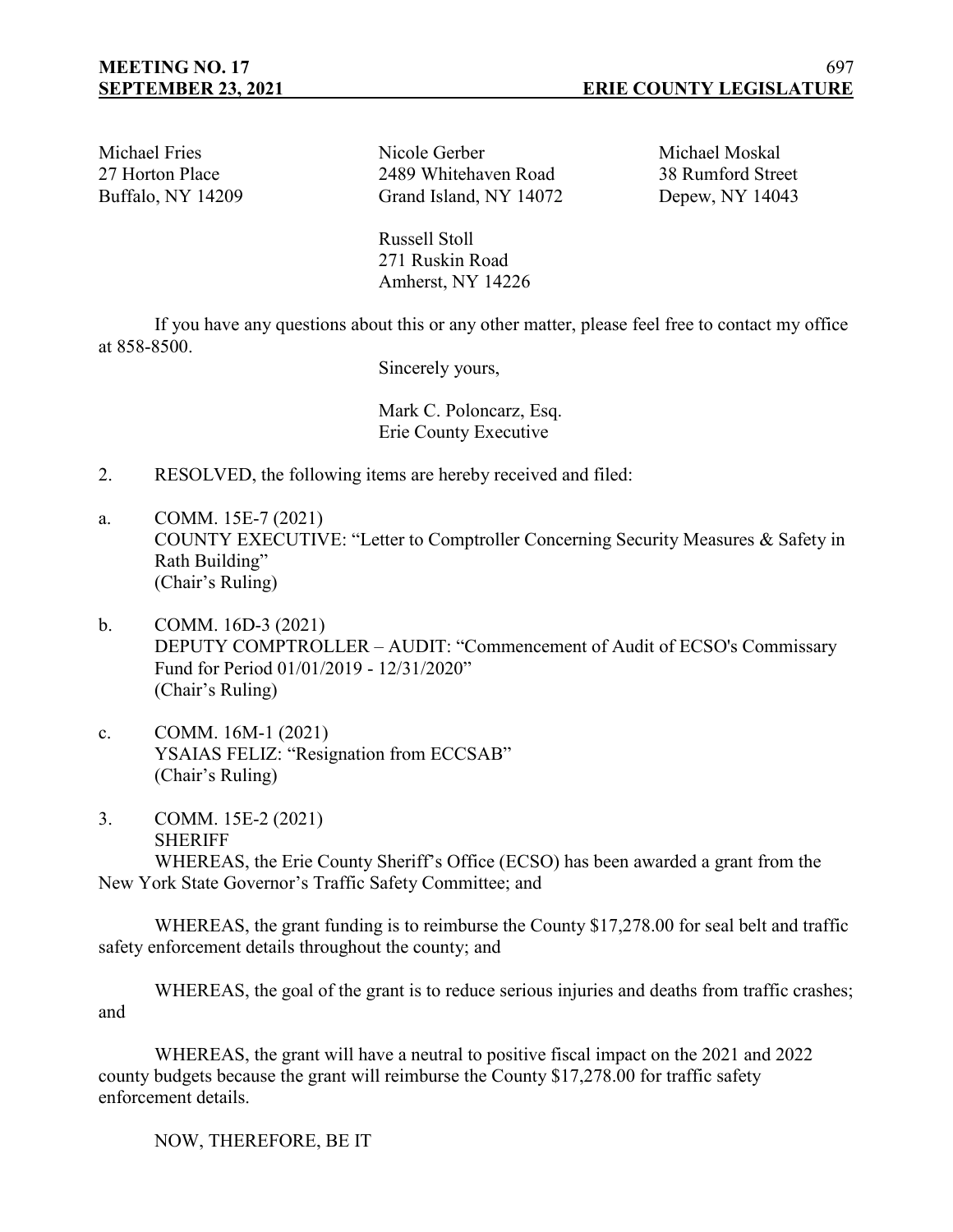Michael Fries
27 Horton Place
Buffalo, NY 14209

Nicole Gerber
2489 Whitehaven Road
Grand Island, NY 14072

Michael Moskal
38 Rumford Street
Depew, NY 14043

Russell Stoll
271 Ruskin Road
Amherst, NY 14226

If you have any questions about this or any other matter, please feel free to contact my office at 858-8500.

Sincerely yours,

Mark C. Poloncarz, Esq.
Erie County Executive

2. RESOLVED, the following items are hereby received and filed:

a. COMM. 15E-7 (2021)
COUNTY EXECUTIVE: "Letter to Comptroller Concerning Security Measures & Safety in Rath Building"
(Chair's Ruling)

b. COMM. 16D-3 (2021)
DEPUTY COMPTROLLER – AUDIT: "Commencement of Audit of ECSO's Commissary Fund for Period 01/01/2019 - 12/31/2020"
(Chair's Ruling)

c. COMM. 16M-1 (2021)
YSAIAS FELIZ: "Resignation from ECCSAB"
(Chair's Ruling)

3. COMM. 15E-2 (2021)
SHERIFF

WHEREAS, the Erie County Sheriff's Office (ECSO) has been awarded a grant from the New York State Governor's Traffic Safety Committee; and

WHEREAS, the grant funding is to reimburse the County $17,278.00 for seal belt and traffic safety enforcement details throughout the county; and

WHEREAS, the goal of the grant is to reduce serious injuries and deaths from traffic crashes; and

WHEREAS, the grant will have a neutral to positive fiscal impact on the 2021 and 2022 county budgets because the grant will reimburse the County $17,278.00 for traffic safety enforcement details.

NOW, THEREFORE, BE IT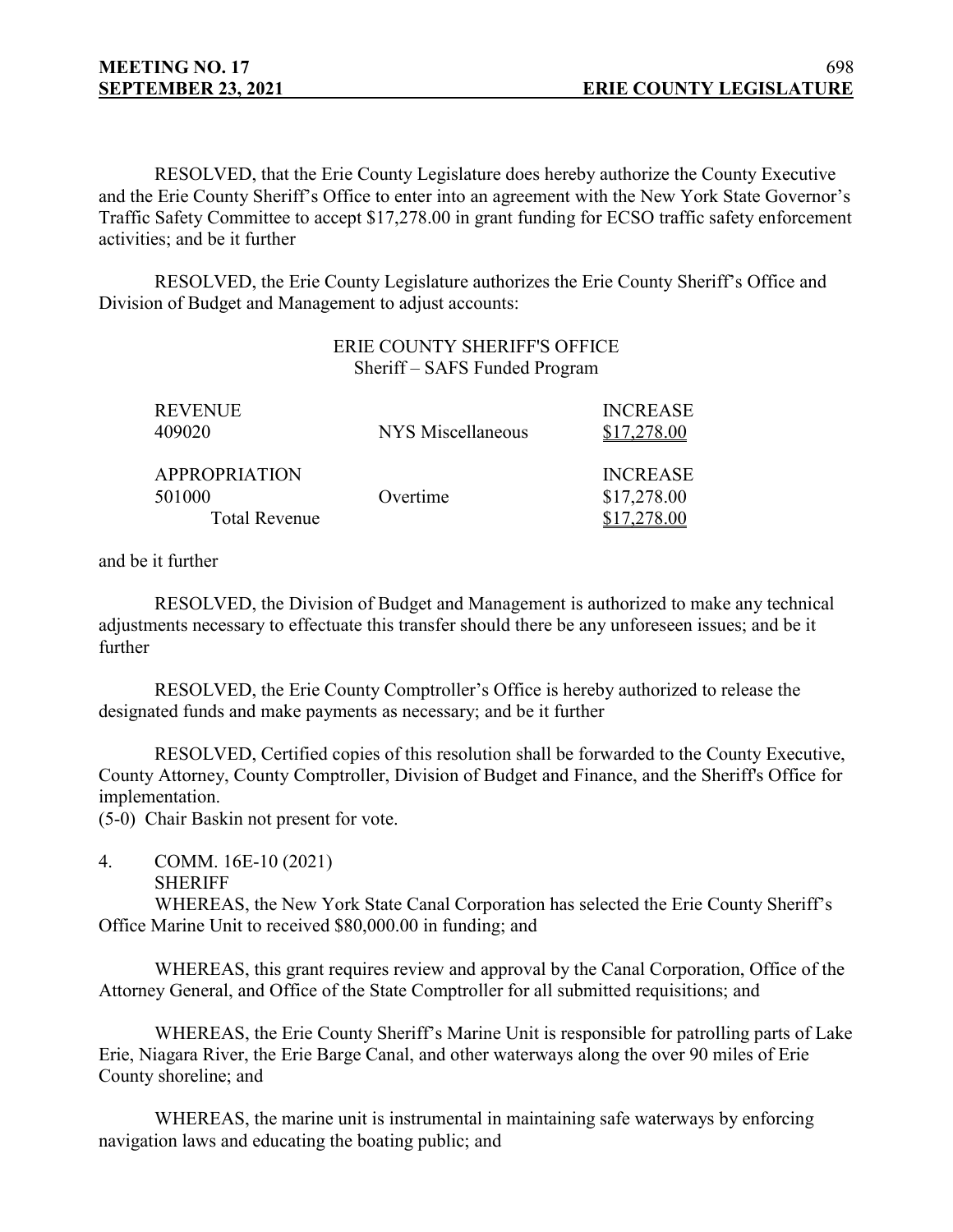RESOLVED, that the Erie County Legislature does hereby authorize the County Executive and the Erie County Sheriff's Office to enter into an agreement with the New York State Governor's Traffic Safety Committee to accept $17,278.00 in grant funding for ECSO traffic safety enforcement activities; and be it further

RESOLVED, the Erie County Legislature authorizes the Erie County Sheriff's Office and Division of Budget and Management to adjust accounts:

ERIE COUNTY SHERIFF'S OFFICE
Sheriff – SAFS Funded Program

| REVENUE | | INCREASE |
|---|---|---|
| 409020 | NYS Miscellaneous | $17,278.00 |
| APPROPRIATION | | INCREASE |
| 501000 | Overtime | $17,278.00 |
| Total Revenue | | $17,278.00 |

and be it further

RESOLVED, the Division of Budget and Management is authorized to make any technical adjustments necessary to effectuate this transfer should there be any unforeseen issues; and be it further

RESOLVED, the Erie County Comptroller's Office is hereby authorized to release the designated funds and make payments as necessary; and be it further

RESOLVED, Certified copies of this resolution shall be forwarded to the County Executive, County Attorney, County Comptroller, Division of Budget and Finance, and the Sheriff's Office for implementation.

(5-0) Chair Baskin not present for vote.

4. COMM. 16E-10 (2021)
SHERIFF

WHEREAS, the New York State Canal Corporation has selected the Erie County Sheriff's Office Marine Unit to received $80,000.00 in funding; and

WHEREAS, this grant requires review and approval by the Canal Corporation, Office of the Attorney General, and Office of the State Comptroller for all submitted requisitions; and

WHEREAS, the Erie County Sheriff's Marine Unit is responsible for patrolling parts of Lake Erie, Niagara River, the Erie Barge Canal, and other waterways along the over 90 miles of Erie County shoreline; and

WHEREAS, the marine unit is instrumental in maintaining safe waterways by enforcing navigation laws and educating the boating public; and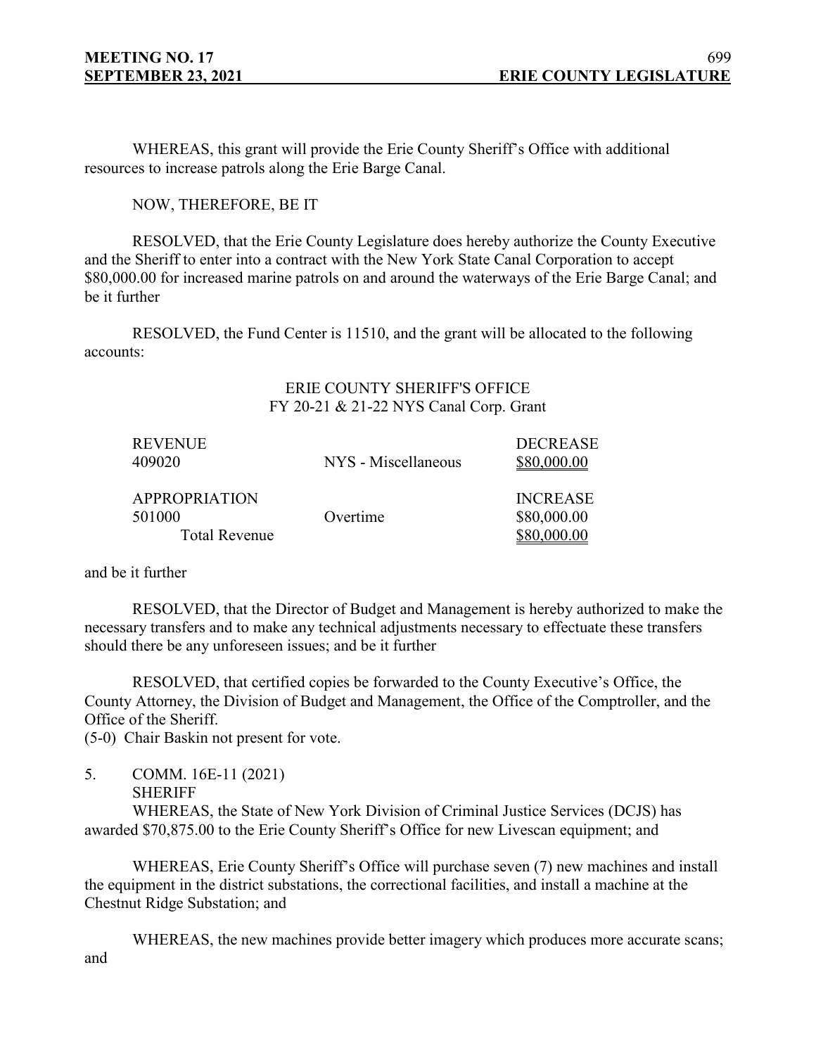WHEREAS, this grant will provide the Erie County Sheriff's Office with additional resources to increase patrols along the Erie Barge Canal.

NOW, THEREFORE, BE IT

RESOLVED, that the Erie County Legislature does hereby authorize the County Executive and the Sheriff to enter into a contract with the New York State Canal Corporation to accept $80,000.00 for increased marine patrols on and around the waterways of the Erie Barge Canal; and be it further

RESOLVED, the Fund Center is 11510, and the grant will be allocated to the following accounts:

ERIE COUNTY SHERIFF'S OFFICE
FY 20-21 & 21-22 NYS Canal Corp. Grant

| REVENUE | | DECREASE |
|---|---|---|
| 409020 | NYS - Miscellaneous | $80,000.00 |
| APPROPRIATION | | INCREASE |
| 501000 | Overtime | $80,000.00 |
| Total Revenue | | $80,000.00 |

and be it further

RESOLVED, that the Director of Budget and Management is hereby authorized to make the necessary transfers and to make any technical adjustments necessary to effectuate these transfers should there be any unforeseen issues; and be it further

RESOLVED, that certified copies be forwarded to the County Executive's Office, the County Attorney, the Division of Budget and Management, the Office of the Comptroller, and the Office of the Sheriff.

(5-0) Chair Baskin not present for vote.

5. COMM. 16E-11 (2021)
SHERIFF

WHEREAS, the State of New York Division of Criminal Justice Services (DCJS) has awarded $70,875.00 to the Erie County Sheriff's Office for new Livescan equipment; and

WHEREAS, Erie County Sheriff's Office will purchase seven (7) new machines and install the equipment in the district substations, the correctional facilities, and install a machine at the Chestnut Ridge Substation; and

WHEREAS, the new machines provide better imagery which produces more accurate scans; and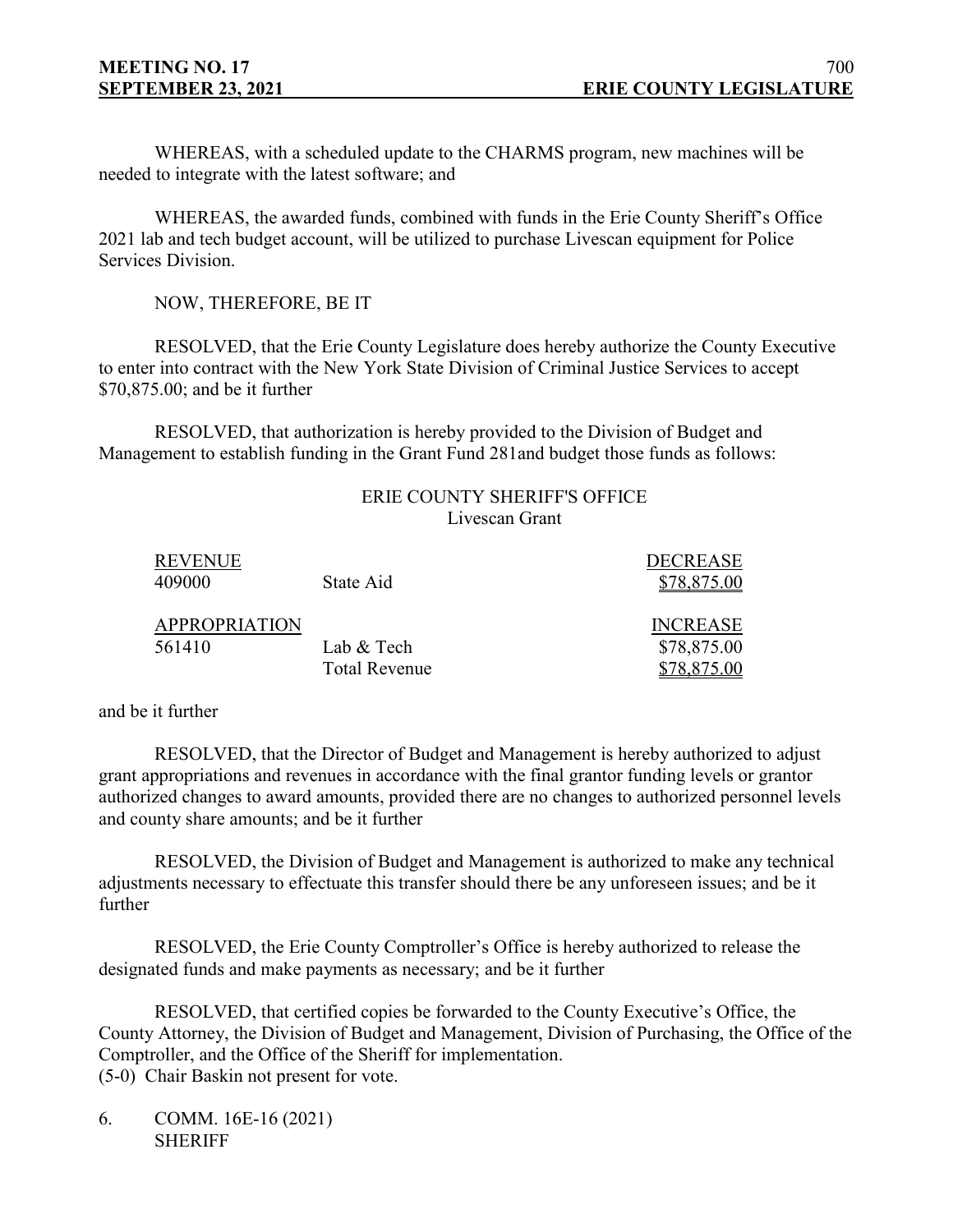WHEREAS, with a scheduled update to the CHARMS program, new machines will be needed to integrate with the latest software; and

WHEREAS, the awarded funds, combined with funds in the Erie County Sheriff's Office 2021 lab and tech budget account, will be utilized to purchase Livescan equipment for Police Services Division.

NOW, THEREFORE, BE IT

RESOLVED, that the Erie County Legislature does hereby authorize the County Executive to enter into contract with the New York State Division of Criminal Justice Services to accept $70,875.00; and be it further

RESOLVED, that authorization is hereby provided to the Division of Budget and Management to establish funding in the Grant Fund 281and budget those funds as follows:

ERIE COUNTY SHERIFF'S OFFICE
Livescan Grant

| REVENUE | | DECREASE |
|---|---|---|
| 409000 | State Aid | $78,875.00 |
| APPROPRIATION | | INCREASE |
| 561410 | Lab & Tech | $78,875.00 |
| | Total Revenue | $78,875.00 |

and be it further

RESOLVED, that the Director of Budget and Management is hereby authorized to adjust grant appropriations and revenues in accordance with the final grantor funding levels or grantor authorized changes to award amounts, provided there are no changes to authorized personnel levels and county share amounts; and be it further

RESOLVED, the Division of Budget and Management is authorized to make any technical adjustments necessary to effectuate this transfer should there be any unforeseen issues; and be it further

RESOLVED, the Erie County Comptroller's Office is hereby authorized to release the designated funds and make payments as necessary; and be it further

RESOLVED, that certified copies be forwarded to the County Executive's Office, the County Attorney, the Division of Budget and Management, Division of Purchasing, the Office of the Comptroller, and the Office of the Sheriff for implementation.
(5-0) Chair Baskin not present for vote.

6. COMM. 16E-16 (2021)
SHERIFF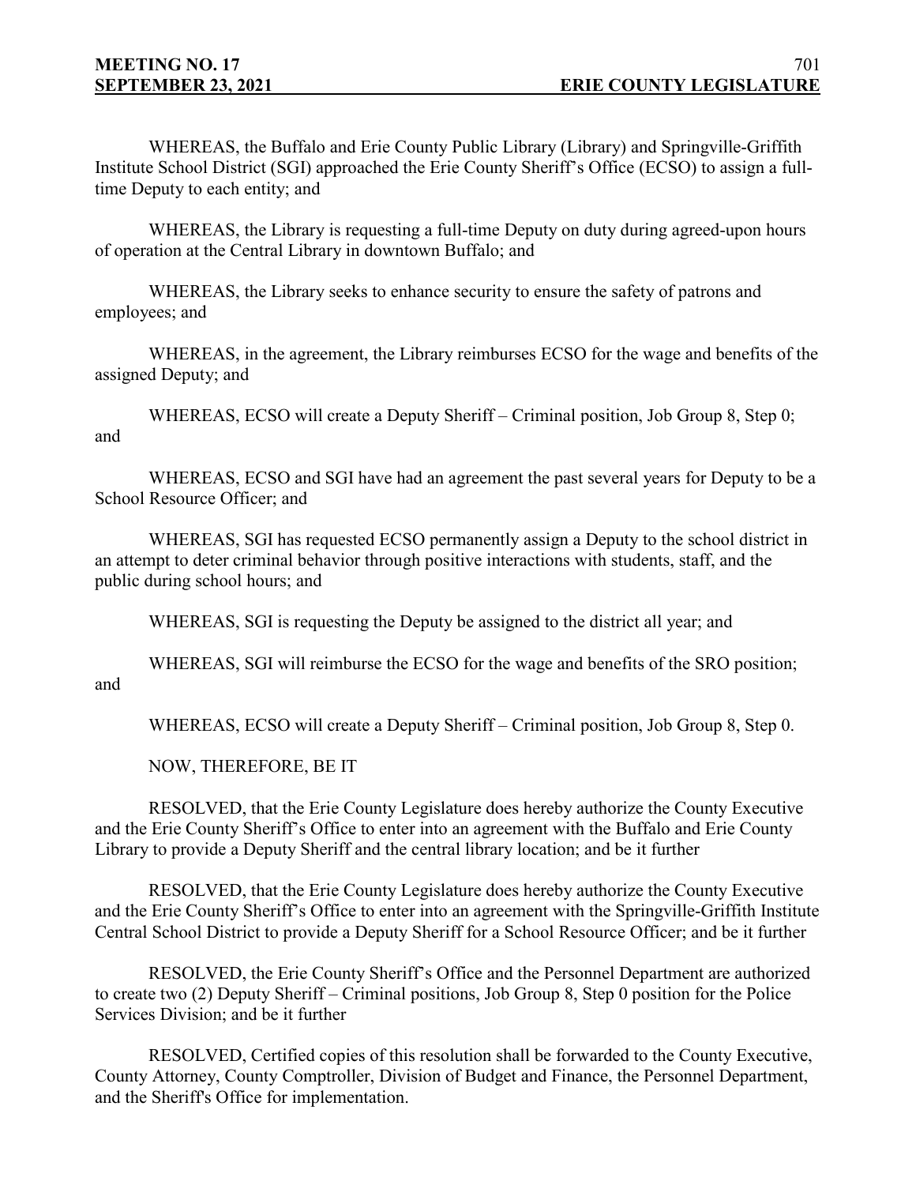WHEREAS, the Buffalo and Erie County Public Library (Library) and Springville-Griffith Institute School District (SGI) approached the Erie County Sheriff's Office (ECSO) to assign a full-time Deputy to each entity; and

WHEREAS, the Library is requesting a full-time Deputy on duty during agreed-upon hours of operation at the Central Library in downtown Buffalo; and

WHEREAS, the Library seeks to enhance security to ensure the safety of patrons and employees; and

WHEREAS, in the agreement, the Library reimburses ECSO for the wage and benefits of the assigned Deputy; and

WHEREAS, ECSO will create a Deputy Sheriff – Criminal position, Job Group 8, Step 0; and

WHEREAS, ECSO and SGI have had an agreement the past several years for Deputy to be a School Resource Officer; and

WHEREAS, SGI has requested ECSO permanently assign a Deputy to the school district in an attempt to deter criminal behavior through positive interactions with students, staff, and the public during school hours; and

WHEREAS, SGI is requesting the Deputy be assigned to the district all year; and

WHEREAS, SGI will reimburse the ECSO for the wage and benefits of the SRO position; and

WHEREAS, ECSO will create a Deputy Sheriff – Criminal position, Job Group 8, Step 0.

NOW, THEREFORE, BE IT

RESOLVED, that the Erie County Legislature does hereby authorize the County Executive and the Erie County Sheriff's Office to enter into an agreement with the Buffalo and Erie County Library to provide a Deputy Sheriff and the central library location; and be it further

RESOLVED, that the Erie County Legislature does hereby authorize the County Executive and the Erie County Sheriff's Office to enter into an agreement with the Springville-Griffith Institute Central School District to provide a Deputy Sheriff for a School Resource Officer; and be it further

RESOLVED, the Erie County Sheriff's Office and the Personnel Department are authorized to create two (2) Deputy Sheriff – Criminal positions, Job Group 8, Step 0 position for the Police Services Division; and be it further

RESOLVED, Certified copies of this resolution shall be forwarded to the County Executive, County Attorney, County Comptroller, Division of Budget and Finance, the Personnel Department, and the Sheriff's Office for implementation.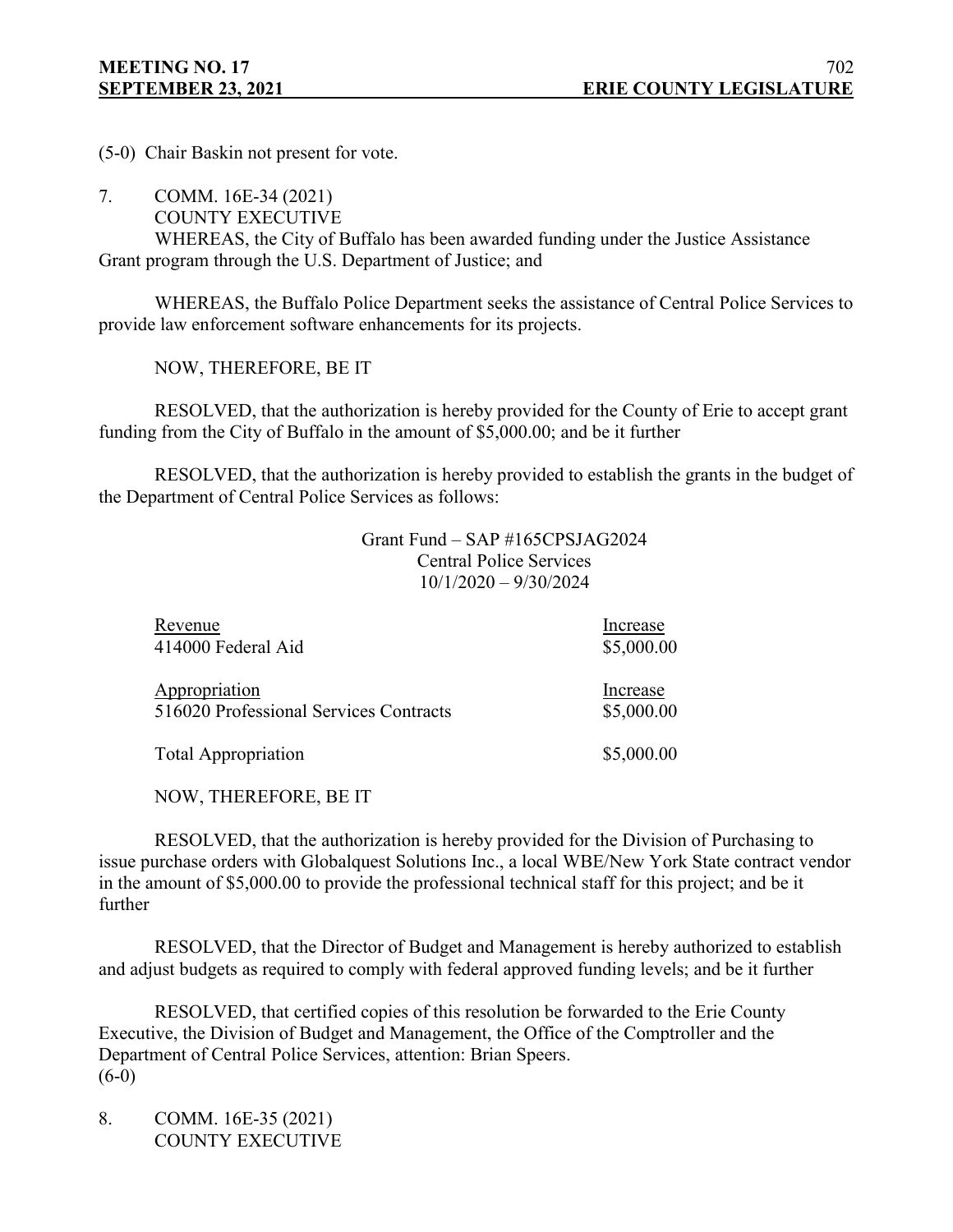(5-0) Chair Baskin not present for vote.

7. COMM. 16E-34 (2021)
COUNTY EXECUTIVE
WHEREAS, the City of Buffalo has been awarded funding under the Justice Assistance Grant program through the U.S. Department of Justice; and

WHEREAS, the Buffalo Police Department seeks the assistance of Central Police Services to provide law enforcement software enhancements for its projects.

NOW, THEREFORE, BE IT

RESOLVED, that the authorization is hereby provided for the County of Erie to accept grant funding from the City of Buffalo in the amount of $5,000.00; and be it further

RESOLVED, that the authorization is hereby provided to establish the grants in the budget of the Department of Central Police Services as follows:

Grant Fund – SAP #165CPSJAG2024
Central Police Services
10/1/2020 – 9/30/2024

| Revenue | Increase |
|---|---|
| 414000 Federal Aid | $5,000.00 |
| Appropriation | Increase |
| 516020 Professional Services Contracts | $5,000.00 |
| Total Appropriation | $5,000.00 |

NOW, THEREFORE, BE IT

RESOLVED, that the authorization is hereby provided for the Division of Purchasing to issue purchase orders with Globalquest Solutions Inc., a local WBE/New York State contract vendor in the amount of $5,000.00 to provide the professional technical staff for this project; and be it further

RESOLVED, that the Director of Budget and Management is hereby authorized to establish and adjust budgets as required to comply with federal approved funding levels; and be it further

RESOLVED, that certified copies of this resolution be forwarded to the Erie County Executive, the Division of Budget and Management, the Office of the Comptroller and the Department of Central Police Services, attention: Brian Speers.
(6-0)

8. COMM. 16E-35 (2021)
COUNTY EXECUTIVE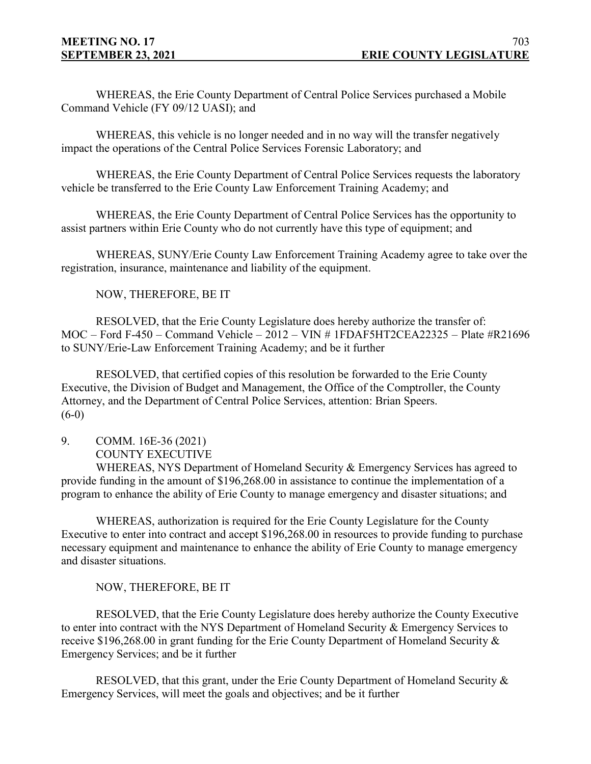WHEREAS, the Erie County Department of Central Police Services purchased a Mobile Command Vehicle (FY 09/12 UASI); and

WHEREAS, this vehicle is no longer needed and in no way will the transfer negatively impact the operations of the Central Police Services Forensic Laboratory; and

WHEREAS, the Erie County Department of Central Police Services requests the laboratory vehicle be transferred to the Erie County Law Enforcement Training Academy; and

WHEREAS, the Erie County Department of Central Police Services has the opportunity to assist partners within Erie County who do not currently have this type of equipment; and

WHEREAS, SUNY/Erie County Law Enforcement Training Academy agree to take over the registration, insurance, maintenance and liability of the equipment.

NOW, THEREFORE, BE IT

RESOLVED, that the Erie County Legislature does hereby authorize the transfer of: MOC – Ford F-450 – Command Vehicle – 2012 – VIN # 1FDAF5HT2CEA22325 – Plate #R21696 to SUNY/Erie-Law Enforcement Training Academy; and be it further

RESOLVED, that certified copies of this resolution be forwarded to the Erie County Executive, the Division of Budget and Management, the Office of the Comptroller, the County Attorney, and the Department of Central Police Services, attention: Brian Speers.
(6-0)

9. COMM. 16E-36 (2021)
COUNTY EXECUTIVE

WHEREAS, NYS Department of Homeland Security & Emergency Services has agreed to provide funding in the amount of $196,268.00 in assistance to continue the implementation of a program to enhance the ability of Erie County to manage emergency and disaster situations; and

WHEREAS, authorization is required for the Erie County Legislature for the County Executive to enter into contract and accept $196,268.00 in resources to provide funding to purchase necessary equipment and maintenance to enhance the ability of Erie County to manage emergency and disaster situations.

NOW, THEREFORE, BE IT

RESOLVED, that the Erie County Legislature does hereby authorize the County Executive to enter into contract with the NYS Department of Homeland Security & Emergency Services to receive $196,268.00 in grant funding for the Erie County Department of Homeland Security & Emergency Services; and be it further

RESOLVED, that this grant, under the Erie County Department of Homeland Security & Emergency Services, will meet the goals and objectives; and be it further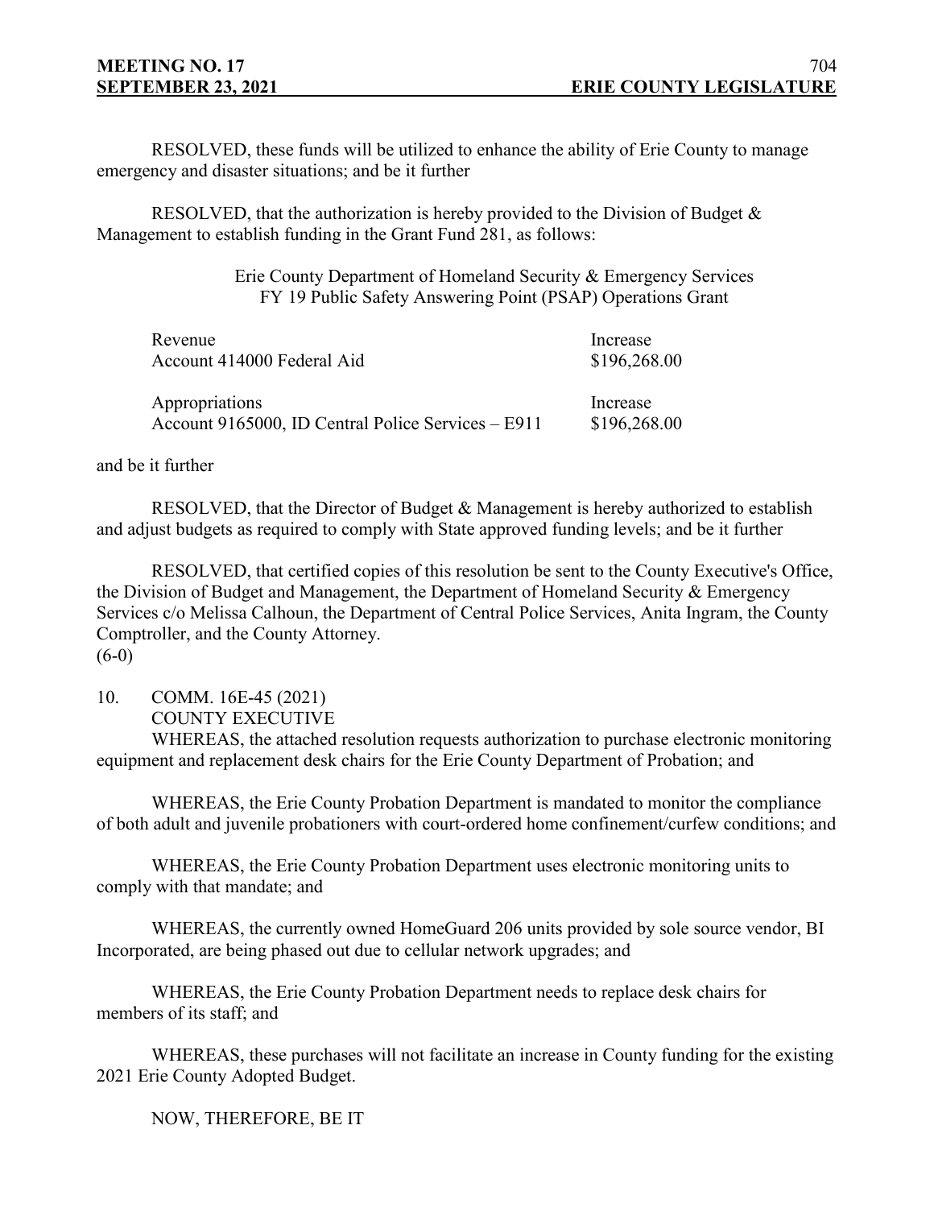RESOLVED, these funds will be utilized to enhance the ability of Erie County to manage emergency and disaster situations; and be it further

RESOLVED, that the authorization is hereby provided to the Division of Budget & Management to establish funding in the Grant Fund 281, as follows:

Erie County Department of Homeland Security & Emergency Services
FY 19 Public Safety Answering Point (PSAP) Operations Grant

| Revenue | Increase |
|---|---|
| Account 414000 Federal Aid | $196,268.00 |
| **Appropriations** | **Increase** |
| Account 9165000, ID Central Police Services – E911 | $196,268.00 |

and be it further

RESOLVED, that the Director of Budget & Management is hereby authorized to establish and adjust budgets as required to comply with State approved funding levels; and be it further

RESOLVED, that certified copies of this resolution be sent to the County Executive's Office, the Division of Budget and Management, the Department of Homeland Security & Emergency Services c/o Melissa Calhoun, the Department of Central Police Services, Anita Ingram, the County Comptroller, and the County Attorney.
(6-0)

10. COMM. 16E-45 (2021)
COUNTY EXECUTIVE

WHEREAS, the attached resolution requests authorization to purchase electronic monitoring equipment and replacement desk chairs for the Erie County Department of Probation; and

WHEREAS, the Erie County Probation Department is mandated to monitor the compliance of both adult and juvenile probationers with court-ordered home confinement/curfew conditions; and

WHEREAS, the Erie County Probation Department uses electronic monitoring units to comply with that mandate; and

WHEREAS, the currently owned HomeGuard 206 units provided by sole source vendor, BI Incorporated, are being phased out due to cellular network upgrades; and

WHEREAS, the Erie County Probation Department needs to replace desk chairs for members of its staff; and

WHEREAS, these purchases will not facilitate an increase in County funding for the existing 2021 Erie County Adopted Budget.

NOW, THEREFORE, BE IT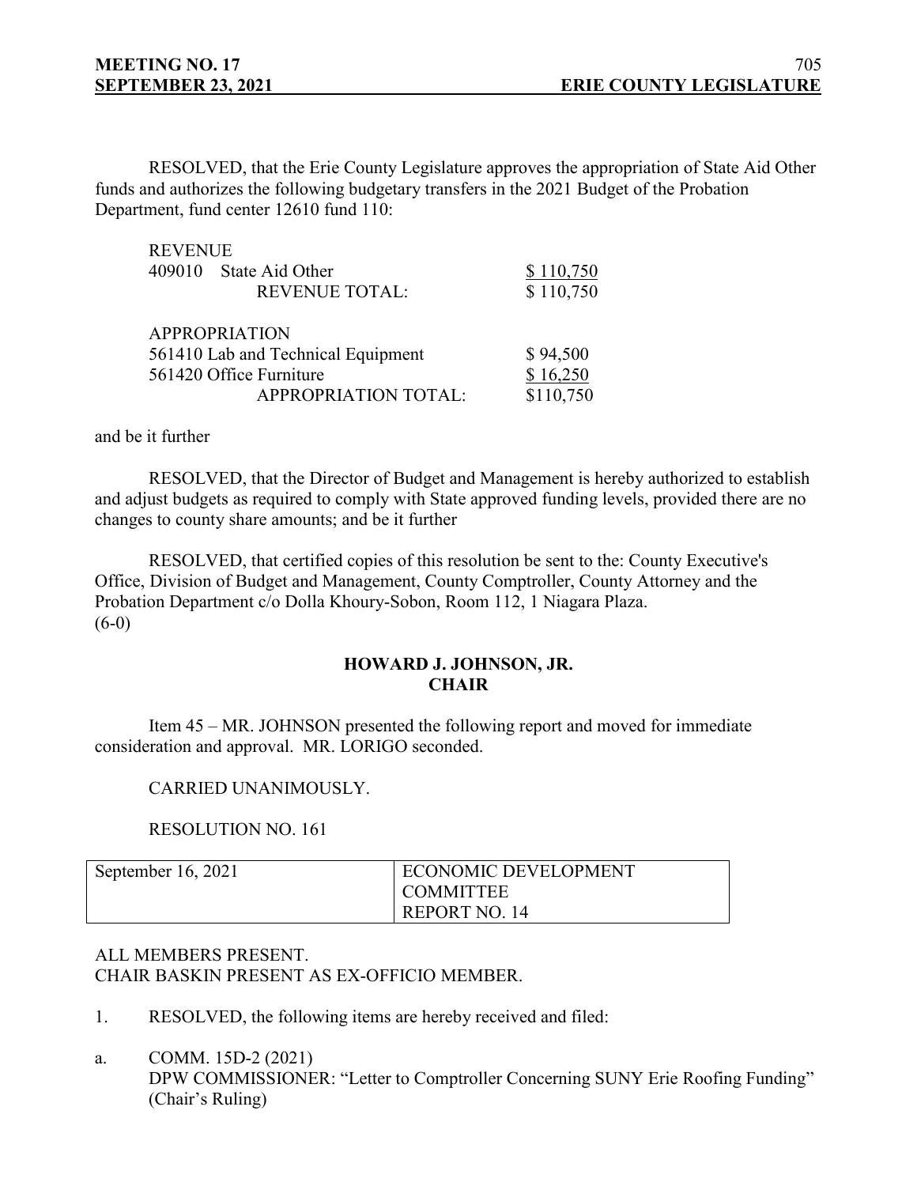RESOLVED, that the Erie County Legislature approves the appropriation of State Aid Other funds and authorizes the following budgetary transfers in the 2021 Budget of the Probation Department, fund center 12610 fund 110:

| REVENUE | |
|---|---|
| 409010 State Aid Other | $ 110,750 |
| REVENUE TOTAL: | $ 110,750 |

| APPROPRIATION | |
|---|---|
| 561410 Lab and Technical Equipment | $ 94,500 |
| 561420 Office Furniture | $ 16,250 |
| APPROPRIATION TOTAL: | $110,750 |

and be it further

RESOLVED, that the Director of Budget and Management is hereby authorized to establish and adjust budgets as required to comply with State approved funding levels, provided there are no changes to county share amounts; and be it further

RESOLVED, that certified copies of this resolution be sent to the: County Executive's Office, Division of Budget and Management, County Comptroller, County Attorney and the Probation Department c/o Dolla Khoury-Sobon, Room 112, 1 Niagara Plaza.
(6-0)

**HOWARD J. JOHNSON, JR.**
**CHAIR**

Item 45 – MR. JOHNSON presented the following report and moved for immediate consideration and approval. MR. LORIGO seconded.

CARRIED UNANIMOUSLY.

RESOLUTION NO. 161

| September 16, 2021 | ECONOMIC DEVELOPMENT COMMITTEE REPORT NO. 14 |
|---|---|

ALL MEMBERS PRESENT.
CHAIR BASKIN PRESENT AS EX-OFFICIO MEMBER.

1. RESOLVED, the following items are hereby received and filed:

a. COMM. 15D-2 (2021)
DPW COMMISSIONER: "Letter to Comptroller Concerning SUNY Erie Roofing Funding" (Chair's Ruling)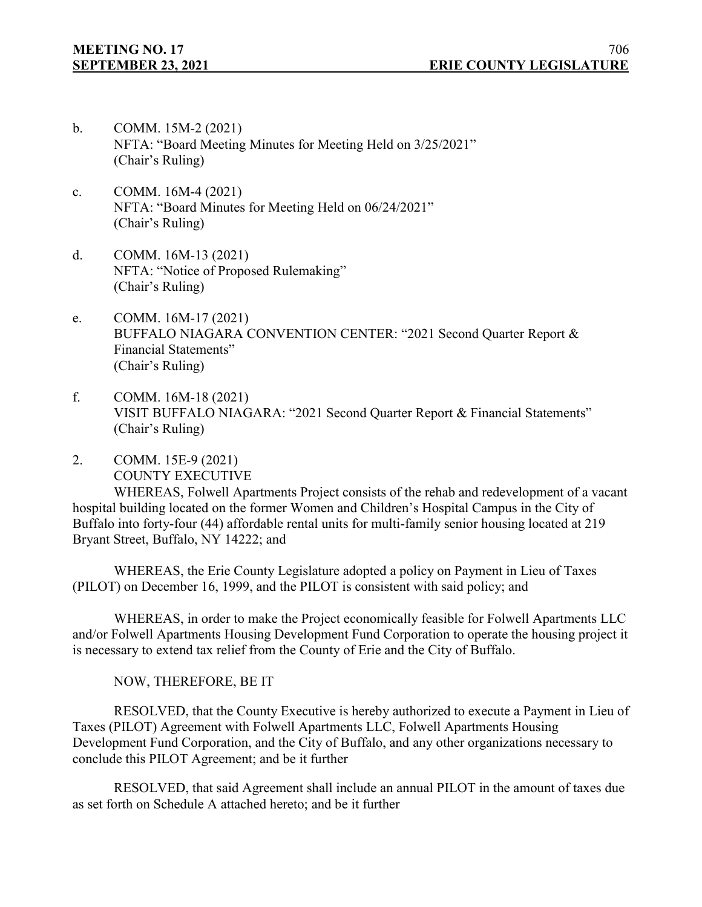b. COMM. 15M-2 (2021)
NFTA: "Board Meeting Minutes for Meeting Held on 3/25/2021"
(Chair's Ruling)

c. COMM. 16M-4 (2021)
NFTA: "Board Minutes for Meeting Held on 06/24/2021"
(Chair's Ruling)

d. COMM. 16M-13 (2021)
NFTA: "Notice of Proposed Rulemaking"
(Chair's Ruling)

e. COMM. 16M-17 (2021)
BUFFALO NIAGARA CONVENTION CENTER: "2021 Second Quarter Report & Financial Statements"
(Chair's Ruling)

f. COMM. 16M-18 (2021)
VISIT BUFFALO NIAGARA: "2021 Second Quarter Report & Financial Statements"
(Chair's Ruling)

2. COMM. 15E-9 (2021)
COUNTY EXECUTIVE

WHEREAS, Folwell Apartments Project consists of the rehab and redevelopment of a vacant hospital building located on the former Women and Children's Hospital Campus in the City of Buffalo into forty-four (44) affordable rental units for multi-family senior housing located at 219 Bryant Street, Buffalo, NY 14222; and

WHEREAS, the Erie County Legislature adopted a policy on Payment in Lieu of Taxes (PILOT) on December 16, 1999, and the PILOT is consistent with said policy; and

WHEREAS, in order to make the Project economically feasible for Folwell Apartments LLC and/or Folwell Apartments Housing Development Fund Corporation to operate the housing project it is necessary to extend tax relief from the County of Erie and the City of Buffalo.

NOW, THEREFORE, BE IT

RESOLVED, that the County Executive is hereby authorized to execute a Payment in Lieu of Taxes (PILOT) Agreement with Folwell Apartments LLC, Folwell Apartments Housing Development Fund Corporation, and the City of Buffalo, and any other organizations necessary to conclude this PILOT Agreement; and be it further

RESOLVED, that said Agreement shall include an annual PILOT in the amount of taxes due as set forth on Schedule A attached hereto; and be it further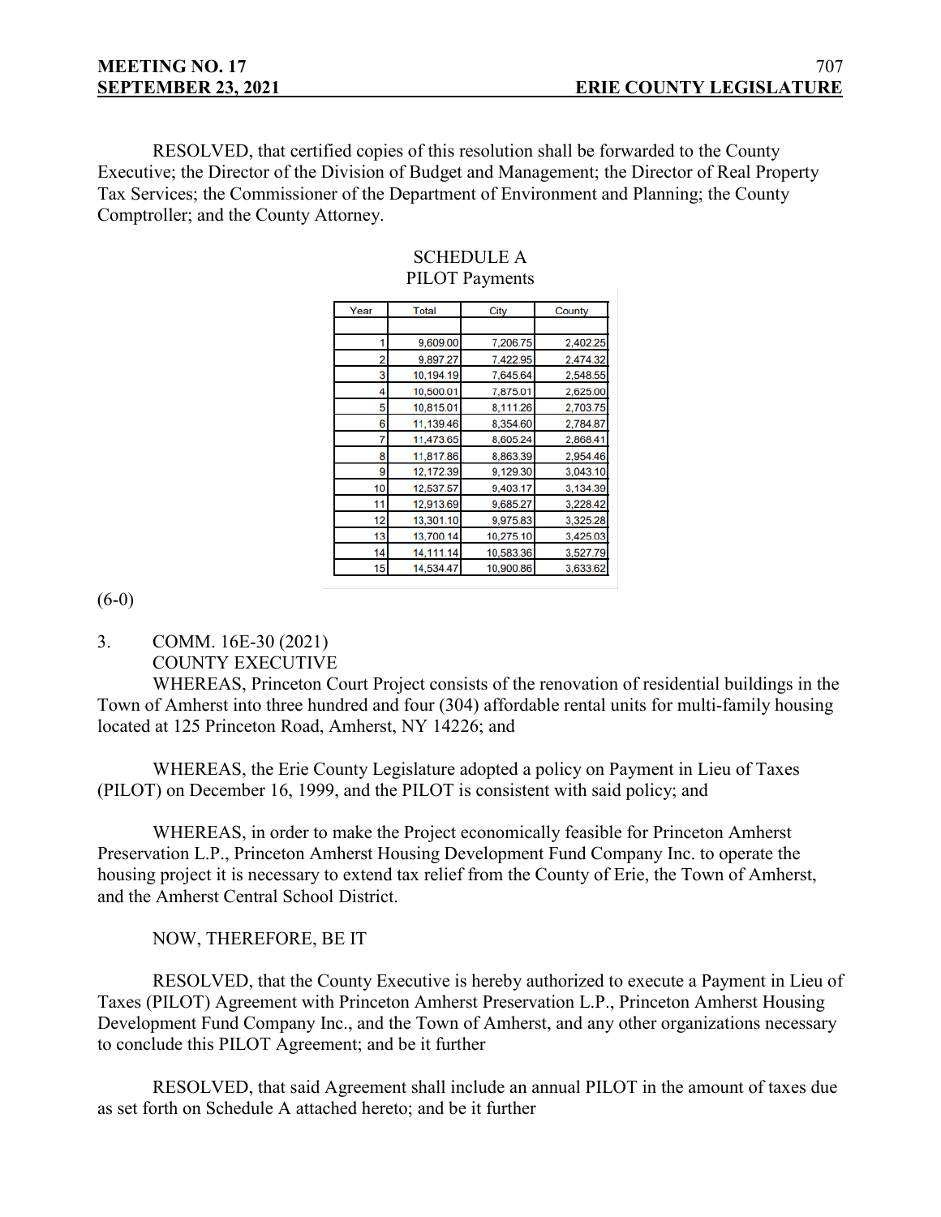RESOLVED, that certified copies of this resolution shall be forwarded to the County Executive; the Director of the Division of Budget and Management; the Director of Real Property Tax Services; the Commissioner of the Department of Environment and Planning; the County Comptroller; and the County Attorney.

SCHEDULE A
PILOT Payments

| Year | Total | City | County |
|---|---|---|---|
| 1 | 9,609.00 | 7,206.75 | 2,402.25 |
| 2 | 9,897.27 | 7,422.95 | 2,474.32 |
| 3 | 10,194.19 | 7,645.64 | 2,548.55 |
| 4 | 10,500.01 | 7,875.01 | 2,625.00 |
| 5 | 10,815.01 | 8,111.26 | 2,703.75 |
| 6 | 11,139.46 | 8,354.60 | 2,784.87 |
| 7 | 11,473.65 | 8,605.24 | 2,868.41 |
| 8 | 11,817.86 | 8,863.39 | 2,954.46 |
| 9 | 12,172.39 | 9,129.30 | 3,043.10 |
| 10 | 12,537.57 | 9,403.17 | 3,134.39 |
| 11 | 12,913.69 | 9,685.27 | 3,228.42 |
| 12 | 13,301.10 | 9,975.83 | 3,325.28 |
| 13 | 13,700.14 | 10,275.10 | 3,425.03 |
| 14 | 14,111.14 | 10,583.36 | 3,527.79 |
| 15 | 14,534.47 | 10,900.86 | 3,633.62 |

(6-0)

3. COMM. 16E-30 (2021)
COUNTY EXECUTIVE

WHEREAS, Princeton Court Project consists of the renovation of residential buildings in the Town of Amherst into three hundred and four (304) affordable rental units for multi-family housing located at 125 Princeton Road, Amherst, NY 14226; and

WHEREAS, the Erie County Legislature adopted a policy on Payment in Lieu of Taxes (PILOT) on December 16, 1999, and the PILOT is consistent with said policy; and

WHEREAS, in order to make the Project economically feasible for Princeton Amherst Preservation L.P., Princeton Amherst Housing Development Fund Company Inc. to operate the housing project it is necessary to extend tax relief from the County of Erie, the Town of Amherst, and the Amherst Central School District.

NOW, THEREFORE, BE IT

RESOLVED, that the County Executive is hereby authorized to execute a Payment in Lieu of Taxes (PILOT) Agreement with Princeton Amherst Preservation L.P., Princeton Amherst Housing Development Fund Company Inc., and the Town of Amherst, and any other organizations necessary to conclude this PILOT Agreement; and be it further

RESOLVED, that said Agreement shall include an annual PILOT in the amount of taxes due as set forth on Schedule A attached hereto; and be it further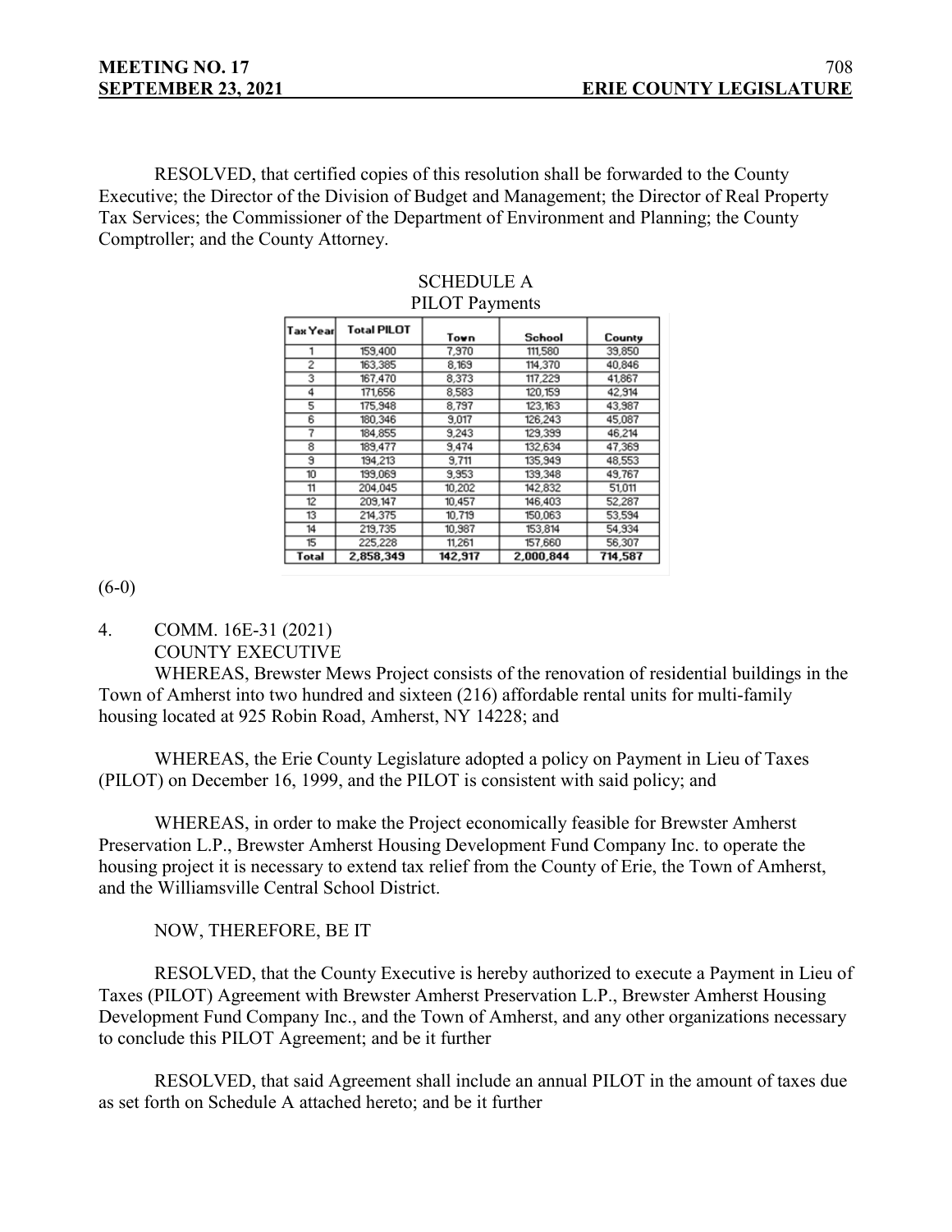RESOLVED, that certified copies of this resolution shall be forwarded to the County Executive; the Director of the Division of Budget and Management; the Director of Real Property Tax Services; the Commissioner of the Department of Environment and Planning; the County Comptroller; and the County Attorney.

SCHEDULE A
PILOT Payments

| Tax Year | Total PILOT | Town | School | County |
|---|---|---|---|---|
| 1 | 159,400 | 7,970 | 111,580 | 39,850 |
| 2 | 163,385 | 8,169 | 114,370 | 40,846 |
| 3 | 167,470 | 8,373 | 117,229 | 41,867 |
| 4 | 171,656 | 8,583 | 120,159 | 42,914 |
| 5 | 175,948 | 8,797 | 123,163 | 43,987 |
| 6 | 180,346 | 9,017 | 126,243 | 45,087 |
| 7 | 184,855 | 9,243 | 129,399 | 46,214 |
| 8 | 189,477 | 9,474 | 132,634 | 47,369 |
| 9 | 194,213 | 9,711 | 135,949 | 48,553 |
| 10 | 199,069 | 9,953 | 139,348 | 49,767 |
| 11 | 204,045 | 10,202 | 142,832 | 51,011 |
| 12 | 209,147 | 10,457 | 146,403 | 52,287 |
| 13 | 214,375 | 10,719 | 150,063 | 53,594 |
| 14 | 219,735 | 10,987 | 153,814 | 54,934 |
| 15 | 225,228 | 11,261 | 157,660 | 56,307 |
| **Total** | **2,858,349** | **142,917** | **2,000,844** | **714,587** |

(6-0)

4. COMM. 16E-31 (2021)
COUNTY EXECUTIVE

WHEREAS, Brewster Mews Project consists of the renovation of residential buildings in the Town of Amherst into two hundred and sixteen (216) affordable rental units for multi-family housing located at 925 Robin Road, Amherst, NY 14228; and

WHEREAS, the Erie County Legislature adopted a policy on Payment in Lieu of Taxes (PILOT) on December 16, 1999, and the PILOT is consistent with said policy; and

WHEREAS, in order to make the Project economically feasible for Brewster Amherst Preservation L.P., Brewster Amherst Housing Development Fund Company Inc. to operate the housing project it is necessary to extend tax relief from the County of Erie, the Town of Amherst, and the Williamsville Central School District.

NOW, THEREFORE, BE IT

RESOLVED, that the County Executive is hereby authorized to execute a Payment in Lieu of Taxes (PILOT) Agreement with Brewster Amherst Preservation L.P., Brewster Amherst Housing Development Fund Company Inc., and the Town of Amherst, and any other organizations necessary to conclude this PILOT Agreement; and be it further

RESOLVED, that said Agreement shall include an annual PILOT in the amount of taxes due as set forth on Schedule A attached hereto; and be it further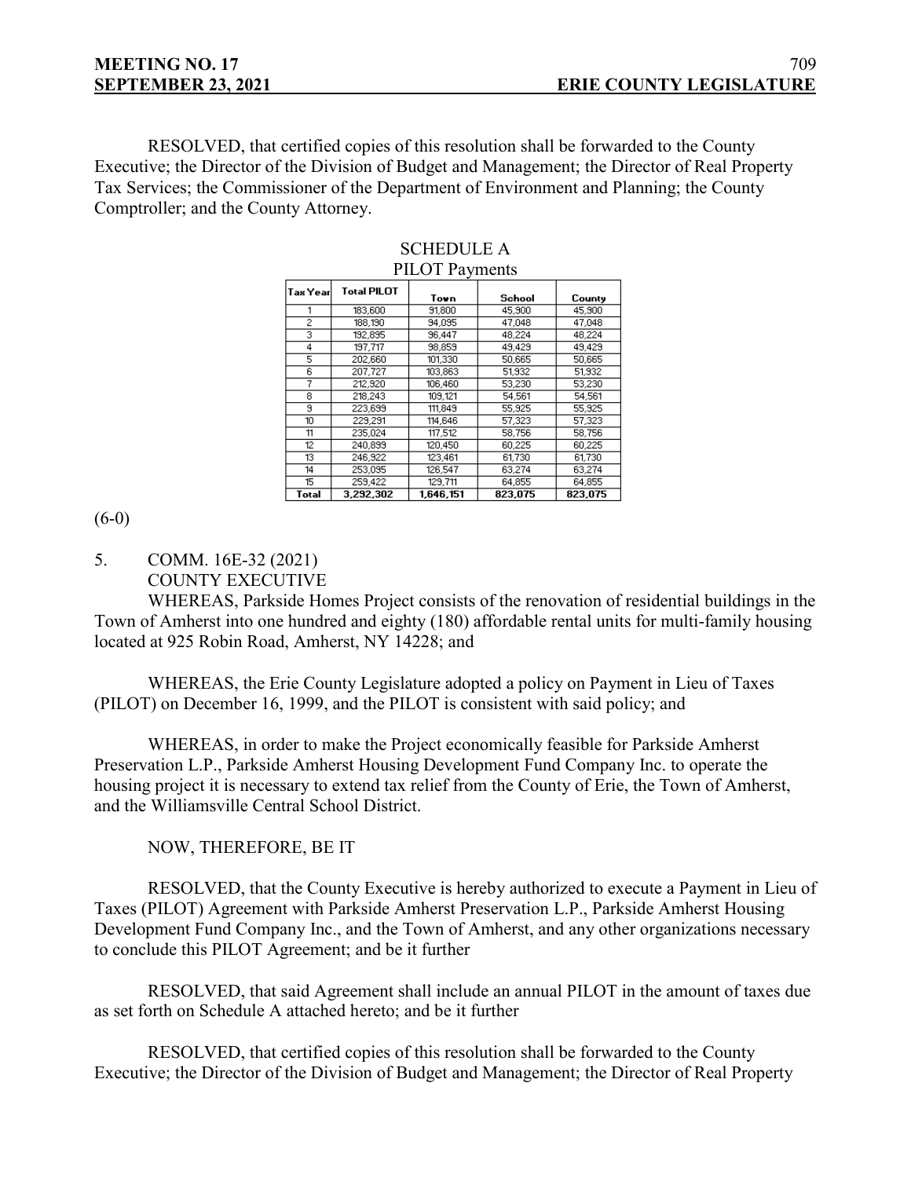RESOLVED, that certified copies of this resolution shall be forwarded to the County Executive; the Director of the Division of Budget and Management; the Director of Real Property Tax Services; the Commissioner of the Department of Environment and Planning; the County Comptroller; and the County Attorney.

SCHEDULE A
PILOT Payments

| Tax Year | Total PILOT | Town | School | County |
|---|---|---|---|---|
| 1 | 183,600 | 91,800 | 45,900 | 45,900 |
| 2 | 188,190 | 94,095 | 47,048 | 47,048 |
| 3 | 192,895 | 96,447 | 48,224 | 48,224 |
| 4 | 197,717 | 98,859 | 49,429 | 49,429 |
| 5 | 202,660 | 101,330 | 50,665 | 50,665 |
| 6 | 207,727 | 103,863 | 51,932 | 51,932 |
| 7 | 212,920 | 106,460 | 53,230 | 53,230 |
| 8 | 218,243 | 109,121 | 54,561 | 54,561 |
| 9 | 223,699 | 111,849 | 55,925 | 55,925 |
| 10 | 229,291 | 114,646 | 57,323 | 57,323 |
| 11 | 235,024 | 117,512 | 58,756 | 58,756 |
| 12 | 240,899 | 120,450 | 60,225 | 60,225 |
| 13 | 246,922 | 123,461 | 61,730 | 61,730 |
| 14 | 253,095 | 126,547 | 63,274 | 63,274 |
| 15 | 259,422 | 129,711 | 64,855 | 64,855 |
| Total | 3,292,302 | 1,646,151 | 823,075 | 823,075 |

(6-0)

5. COMM. 16E-32 (2021)
COUNTY EXECUTIVE

WHEREAS, Parkside Homes Project consists of the renovation of residential buildings in the Town of Amherst into one hundred and eighty (180) affordable rental units for multi-family housing located at 925 Robin Road, Amherst, NY 14228; and

WHEREAS, the Erie County Legislature adopted a policy on Payment in Lieu of Taxes (PILOT) on December 16, 1999, and the PILOT is consistent with said policy; and

WHEREAS, in order to make the Project economically feasible for Parkside Amherst Preservation L.P., Parkside Amherst Housing Development Fund Company Inc. to operate the housing project it is necessary to extend tax relief from the County of Erie, the Town of Amherst, and the Williamsville Central School District.

NOW, THEREFORE, BE IT

RESOLVED, that the County Executive is hereby authorized to execute a Payment in Lieu of Taxes (PILOT) Agreement with Parkside Amherst Preservation L.P., Parkside Amherst Housing Development Fund Company Inc., and the Town of Amherst, and any other organizations necessary to conclude this PILOT Agreement; and be it further

RESOLVED, that said Agreement shall include an annual PILOT in the amount of taxes due as set forth on Schedule A attached hereto; and be it further

RESOLVED, that certified copies of this resolution shall be forwarded to the County Executive; the Director of the Division of Budget and Management; the Director of Real Property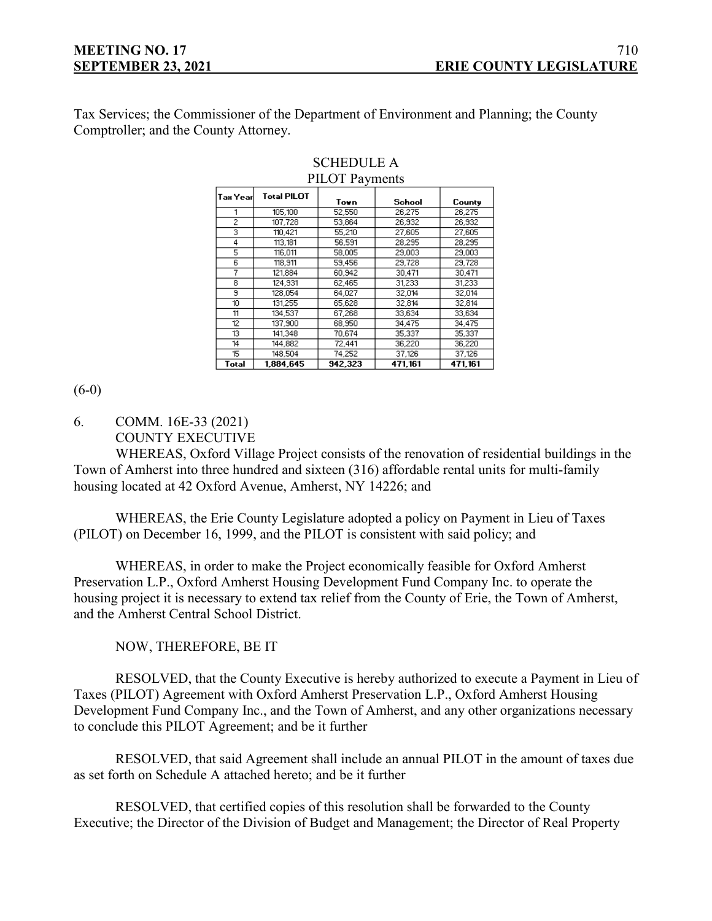Tax Services; the Commissioner of the Department of Environment and Planning; the County Comptroller; and the County Attorney.

SCHEDULE A
PILOT Payments

| Tax Year | Total PILOT | Town | School | County |
|---|---|---|---|---|
| 1 | 105,100 | 52,550 | 26,275 | 26,275 |
| 2 | 107,728 | 53,864 | 26,932 | 26,932 |
| 3 | 110,421 | 55,210 | 27,605 | 27,605 |
| 4 | 113,181 | 56,591 | 28,295 | 28,295 |
| 5 | 116,011 | 58,005 | 29,003 | 29,003 |
| 6 | 118,911 | 59,456 | 29,728 | 29,728 |
| 7 | 121,884 | 60,942 | 30,471 | 30,471 |
| 8 | 124,931 | 62,465 | 31,233 | 31,233 |
| 9 | 128,054 | 64,027 | 32,014 | 32,014 |
| 10 | 131,255 | 65,628 | 32,814 | 32,814 |
| 11 | 134,537 | 67,268 | 33,634 | 33,634 |
| 12 | 137,900 | 68,950 | 34,475 | 34,475 |
| 13 | 141,348 | 70,674 | 35,337 | 35,337 |
| 14 | 144,882 | 72,441 | 36,220 | 36,220 |
| 15 | 148,504 | 74,252 | 37,126 | 37,126 |
| Total | 1,884,645 | 942,323 | 471,161 | 471,161 |

(6-0)

6. COMM. 16E-33 (2021)
COUNTY EXECUTIVE

WHEREAS, Oxford Village Project consists of the renovation of residential buildings in the Town of Amherst into three hundred and sixteen (316) affordable rental units for multi-family housing located at 42 Oxford Avenue, Amherst, NY 14226; and

WHEREAS, the Erie County Legislature adopted a policy on Payment in Lieu of Taxes (PILOT) on December 16, 1999, and the PILOT is consistent with said policy; and

WHEREAS, in order to make the Project economically feasible for Oxford Amherst Preservation L.P., Oxford Amherst Housing Development Fund Company Inc. to operate the housing project it is necessary to extend tax relief from the County of Erie, the Town of Amherst, and the Amherst Central School District.

NOW, THEREFORE, BE IT

RESOLVED, that the County Executive is hereby authorized to execute a Payment in Lieu of Taxes (PILOT) Agreement with Oxford Amherst Preservation L.P., Oxford Amherst Housing Development Fund Company Inc., and the Town of Amherst, and any other organizations necessary to conclude this PILOT Agreement; and be it further

RESOLVED, that said Agreement shall include an annual PILOT in the amount of taxes due as set forth on Schedule A attached hereto; and be it further

RESOLVED, that certified copies of this resolution shall be forwarded to the County Executive; the Director of the Division of Budget and Management; the Director of Real Property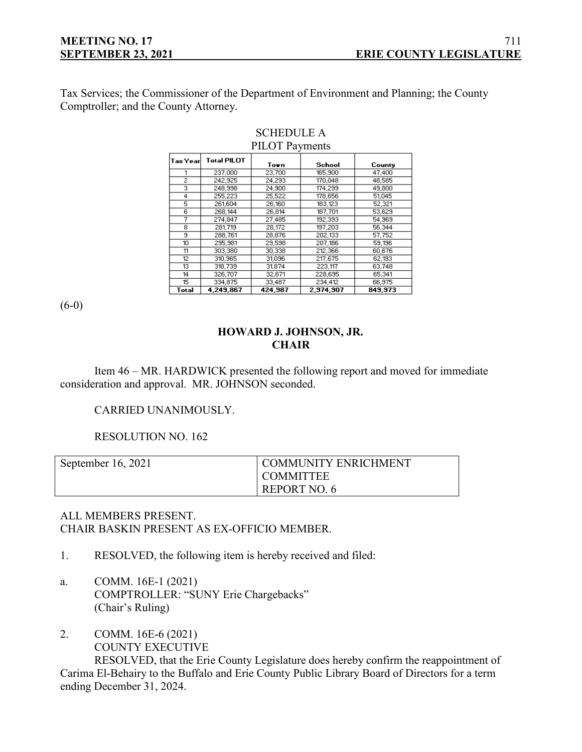Tax Services; the Commissioner of the Department of Environment and Planning; the County Comptroller; and the County Attorney.

SCHEDULE A
PILOT Payments

| Tax Year | Total PILOT | Town | School | County |
|---|---|---|---|---|
| 1 | 237,000 | 23,700 | 165,900 | 47,400 |
| 2 | 242,925 | 24,293 | 170,048 | 48,585 |
| 3 | 248,998 | 24,900 | 174,299 | 49,800 |
| 4 | 255,223 | 25,522 | 178,656 | 51,045 |
| 5 | 261,604 | 26,160 | 183,123 | 52,321 |
| 6 | 268,144 | 26,814 | 187,701 | 53,629 |
| 7 | 274,847 | 27,485 | 192,393 | 54,969 |
| 8 | 281,719 | 28,172 | 197,203 | 56,344 |
| 9 | 288,761 | 28,876 | 202,133 | 57,752 |
| 10 | 295,981 | 29,598 | 207,186 | 59,196 |
| 11 | 303,380 | 30,338 | 212,366 | 60,676 |
| 12 | 310,965 | 31,096 | 217,675 | 62,193 |
| 13 | 318,739 | 31,874 | 223,117 | 63,748 |
| 14 | 326,707 | 32,671 | 228,695 | 65,341 |
| 15 | 334,875 | 33,487 | 234,412 | 66,975 |
| **Total** | **4,249,867** | **424,987** | **2,974,907** | **849,973** |

(6-0)

**HOWARD J. JOHNSON, JR.**
**CHAIR**

Item 46 – MR. HARDWICK presented the following report and moved for immediate consideration and approval. MR. JOHNSON seconded.

CARRIED UNANIMOUSLY.

RESOLUTION NO. 162

| September 16, 2021 | COMMUNITY ENRICHMENT COMMITTEE REPORT NO. 6 |
|---|---|

ALL MEMBERS PRESENT.
CHAIR BASKIN PRESENT AS EX-OFFICIO MEMBER.

1. RESOLVED, the following item is hereby received and filed:

a. COMM. 16E-1 (2021)
COMPTROLLER: "SUNY Erie Chargebacks"
(Chair's Ruling)

2. COMM. 16E-6 (2021)
COUNTY EXECUTIVE
RESOLVED, that the Erie County Legislature does hereby confirm the reappointment of Carima El-Behairy to the Buffalo and Erie County Public Library Board of Directors for a term ending December 31, 2024.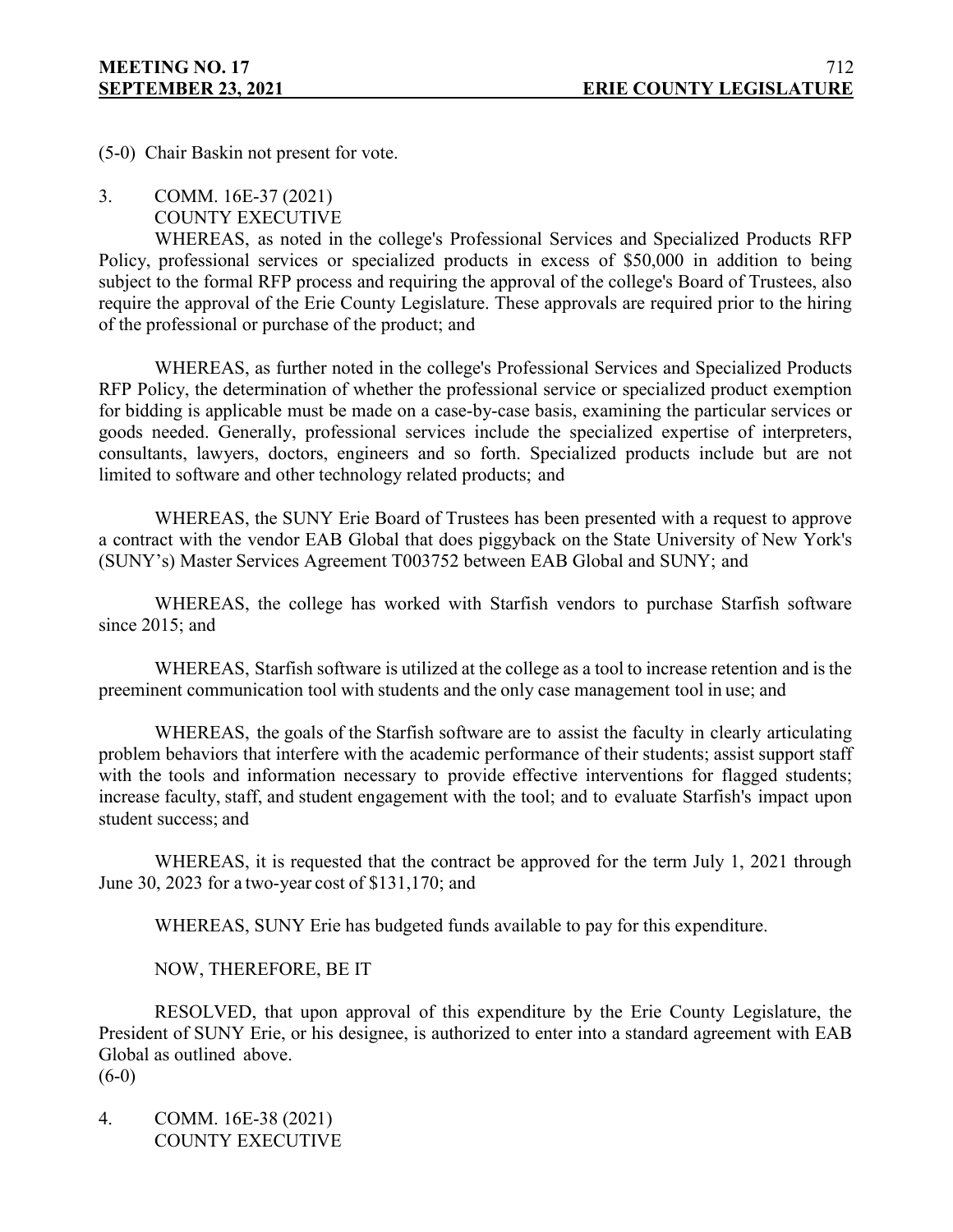(5-0) Chair Baskin not present for vote.

3. COMM. 16E-37 (2021)
   COUNTY EXECUTIVE

WHEREAS, as noted in the college's Professional Services and Specialized Products RFP Policy, professional services or specialized products in excess of $50,000 in addition to being subject to the formal RFP process and requiring the approval of the college's Board of Trustees, also require the approval of the Erie County Legislature. These approvals are required prior to the hiring of the professional or purchase of the product; and

WHEREAS, as further noted in the college's Professional Services and Specialized Products RFP Policy, the determination of whether the professional service or specialized product exemption for bidding is applicable must be made on a case-by-case basis, examining the particular services or goods needed. Generally, professional services include the specialized expertise of interpreters, consultants, lawyers, doctors, engineers and so forth. Specialized products include but are not limited to software and other technology related products; and

WHEREAS, the SUNY Erie Board of Trustees has been presented with a request to approve a contract with the vendor EAB Global that does piggyback on the State University of New York's (SUNY's) Master Services Agreement T003752 between EAB Global and SUNY; and

WHEREAS, the college has worked with Starfish vendors to purchase Starfish software since 2015; and

WHEREAS, Starfish software is utilized at the college as a tool to increase retention and is the preeminent communication tool with students and the only case management tool in use; and

WHEREAS, the goals of the Starfish software are to assist the faculty in clearly articulating problem behaviors that interfere with the academic performance of their students; assist support staff with the tools and information necessary to provide effective interventions for flagged students; increase faculty, staff, and student engagement with the tool; and to evaluate Starfish's impact upon student success; and

WHEREAS, it is requested that the contract be approved for the term July 1, 2021 through June 30, 2023 for a two-year cost of $131,170; and

WHEREAS, SUNY Erie has budgeted funds available to pay for this expenditure.

NOW, THEREFORE, BE IT

RESOLVED, that upon approval of this expenditure by the Erie County Legislature, the President of SUNY Erie, or his designee, is authorized to enter into a standard agreement with EAB Global as outlined above.
(6-0)

4. COMM. 16E-38 (2021)
   COUNTY EXECUTIVE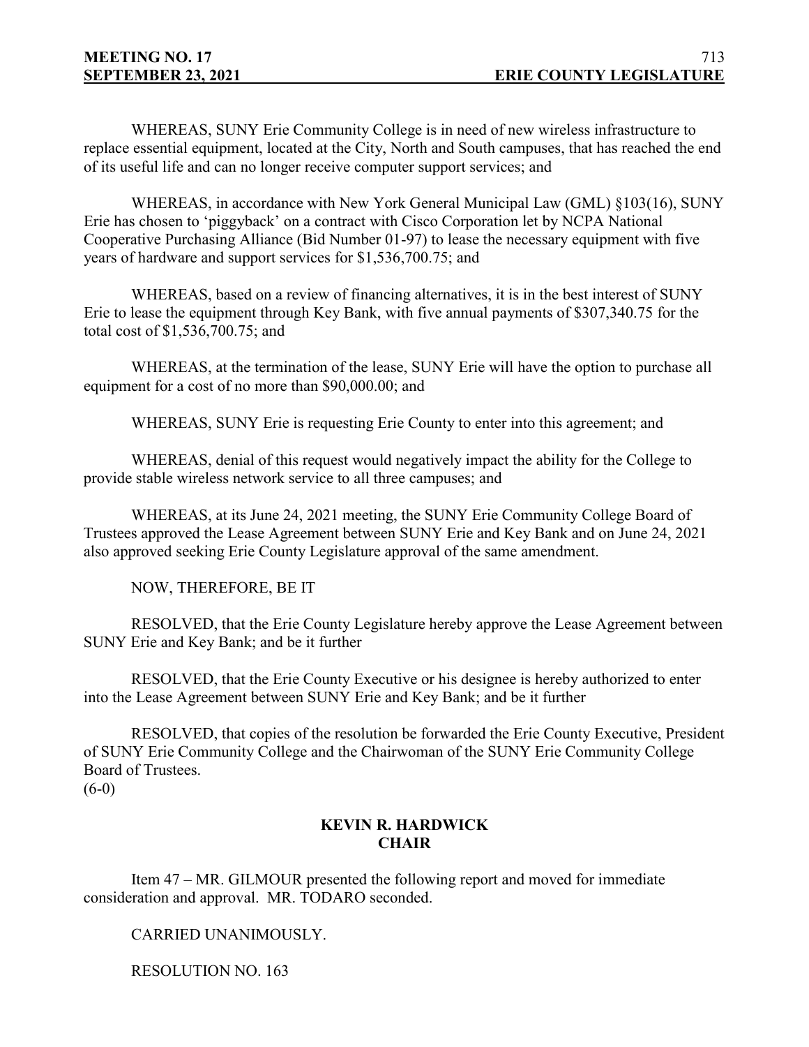WHEREAS, SUNY Erie Community College is in need of new wireless infrastructure to replace essential equipment, located at the City, North and South campuses, that has reached the end of its useful life and can no longer receive computer support services; and

WHEREAS, in accordance with New York General Municipal Law (GML) §103(16), SUNY Erie has chosen to 'piggyback' on a contract with Cisco Corporation let by NCPA National Cooperative Purchasing Alliance (Bid Number 01-97) to lease the necessary equipment with five years of hardware and support services for $1,536,700.75; and

WHEREAS, based on a review of financing alternatives, it is in the best interest of SUNY Erie to lease the equipment through Key Bank, with five annual payments of $307,340.75 for the total cost of $1,536,700.75; and

WHEREAS, at the termination of the lease, SUNY Erie will have the option to purchase all equipment for a cost of no more than $90,000.00; and

WHEREAS, SUNY Erie is requesting Erie County to enter into this agreement; and

WHEREAS, denial of this request would negatively impact the ability for the College to provide stable wireless network service to all three campuses; and

WHEREAS, at its June 24, 2021 meeting, the SUNY Erie Community College Board of Trustees approved the Lease Agreement between SUNY Erie and Key Bank and on June 24, 2021 also approved seeking Erie County Legislature approval of the same amendment.

NOW, THEREFORE, BE IT

RESOLVED, that the Erie County Legislature hereby approve the Lease Agreement between SUNY Erie and Key Bank; and be it further

RESOLVED, that the Erie County Executive or his designee is hereby authorized to enter into the Lease Agreement between SUNY Erie and Key Bank; and be it further

RESOLVED, that copies of the resolution be forwarded the Erie County Executive, President of SUNY Erie Community College and the Chairwoman of the SUNY Erie Community College Board of Trustees.
(6-0)

**KEVIN R. HARDWICK**
**CHAIR**

Item 47 – MR. GILMOUR presented the following report and moved for immediate consideration and approval. MR. TODARO seconded.

CARRIED UNANIMOUSLY.

RESOLUTION NO. 163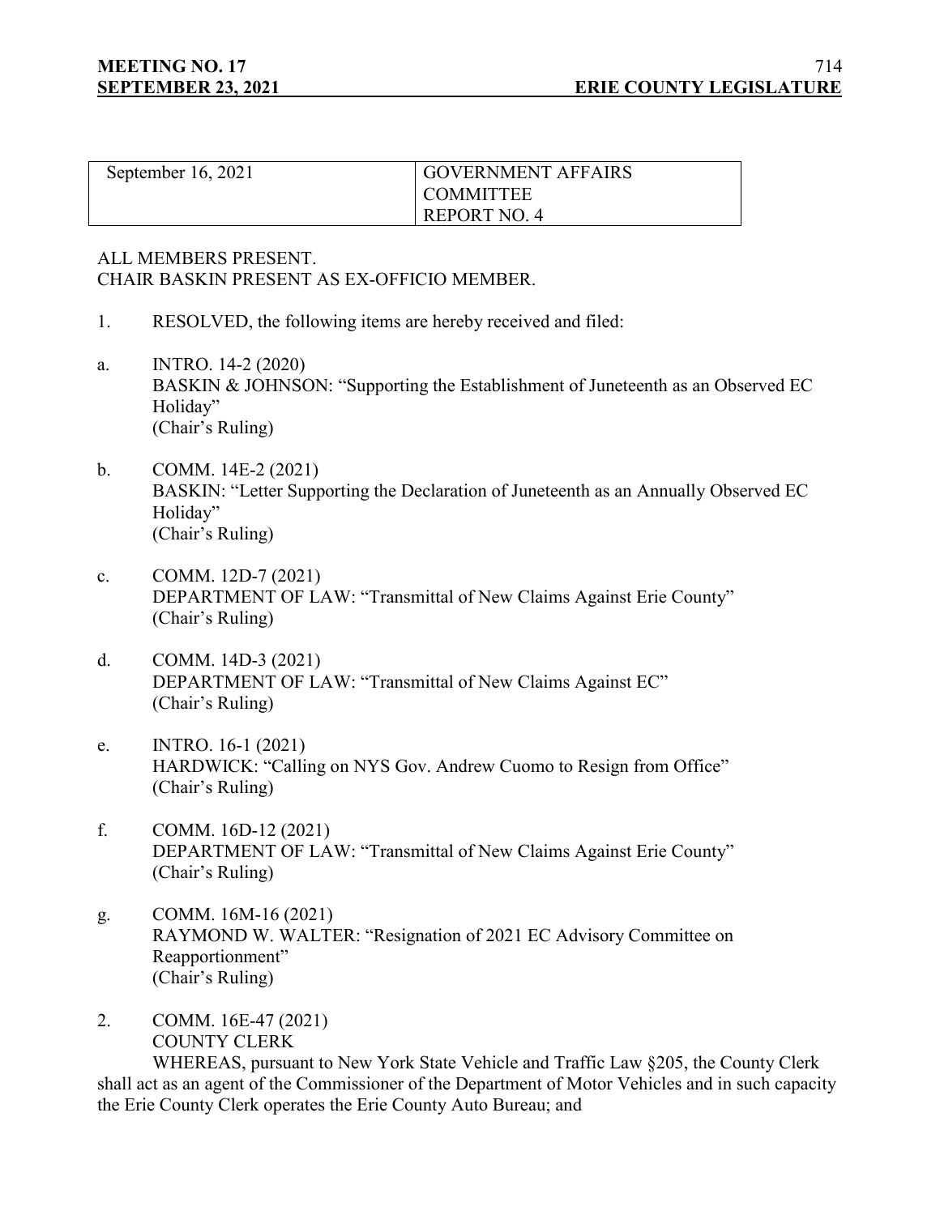| September 16, 2021 | GOVERNMENT AFFAIRS COMMITTEE REPORT NO. 4 |
|---|---|

ALL MEMBERS PRESENT.
CHAIR BASKIN PRESENT AS EX-OFFICIO MEMBER.

1. RESOLVED, the following items are hereby received and filed:

a. INTRO. 14-2 (2020)
BASKIN & JOHNSON: "Supporting the Establishment of Juneteenth as an Observed EC Holiday"
(Chair's Ruling)

b. COMM. 14E-2 (2021)
BASKIN: "Letter Supporting the Declaration of Juneteenth as an Annually Observed EC Holiday"
(Chair's Ruling)

c. COMM. 12D-7 (2021)
DEPARTMENT OF LAW: "Transmittal of New Claims Against Erie County"
(Chair's Ruling)

d. COMM. 14D-3 (2021)
DEPARTMENT OF LAW: "Transmittal of New Claims Against EC"
(Chair's Ruling)

e. INTRO. 16-1 (2021)
HARDWICK: "Calling on NYS Gov. Andrew Cuomo to Resign from Office"
(Chair's Ruling)

f. COMM. 16D-12 (2021)
DEPARTMENT OF LAW: "Transmittal of New Claims Against Erie County"
(Chair's Ruling)

g. COMM. 16M-16 (2021)
RAYMOND W. WALTER: "Resignation of 2021 EC Advisory Committee on Reapportionment"
(Chair's Ruling)

2. COMM. 16E-47 (2021)
COUNTY CLERK

WHEREAS, pursuant to New York State Vehicle and Traffic Law §205, the County Clerk shall act as an agent of the Commissioner of the Department of Motor Vehicles and in such capacity the Erie County Clerk operates the Erie County Auto Bureau; and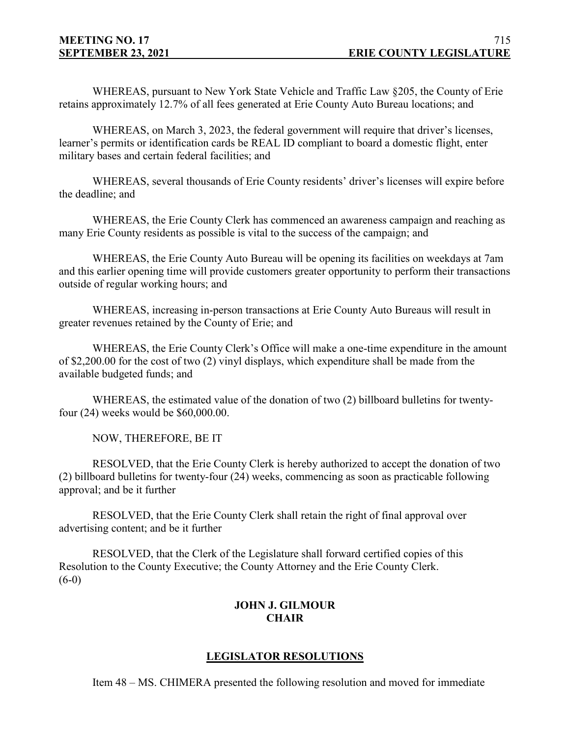WHEREAS, pursuant to New York State Vehicle and Traffic Law §205, the County of Erie retains approximately 12.7% of all fees generated at Erie County Auto Bureau locations; and

WHEREAS, on March 3, 2023, the federal government will require that driver's licenses, learner's permits or identification cards be REAL ID compliant to board a domestic flight, enter military bases and certain federal facilities; and

WHEREAS, several thousands of Erie County residents' driver's licenses will expire before the deadline; and

WHEREAS, the Erie County Clerk has commenced an awareness campaign and reaching as many Erie County residents as possible is vital to the success of the campaign; and

WHEREAS, the Erie County Auto Bureau will be opening its facilities on weekdays at 7am and this earlier opening time will provide customers greater opportunity to perform their transactions outside of regular working hours; and

WHEREAS, increasing in-person transactions at Erie County Auto Bureaus will result in greater revenues retained by the County of Erie; and

WHEREAS, the Erie County Clerk's Office will make a one-time expenditure in the amount of $2,200.00 for the cost of two (2) vinyl displays, which expenditure shall be made from the available budgeted funds; and

WHEREAS, the estimated value of the donation of two (2) billboard bulletins for twenty-four (24) weeks would be $60,000.00.

NOW, THEREFORE, BE IT

RESOLVED, that the Erie County Clerk is hereby authorized to accept the donation of two (2) billboard bulletins for twenty-four (24) weeks, commencing as soon as practicable following approval; and be it further

RESOLVED, that the Erie County Clerk shall retain the right of final approval over advertising content; and be it further

RESOLVED, that the Clerk of the Legislature shall forward certified copies of this Resolution to the County Executive; the County Attorney and the Erie County Clerk.
(6-0)

**JOHN J. GILMOUR**
**CHAIR**

## LEGISLATOR RESOLUTIONS

Item 48 – MS. CHIMERA presented the following resolution and moved for immediate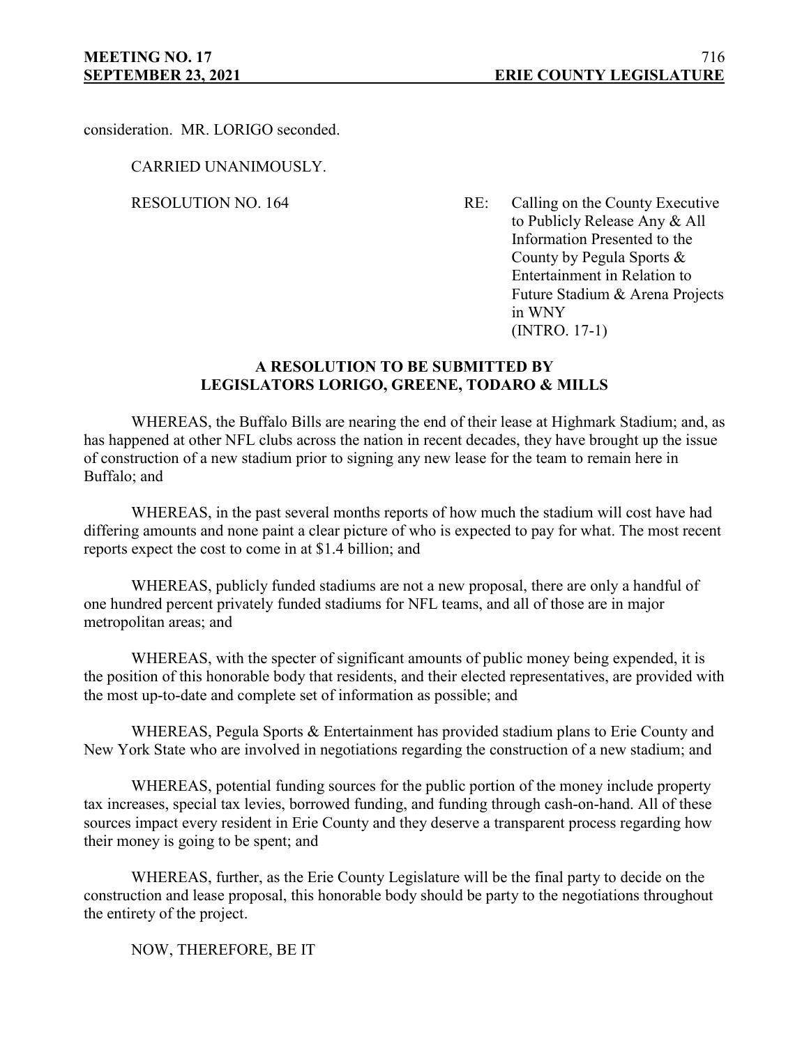consideration. MR. LORIGO seconded.

CARRIED UNANIMOUSLY.

RESOLUTION NO. 164 RE: Calling on the County Executive to Publicly Release Any & All Information Presented to the County by Pegula Sports & Entertainment in Relation to Future Stadium & Arena Projects in WNY (INTRO. 17-1)

**A RESOLUTION TO BE SUBMITTED BY LEGISLATORS LORIGO, GREENE, TODARO & MILLS**

WHEREAS, the Buffalo Bills are nearing the end of their lease at Highmark Stadium; and, as has happened at other NFL clubs across the nation in recent decades, they have brought up the issue of construction of a new stadium prior to signing any new lease for the team to remain here in Buffalo; and

WHEREAS, in the past several months reports of how much the stadium will cost have had differing amounts and none paint a clear picture of who is expected to pay for what. The most recent reports expect the cost to come in at $1.4 billion; and

WHEREAS, publicly funded stadiums are not a new proposal, there are only a handful of one hundred percent privately funded stadiums for NFL teams, and all of those are in major metropolitan areas; and

WHEREAS, with the specter of significant amounts of public money being expended, it is the position of this honorable body that residents, and their elected representatives, are provided with the most up-to-date and complete set of information as possible; and

WHEREAS, Pegula Sports & Entertainment has provided stadium plans to Erie County and New York State who are involved in negotiations regarding the construction of a new stadium; and

WHEREAS, potential funding sources for the public portion of the money include property tax increases, special tax levies, borrowed funding, and funding through cash-on-hand. All of these sources impact every resident in Erie County and they deserve a transparent process regarding how their money is going to be spent; and

WHEREAS, further, as the Erie County Legislature will be the final party to decide on the construction and lease proposal, this honorable body should be party to the negotiations throughout the entirety of the project.

NOW, THEREFORE, BE IT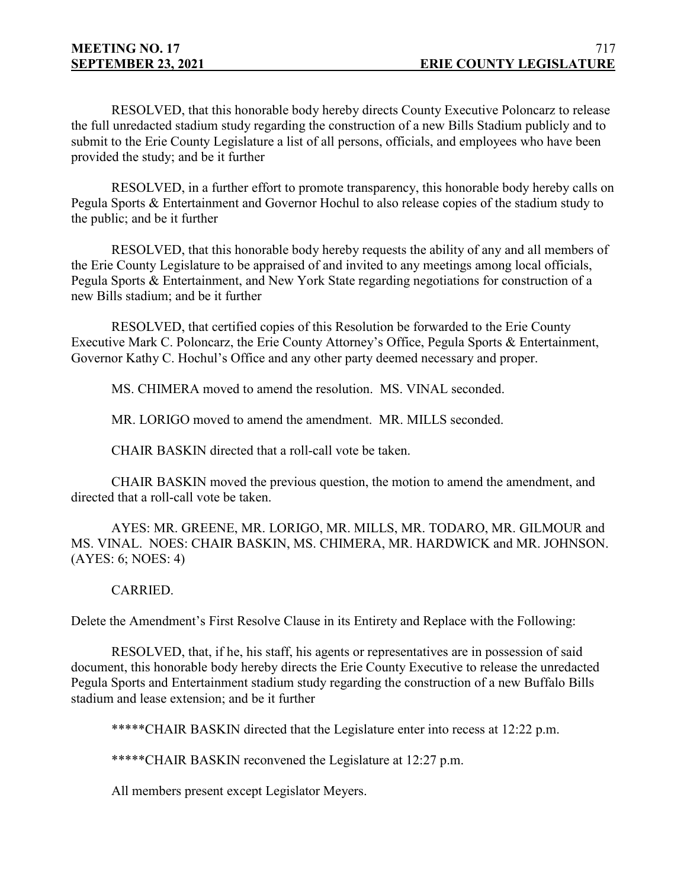RESOLVED, that this honorable body hereby directs County Executive Poloncarz to release the full unredacted stadium study regarding the construction of a new Bills Stadium publicly and to submit to the Erie County Legislature a list of all persons, officials, and employees who have been provided the study; and be it further

RESOLVED, in a further effort to promote transparency, this honorable body hereby calls on Pegula Sports & Entertainment and Governor Hochul to also release copies of the stadium study to the public; and be it further

RESOLVED, that this honorable body hereby requests the ability of any and all members of the Erie County Legislature to be appraised of and invited to any meetings among local officials, Pegula Sports & Entertainment, and New York State regarding negotiations for construction of a new Bills stadium; and be it further

RESOLVED, that certified copies of this Resolution be forwarded to the Erie County Executive Mark C. Poloncarz, the Erie County Attorney's Office, Pegula Sports & Entertainment, Governor Kathy C. Hochul's Office and any other party deemed necessary and proper.

MS. CHIMERA moved to amend the resolution. MS. VINAL seconded.

MR. LORIGO moved to amend the amendment. MR. MILLS seconded.

CHAIR BASKIN directed that a roll-call vote be taken.

CHAIR BASKIN moved the previous question, the motion to amend the amendment, and directed that a roll-call vote be taken.

AYES: MR. GREENE, MR. LORIGO, MR. MILLS, MR. TODARO, MR. GILMOUR and MS. VINAL. NOES: CHAIR BASKIN, MS. CHIMERA, MR. HARDWICK and MR. JOHNSON. (AYES: 6; NOES: 4)

CARRIED.

Delete the Amendment's First Resolve Clause in its Entirety and Replace with the Following:

RESOLVED, that, if he, his staff, his agents or representatives are in possession of said document, this honorable body hereby directs the Erie County Executive to release the unredacted Pegula Sports and Entertainment stadium study regarding the construction of a new Buffalo Bills stadium and lease extension; and be it further

*****CHAIR BASKIN directed that the Legislature enter into recess at 12:22 p.m.

*****CHAIR BASKIN reconvened the Legislature at 12:27 p.m.

All members present except Legislator Meyers.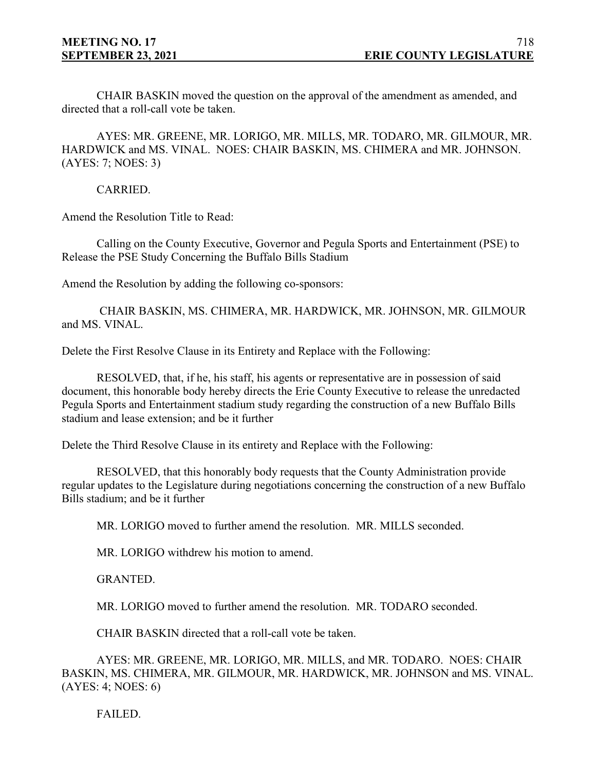CHAIR BASKIN moved the question on the approval of the amendment as amended, and directed that a roll-call vote be taken.

AYES: MR. GREENE, MR. LORIGO, MR. MILLS, MR. TODARO, MR. GILMOUR, MR. HARDWICK and MS. VINAL. NOES: CHAIR BASKIN, MS. CHIMERA and MR. JOHNSON. (AYES: 7; NOES: 3)

CARRIED.

Amend the Resolution Title to Read:

Calling on the County Executive, Governor and Pegula Sports and Entertainment (PSE) to Release the PSE Study Concerning the Buffalo Bills Stadium

Amend the Resolution by adding the following co-sponsors:

CHAIR BASKIN, MS. CHIMERA, MR. HARDWICK, MR. JOHNSON, MR. GILMOUR and MS. VINAL.

Delete the First Resolve Clause in its Entirety and Replace with the Following:

RESOLVED, that, if he, his staff, his agents or representative are in possession of said document, this honorable body hereby directs the Erie County Executive to release the unredacted Pegula Sports and Entertainment stadium study regarding the construction of a new Buffalo Bills stadium and lease extension; and be it further

Delete the Third Resolve Clause in its entirety and Replace with the Following:

RESOLVED, that this honorably body requests that the County Administration provide regular updates to the Legislature during negotiations concerning the construction of a new Buffalo Bills stadium; and be it further

MR. LORIGO moved to further amend the resolution. MR. MILLS seconded.

MR. LORIGO withdrew his motion to amend.

GRANTED.

MR. LORIGO moved to further amend the resolution. MR. TODARO seconded.

CHAIR BASKIN directed that a roll-call vote be taken.

AYES: MR. GREENE, MR. LORIGO, MR. MILLS, and MR. TODARO. NOES: CHAIR BASKIN, MS. CHIMERA, MR. GILMOUR, MR. HARDWICK, MR. JOHNSON and MS. VINAL. (AYES: 4; NOES: 6)

FAILED.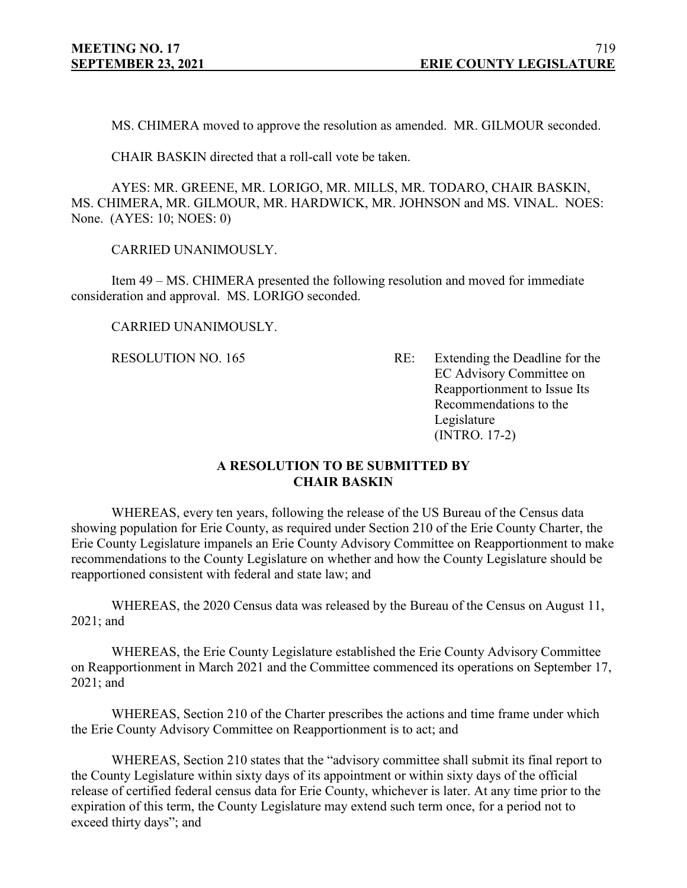MS. CHIMERA moved to approve the resolution as amended. MR. GILMOUR seconded.

CHAIR BASKIN directed that a roll-call vote be taken.

AYES: MR. GREENE, MR. LORIGO, MR. MILLS, MR. TODARO, CHAIR BASKIN, MS. CHIMERA, MR. GILMOUR, MR. HARDWICK, MR. JOHNSON and MS. VINAL. NOES: None. (AYES: 10; NOES: 0)

CARRIED UNANIMOUSLY.

Item 49 – MS. CHIMERA presented the following resolution and moved for immediate consideration and approval. MS. LORIGO seconded.

CARRIED UNANIMOUSLY.

RESOLUTION NO. 165 — RE: Extending the Deadline for the EC Advisory Committee on Reapportionment to Issue Its Recommendations to the Legislature (INTRO. 17-2)

**A RESOLUTION TO BE SUBMITTED BY CHAIR BASKIN**

WHEREAS, every ten years, following the release of the US Bureau of the Census data showing population for Erie County, as required under Section 210 of the Erie County Charter, the Erie County Legislature impanels an Erie County Advisory Committee on Reapportionment to make recommendations to the County Legislature on whether and how the County Legislature should be reapportioned consistent with federal and state law; and

WHEREAS, the 2020 Census data was released by the Bureau of the Census on August 11, 2021; and

WHEREAS, the Erie County Legislature established the Erie County Advisory Committee on Reapportionment in March 2021 and the Committee commenced its operations on September 17, 2021; and

WHEREAS, Section 210 of the Charter prescribes the actions and time frame under which the Erie County Advisory Committee on Reapportionment is to act; and

WHEREAS, Section 210 states that the "advisory committee shall submit its final report to the County Legislature within sixty days of its appointment or within sixty days of the official release of certified federal census data for Erie County, whichever is later. At any time prior to the expiration of this term, the County Legislature may extend such term once, for a period not to exceed thirty days"; and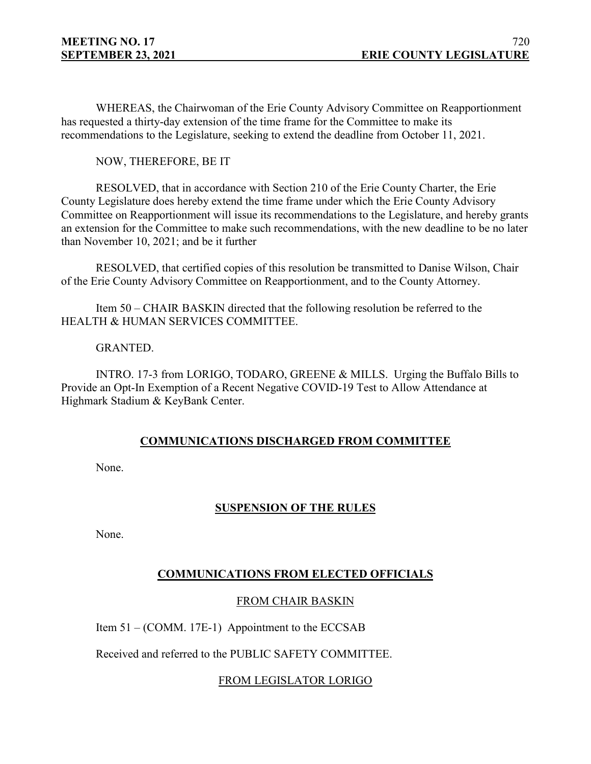WHEREAS, the Chairwoman of the Erie County Advisory Committee on Reapportionment has requested a thirty-day extension of the time frame for the Committee to make its recommendations to the Legislature, seeking to extend the deadline from October 11, 2021.

NOW, THEREFORE, BE IT

RESOLVED, that in accordance with Section 210 of the Erie County Charter, the Erie County Legislature does hereby extend the time frame under which the Erie County Advisory Committee on Reapportionment will issue its recommendations to the Legislature, and hereby grants an extension for the Committee to make such recommendations, with the new deadline to be no later than November 10, 2021; and be it further

RESOLVED, that certified copies of this resolution be transmitted to Danise Wilson, Chair of the Erie County Advisory Committee on Reapportionment, and to the County Attorney.

Item 50 – CHAIR BASKIN directed that the following resolution be referred to the HEALTH & HUMAN SERVICES COMMITTEE.

GRANTED.

INTRO. 17-3 from LORIGO, TODARO, GREENE & MILLS. Urging the Buffalo Bills to Provide an Opt-In Exemption of a Recent Negative COVID-19 Test to Allow Attendance at Highmark Stadium & KeyBank Center.

## COMMUNICATIONS DISCHARGED FROM COMMITTEE

None.

## SUSPENSION OF THE RULES

None.

## COMMUNICATIONS FROM ELECTED OFFICIALS

### FROM CHAIR BASKIN

Item 51 – (COMM. 17E-1) Appointment to the ECCSAB

Received and referred to the PUBLIC SAFETY COMMITTEE.

### FROM LEGISLATOR LORIGO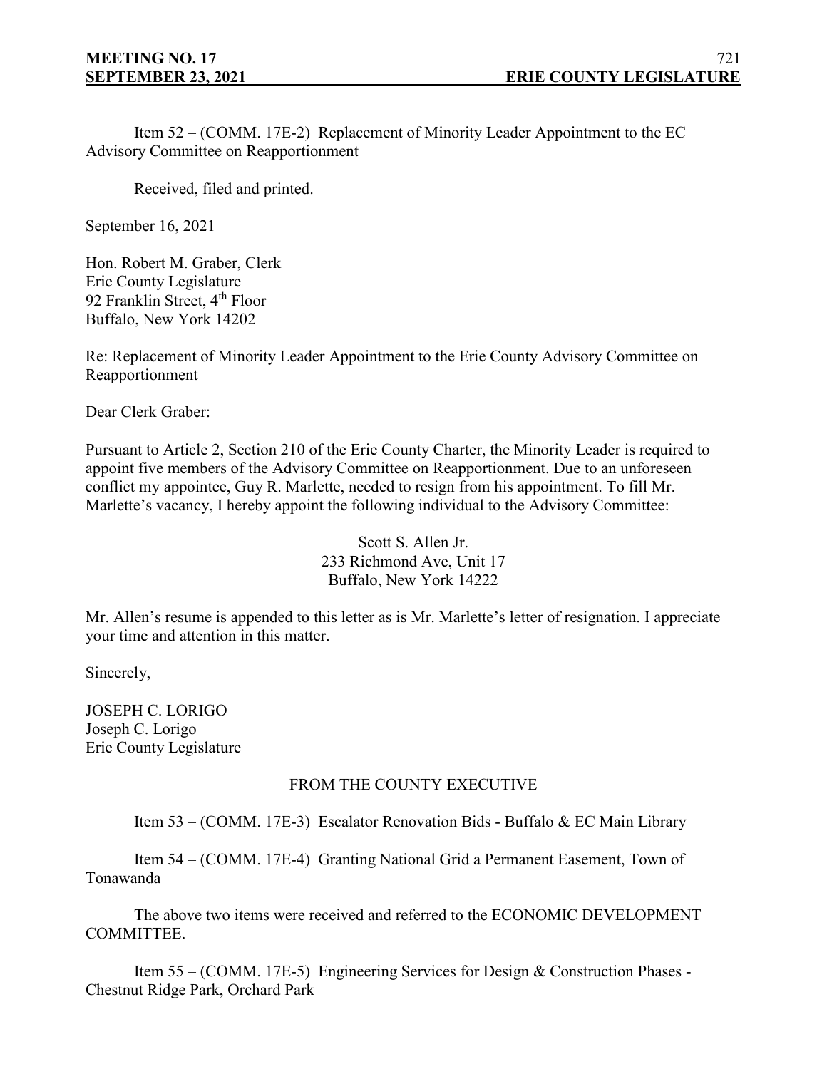Item 52 – (COMM. 17E-2) Replacement of Minority Leader Appointment to the EC Advisory Committee on Reapportionment

Received, filed and printed.

September 16, 2021

Hon. Robert M. Graber, Clerk
Erie County Legislature
92 Franklin Street, 4th Floor
Buffalo, New York 14202

Re: Replacement of Minority Leader Appointment to the Erie County Advisory Committee on Reapportionment

Dear Clerk Graber:

Pursuant to Article 2, Section 210 of the Erie County Charter, the Minority Leader is required to appoint five members of the Advisory Committee on Reapportionment. Due to an unforeseen conflict my appointee, Guy R. Marlette, needed to resign from his appointment. To fill Mr. Marlette's vacancy, I hereby appoint the following individual to the Advisory Committee:

Scott S. Allen Jr.
233 Richmond Ave, Unit 17
Buffalo, New York 14222

Mr. Allen's resume is appended to this letter as is Mr. Marlette's letter of resignation. I appreciate your time and attention in this matter.

Sincerely,

JOSEPH C. LORIGO
Joseph C. Lorigo
Erie County Legislature

FROM THE COUNTY EXECUTIVE

Item 53 – (COMM. 17E-3) Escalator Renovation Bids - Buffalo & EC Main Library

Item 54 – (COMM. 17E-4) Granting National Grid a Permanent Easement, Town of Tonawanda

The above two items were received and referred to the ECONOMIC DEVELOPMENT COMMITTEE.

Item 55 – (COMM. 17E-5) Engineering Services for Design & Construction Phases - Chestnut Ridge Park, Orchard Park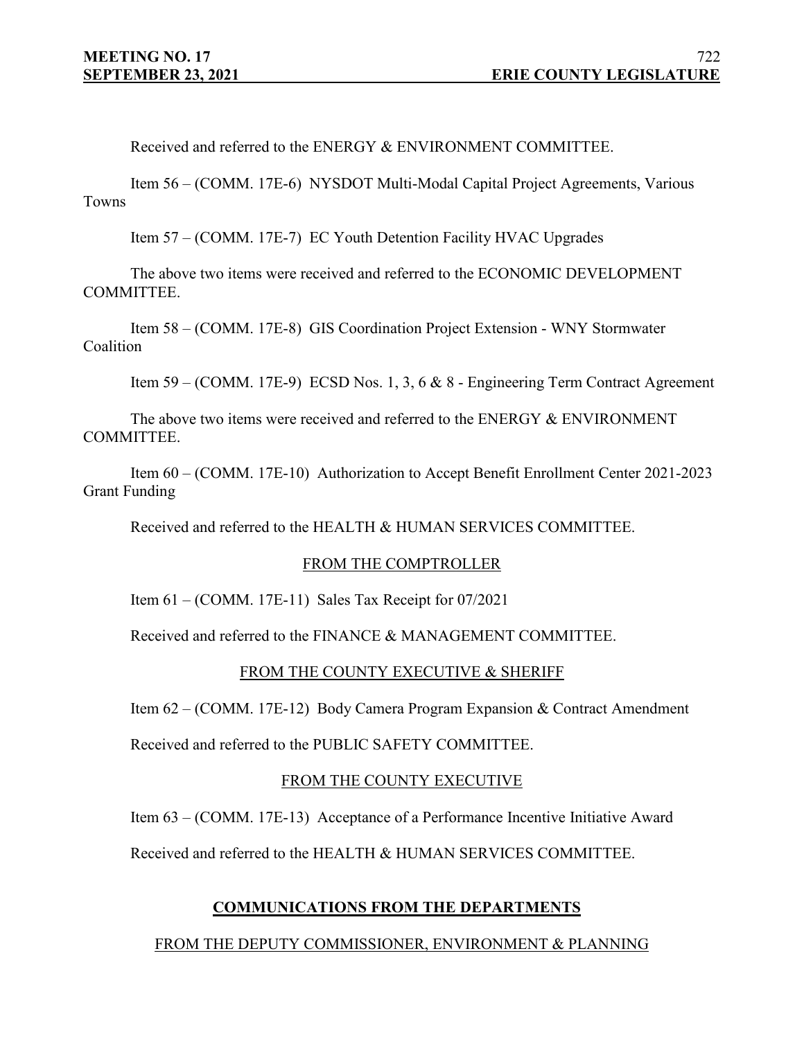Received and referred to the ENERGY & ENVIRONMENT COMMITTEE.

Item 56 – (COMM. 17E-6) NYSDOT Multi-Modal Capital Project Agreements, Various Towns

Item 57 – (COMM. 17E-7) EC Youth Detention Facility HVAC Upgrades

The above two items were received and referred to the ECONOMIC DEVELOPMENT COMMITTEE.

Item 58 – (COMM. 17E-8) GIS Coordination Project Extension - WNY Stormwater Coalition

Item 59 – (COMM. 17E-9) ECSD Nos. 1, 3, 6 & 8 - Engineering Term Contract Agreement

The above two items were received and referred to the ENERGY & ENVIRONMENT COMMITTEE.

Item 60 – (COMM. 17E-10) Authorization to Accept Benefit Enrollment Center 2021-2023 Grant Funding

Received and referred to the HEALTH & HUMAN SERVICES COMMITTEE.

FROM THE COMPTROLLER

Item 61 – (COMM. 17E-11) Sales Tax Receipt for 07/2021

Received and referred to the FINANCE & MANAGEMENT COMMITTEE.

FROM THE COUNTY EXECUTIVE & SHERIFF

Item 62 – (COMM. 17E-12) Body Camera Program Expansion & Contract Amendment

Received and referred to the PUBLIC SAFETY COMMITTEE.

FROM THE COUNTY EXECUTIVE

Item 63 – (COMM. 17E-13) Acceptance of a Performance Incentive Initiative Award

Received and referred to the HEALTH & HUMAN SERVICES COMMITTEE.

## COMMUNICATIONS FROM THE DEPARTMENTS

FROM THE DEPUTY COMMISSIONER, ENVIRONMENT & PLANNING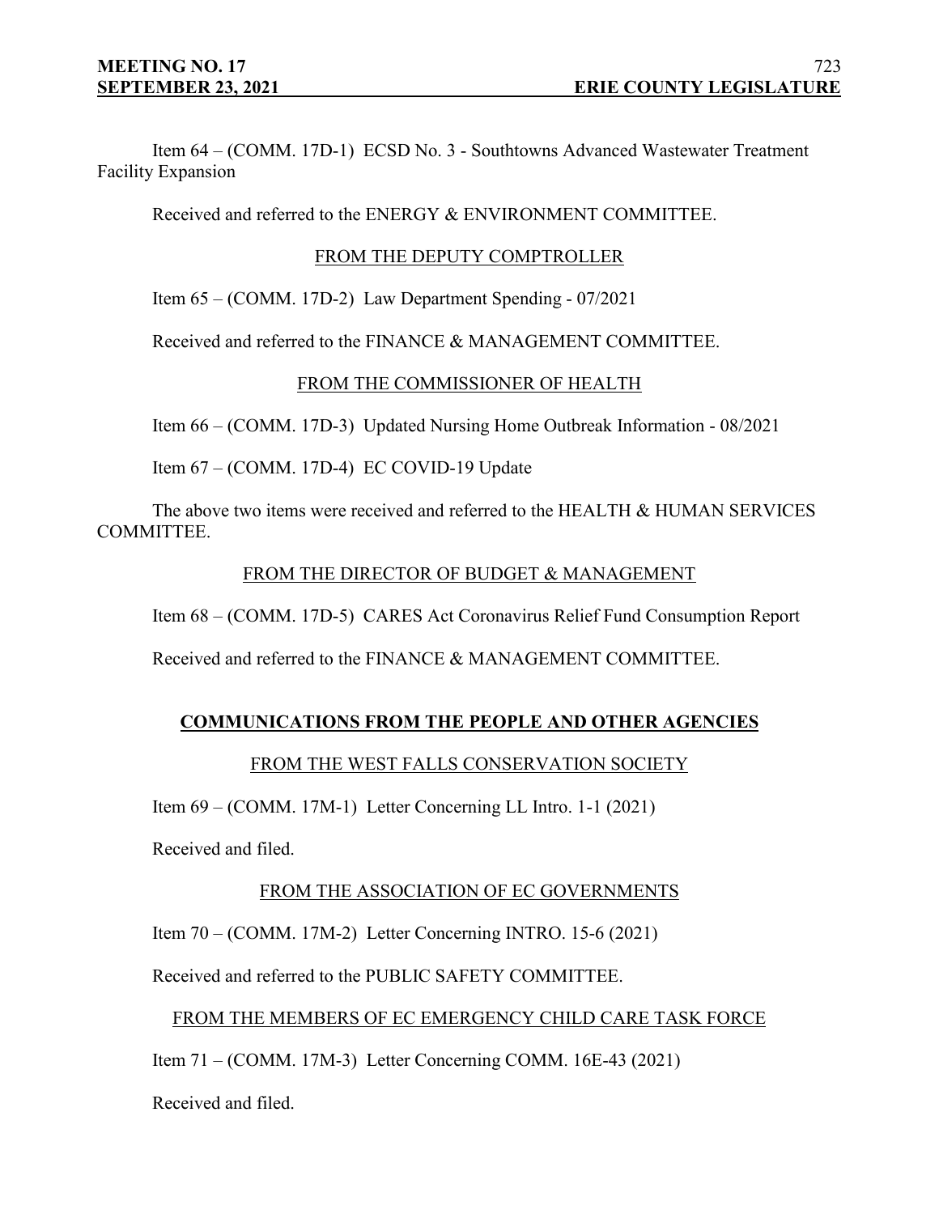Item 64 – (COMM. 17D-1) ECSD No. 3 - Southtowns Advanced Wastewater Treatment Facility Expansion

Received and referred to the ENERGY & ENVIRONMENT COMMITTEE.

FROM THE DEPUTY COMPTROLLER

Item 65 – (COMM. 17D-2) Law Department Spending - 07/2021

Received and referred to the FINANCE & MANAGEMENT COMMITTEE.

FROM THE COMMISSIONER OF HEALTH

Item 66 – (COMM. 17D-3) Updated Nursing Home Outbreak Information - 08/2021

Item 67 – (COMM. 17D-4) EC COVID-19 Update

The above two items were received and referred to the HEALTH & HUMAN SERVICES COMMITTEE.

FROM THE DIRECTOR OF BUDGET & MANAGEMENT

Item 68 – (COMM. 17D-5) CARES Act Coronavirus Relief Fund Consumption Report

Received and referred to the FINANCE & MANAGEMENT COMMITTEE.

**COMMUNICATIONS FROM THE PEOPLE AND OTHER AGENCIES**

FROM THE WEST FALLS CONSERVATION SOCIETY

Item 69 – (COMM. 17M-1) Letter Concerning LL Intro. 1-1 (2021)

Received and filed.

FROM THE ASSOCIATION OF EC GOVERNMENTS

Item 70 – (COMM. 17M-2) Letter Concerning INTRO. 15-6 (2021)

Received and referred to the PUBLIC SAFETY COMMITTEE.

FROM THE MEMBERS OF EC EMERGENCY CHILD CARE TASK FORCE

Item 71 – (COMM. 17M-3) Letter Concerning COMM. 16E-43 (2021)

Received and filed.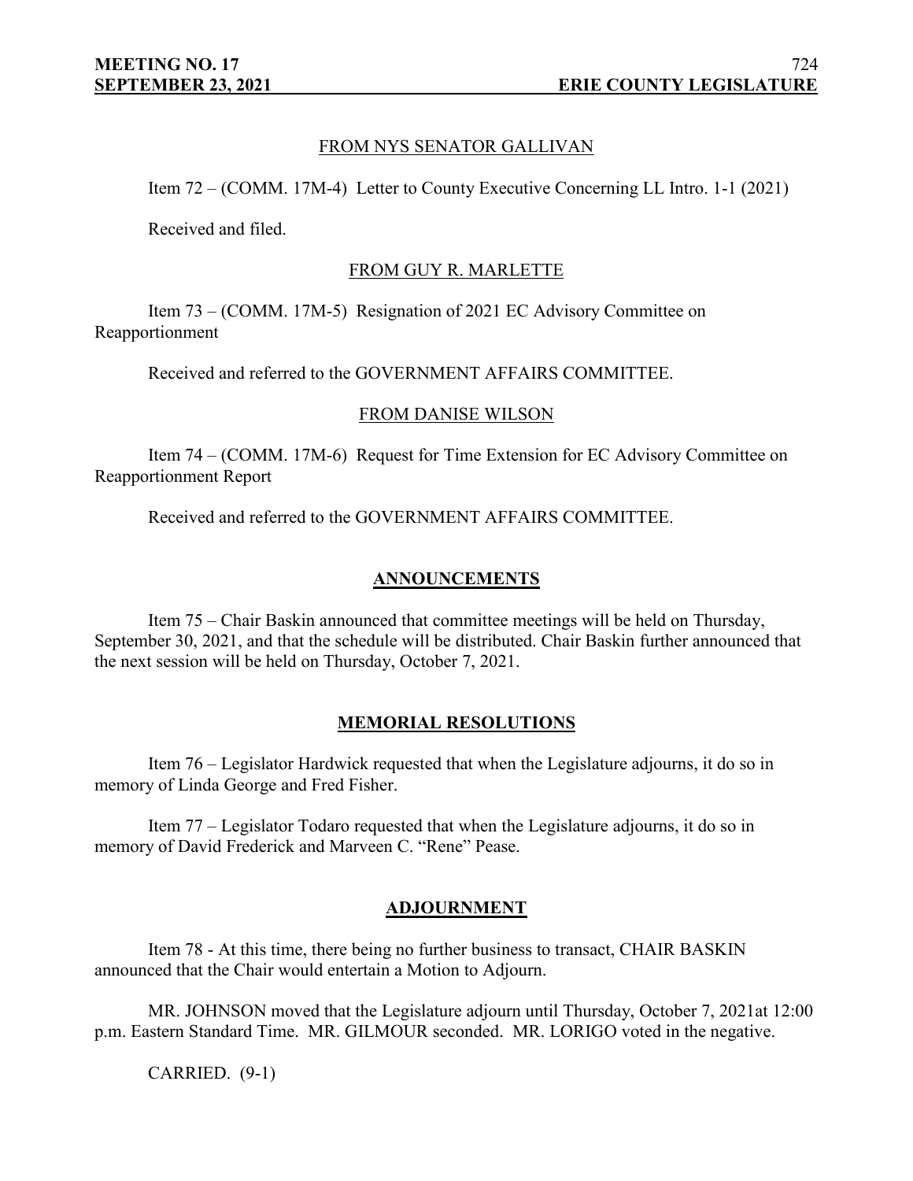FROM NYS SENATOR GALLIVAN

Item 72 – (COMM. 17M-4) Letter to County Executive Concerning LL Intro. 1-1 (2021)

Received and filed.

FROM GUY R. MARLETTE

Item 73 – (COMM. 17M-5) Resignation of 2021 EC Advisory Committee on Reapportionment

Received and referred to the GOVERNMENT AFFAIRS COMMITTEE.

FROM DANISE WILSON

Item 74 – (COMM. 17M-6) Request for Time Extension for EC Advisory Committee on Reapportionment Report

Received and referred to the GOVERNMENT AFFAIRS COMMITTEE.

## ANNOUNCEMENTS

Item 75 – Chair Baskin announced that committee meetings will be held on Thursday, September 30, 2021, and that the schedule will be distributed. Chair Baskin further announced that the next session will be held on Thursday, October 7, 2021.

## MEMORIAL RESOLUTIONS

Item 76 – Legislator Hardwick requested that when the Legislature adjourns, it do so in memory of Linda George and Fred Fisher.

Item 77 – Legislator Todaro requested that when the Legislature adjourns, it do so in memory of David Frederick and Marveen C. "Rene" Pease.

## ADJOURNMENT

Item 78 - At this time, there being no further business to transact, CHAIR BASKIN announced that the Chair would entertain a Motion to Adjourn.

MR. JOHNSON moved that the Legislature adjourn until Thursday, October 7, 2021at 12:00 p.m. Eastern Standard Time. MR. GILMOUR seconded. MR. LORIGO voted in the negative.

CARRIED. (9-1)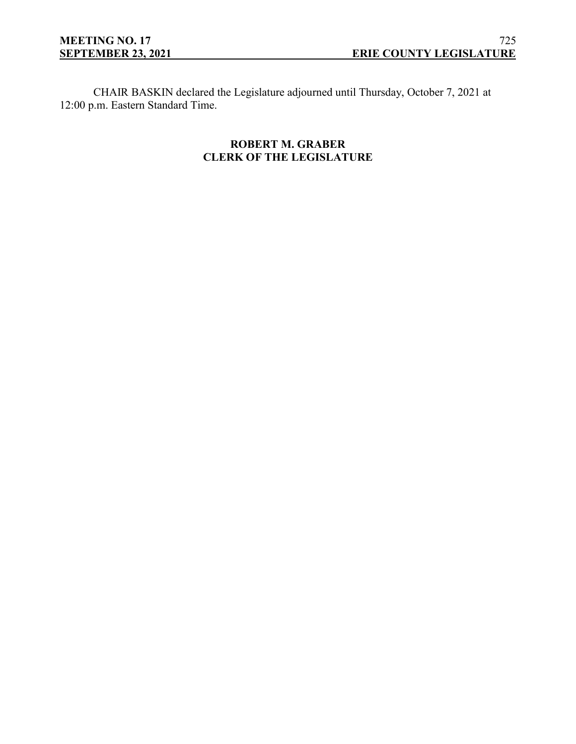CHAIR BASKIN declared the Legislature adjourned until Thursday, October 7, 2021 at 12:00 p.m. Eastern Standard Time.

**ROBERT M. GRABER**
**CLERK OF THE LEGISLATURE**